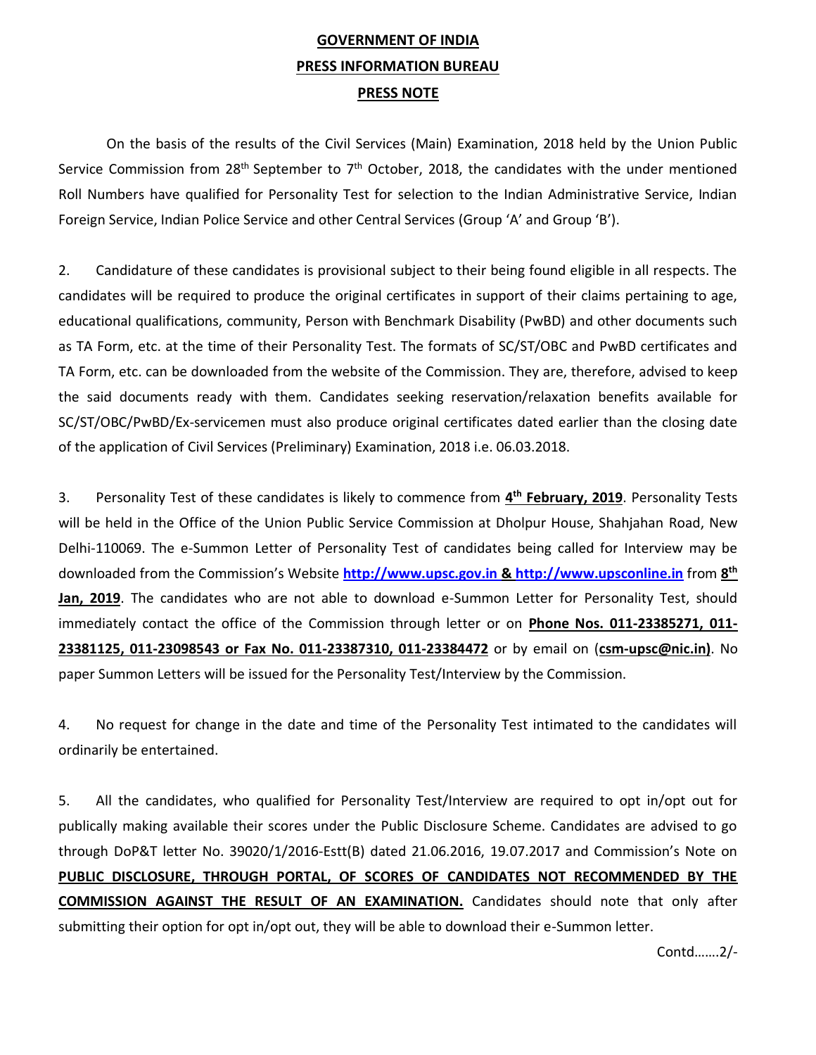**GOVERNMENT OF INDIA**

**PRESS INFORMATION BUREAU**

**PRESS NOTE**

On the basis of the results of the Civil Services (Main) Examination, 2018 held by the Union Public Service Commission from 28th September to 7th October, 2018, the candidates with the under mentioned Roll Numbers have qualified for Personality Test for selection to the Indian Administrative Service, Indian Foreign Service, Indian Police Service and other Central Services (Group 'A' and Group 'B').

2. Candidature of these candidates is provisional subject to their being found eligible in all respects. The candidates will be required to produce the original certificates in support of their claims pertaining to age, educational qualifications, community, Person with Benchmark Disability (PwBD) and other documents such as TA Form, etc. at the time of their Personality Test. The formats of SC/ST/OBC and PwBD certificates and TA Form, etc. can be downloaded from the website of the Commission. They are, therefore, advised to keep the said documents ready with them. Candidates seeking reservation/relaxation benefits available for SC/ST/OBC/PwBD/Ex-servicemen must also produce original certificates dated earlier than the closing date of the application of Civil Services (Preliminary) Examination, 2018 i.e. 06.03.2018.

3. Personality Test of these candidates is likely to commence from **4th February, 2019**. Personality Tests will be held in the Office of the Union Public Service Commission at Dholpur House, Shahjahan Road, New Delhi-110069. The e-Summon Letter of Personality Test of candidates being called for Interview may be downloaded from the Commission's Website **http://www.upsc.gov.in & http://www.upsconline.in** from **8th Jan, 2019**. The candidates who are not able to download e-Summon Letter for Personality Test, should immediately contact the office of the Commission through letter or on **Phone Nos. 011-23385271, 011-23381125, 011-23098543 or Fax No. 011-23387310, 011-23384472** or by email on (**csm-upsc@nic.in)**. No paper Summon Letters will be issued for the Personality Test/Interview by the Commission.

4. No request for change in the date and time of the Personality Test intimated to the candidates will ordinarily be entertained.

5. All the candidates, who qualified for Personality Test/Interview are required to opt in/opt out for publically making available their scores under the Public Disclosure Scheme. Candidates are advised to go through DoP&T letter No. 39020/1/2016-Estt(B) dated 21.06.2016, 19.07.2017 and Commission's Note on **PUBLIC DISCLOSURE, THROUGH PORTAL, OF SCORES OF CANDIDATES NOT RECOMMENDED BY THE COMMISSION AGAINST THE RESULT OF AN EXAMINATION.** Candidates should note that only after submitting their option for opt in/opt out, they will be able to download their e-Summon letter.

Contd…….2/-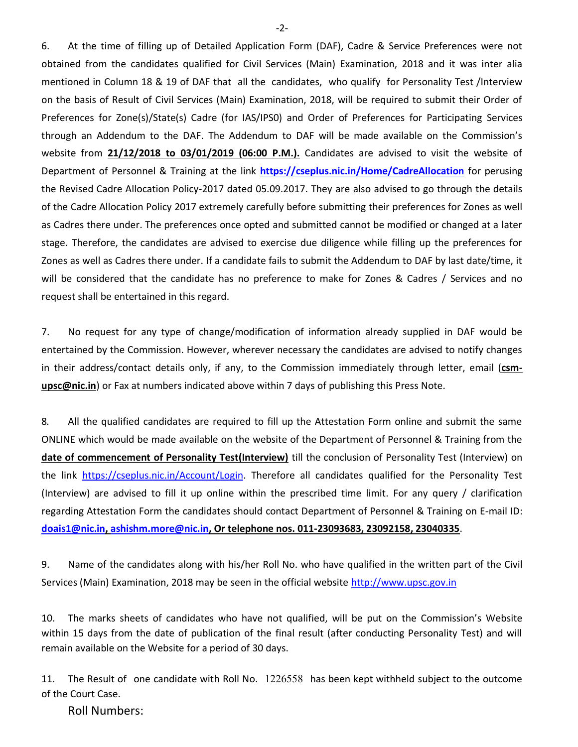6. At the time of filling up of Detailed Application Form (DAF), Cadre & Service Preferences were not obtained from the candidates qualified for Civil Services (Main) Examination, 2018 and it was inter alia mentioned in Column 18 & 19 of DAF that all the candidates, who qualify for Personality Test /Interview on the basis of Result of Civil Services (Main) Examination, 2018, will be required to submit their Order of Preferences for Zone(s)/State(s) Cadre (for IAS/IPS0) and Order of Preferences for Participating Services through an Addendum to the DAF. The Addendum to DAF will be made available on the Commission's website from **21/12/2018 to 03/01/2019 (06:00 P.M.).** Candidates are advised to visit the website of Department of Personnel & Training at the link **https://cseplus.nic.in/Home/CadreAllocation** for perusing the Revised Cadre Allocation Policy-2017 dated 05.09.2017. They are also advised to go through the details of the Cadre Allocation Policy 2017 extremely carefully before submitting their preferences for Zones as well as Cadres there under. The preferences once opted and submitted cannot be modified or changed at a later stage. Therefore, the candidates are advised to exercise due diligence while filling up the preferences for Zones as well as Cadres there under. If a candidate fails to submit the Addendum to DAF by last date/time, it will be considered that the candidate has no preference to make for Zones & Cadres / Services and no request shall be entertained in this regard.

7. No request for any type of change/modification of information already supplied in DAF would be entertained by the Commission. However, wherever necessary the candidates are advised to notify changes in their address/contact details only, if any, to the Commission immediately through letter, email (**csm-upsc@nic.in**) or Fax at numbers indicated above within 7 days of publishing this Press Note.

8. All the qualified candidates are required to fill up the Attestation Form online and submit the same ONLINE which would be made available on the website of the Department of Personnel & Training from the **date of commencement of Personality Test(Interview)** till the conclusion of Personality Test (Interview) on the link https://cseplus.nic.in/Account/Login. Therefore all candidates qualified for the Personality Test (Interview) are advised to fill it up online within the prescribed time limit. For any query / clarification regarding Attestation Form the candidates should contact Department of Personnel & Training on E-mail ID: **doais1@nic.in, ashishm.more@nic.in, Or telephone nos. 011-23093683, 23092158, 23040335**.

9. Name of the candidates along with his/her Roll No. who have qualified in the written part of the Civil Services (Main) Examination, 2018 may be seen in the official website http://www.upsc.gov.in

10. The marks sheets of candidates who have not qualified, will be put on the Commission's Website within 15 days from the date of publication of the final result (after conducting Personality Test) and will remain available on the Website for a period of 30 days.

11. The Result of one candidate with Roll No. 1226558 has been kept withheld subject to the outcome of the Court Case.

Roll Numbers: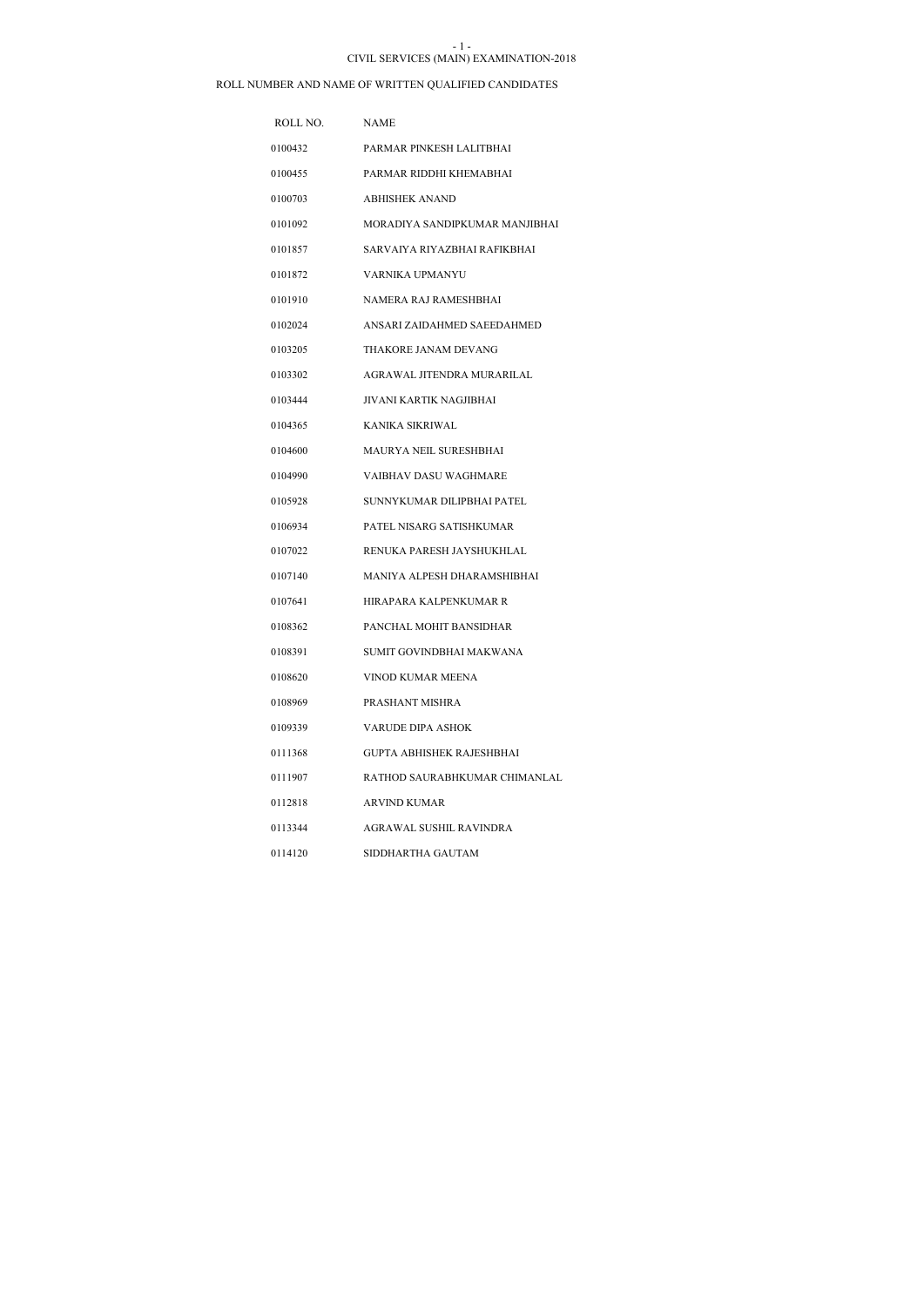# CIVIL SERVICES (MAIN) EXAMINATION-2018

## ROLL NUMBER AND NAME OF WRITTEN QUALIFIED CANDIDATES

| ROLL NO. | NAME |
|---|---|
| 0100432 | PARMAR PINKESH LALITBHAI |
| 0100455 | PARMAR RIDDHI KHEMABHAI |
| 0100703 | ABHISHEK ANAND |
| 0101092 | MORADIYA SANDIPKUMAR MANJIBHAI |
| 0101857 | SARVAIYA RIYAZBHAI RAFIKBHAI |
| 0101872 | VARNIKA UPMANYU |
| 0101910 | NAMERA RAJ RAMESHBHAI |
| 0102024 | ANSARI ZAIDAHMED SAEEDAHMED |
| 0103205 | THAKORE JANAM DEVANG |
| 0103302 | AGRAWAL JITENDRA MURARILAL |
| 0103444 | JIVANI KARTIK NAGJIBHAI |
| 0104365 | KANIKA SIKRIWAL |
| 0104600 | MAURYA NEIL SURESHBHAI |
| 0104990 | VAIBHAV DASU WAGHMARE |
| 0105928 | SUNNYKUMAR DILIPBHAI PATEL |
| 0106934 | PATEL NISARG SATISHKUMAR |
| 0107022 | RENUKA PARESH JAYSHUKHLAL |
| 0107140 | MANIYA ALPESH DHARAMSHIBHAI |
| 0107641 | HIRAPARA KALPENKUMAR R |
| 0108362 | PANCHAL MOHIT BANSIDHAR |
| 0108391 | SUMIT GOVINDBHAI MAKWANA |
| 0108620 | VINOD KUMAR MEENA |
| 0108969 | PRASHANT MISHRA |
| 0109339 | VARUDE DIPA ASHOK |
| 0111368 | GUPTA ABHISHEK RAJESHBHAI |
| 0111907 | RATHOD SAURABHKUMAR CHIMANLAL |
| 0112818 | ARVIND KUMAR |
| 0113344 | AGRAWAL SUSHIL RAVINDRA |
| 0114120 | SIDDHARTHA GAUTAM |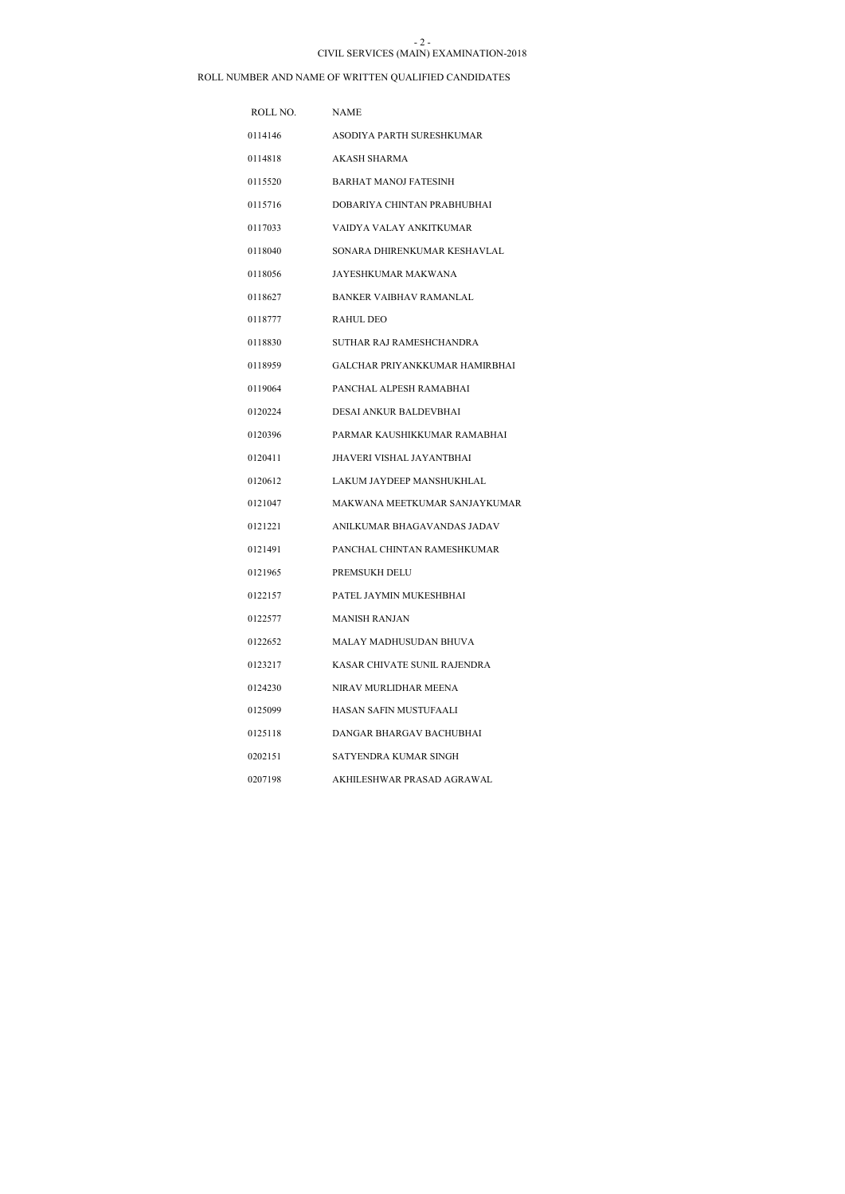CIVIL SERVICES (MAIN) EXAMINATION-2018

ROLL NUMBER AND NAME OF WRITTEN QUALIFIED CANDIDATES

| ROLL NO. | NAME |
|---|---|
| 0114146 | ASODIYA PARTH SURESHKUMAR |
| 0114818 | AKASH SHARMA |
| 0115520 | BARHAT MANOJ FATESINH |
| 0115716 | DOBARIYA CHINTAN PRABHUBHAI |
| 0117033 | VAIDYA VALAY ANKITKUMAR |
| 0118040 | SONARA DHIRENKUMAR KESHAVLAL |
| 0118056 | JAYESHKUMAR MAKWANA |
| 0118627 | BANKER VAIBHAV RAMANLAL |
| 0118777 | RAHUL DEO |
| 0118830 | SUTHAR RAJ RAMESHCHANDRA |
| 0118959 | GALCHAR PRIYANKKUMAR HAMIRBHAI |
| 0119064 | PANCHAL ALPESH RAMABHAI |
| 0120224 | DESAI ANKUR BALDEVBHAI |
| 0120396 | PARMAR KAUSHIKKUMAR RAMABHAI |
| 0120411 | JHAVERI VISHAL JAYANTBHAI |
| 0120612 | LAKUM JAYDEEP MANSHUKHLAL |
| 0121047 | MAKWANA MEETKUMAR SANJAYKUMAR |
| 0121221 | ANILKUMAR BHAGAVANDAS JADAV |
| 0121491 | PANCHAL CHINTAN RAMESHKUMAR |
| 0121965 | PREMSUKH DELU |
| 0122157 | PATEL JAYMIN MUKESHBHAI |
| 0122577 | MANISH RANJAN |
| 0122652 | MALAY MADHUSUDAN BHUVA |
| 0123217 | KASAR CHIVATE SUNIL RAJENDRA |
| 0124230 | NIRAV MURLIDHAR MEENA |
| 0125099 | HASAN SAFIN MUSTUFAALI |
| 0125118 | DANGAR BHARGAV BACHUBHAI |
| 0202151 | SATYENDRA KUMAR SINGH |
| 0207198 | AKHILESHWAR PRASAD AGRAWAL |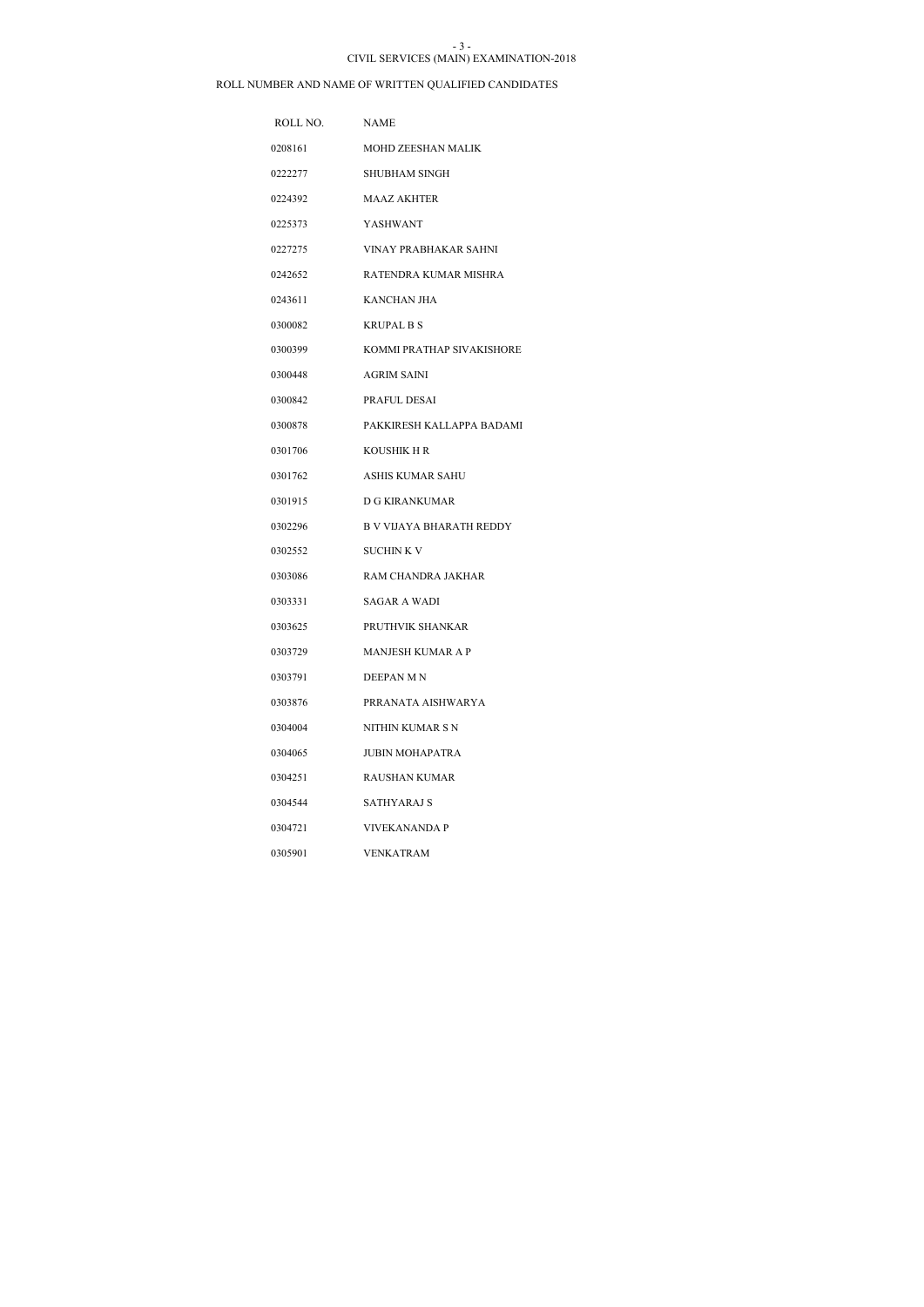CIVIL SERVICES (MAIN) EXAMINATION-2018

ROLL NUMBER AND NAME OF WRITTEN QUALIFIED CANDIDATES

| ROLL NO. | NAME |
| --- | --- |
| 0208161 | MOHD ZEESHAN MALIK |
| 0222277 | SHUBHAM SINGH |
| 0224392 | MAAZ AKHTER |
| 0225373 | YASHWANT |
| 0227275 | VINAY PRABHAKAR SAHNI |
| 0242652 | RATENDRA KUMAR MISHRA |
| 0243611 | KANCHAN JHA |
| 0300082 | KRUPAL B S |
| 0300399 | KOMMI PRATHAP SIVAKISHORE |
| 0300448 | AGRIM SAINI |
| 0300842 | PRAFUL DESAI |
| 0300878 | PAKKIRESH KALLAPPA BADAMI |
| 0301706 | KOUSHIK H R |
| 0301762 | ASHIS KUMAR SAHU |
| 0301915 | D G KIRANKUMAR |
| 0302296 | B V VIJAYA BHARATH REDDY |
| 0302552 | SUCHIN K V |
| 0303086 | RAM CHANDRA JAKHAR |
| 0303331 | SAGAR A WADI |
| 0303625 | PRUTHVIK SHANKAR |
| 0303729 | MANJESH KUMAR A P |
| 0303791 | DEEPAN M N |
| 0303876 | PRRANATA AISHWARYA |
| 0304004 | NITHIN KUMAR S N |
| 0304065 | JUBIN MOHAPATRA |
| 0304251 | RAUSHAN KUMAR |
| 0304544 | SATHYARAJ S |
| 0304721 | VIVEKANANDA P |
| 0305901 | VENKATRAM |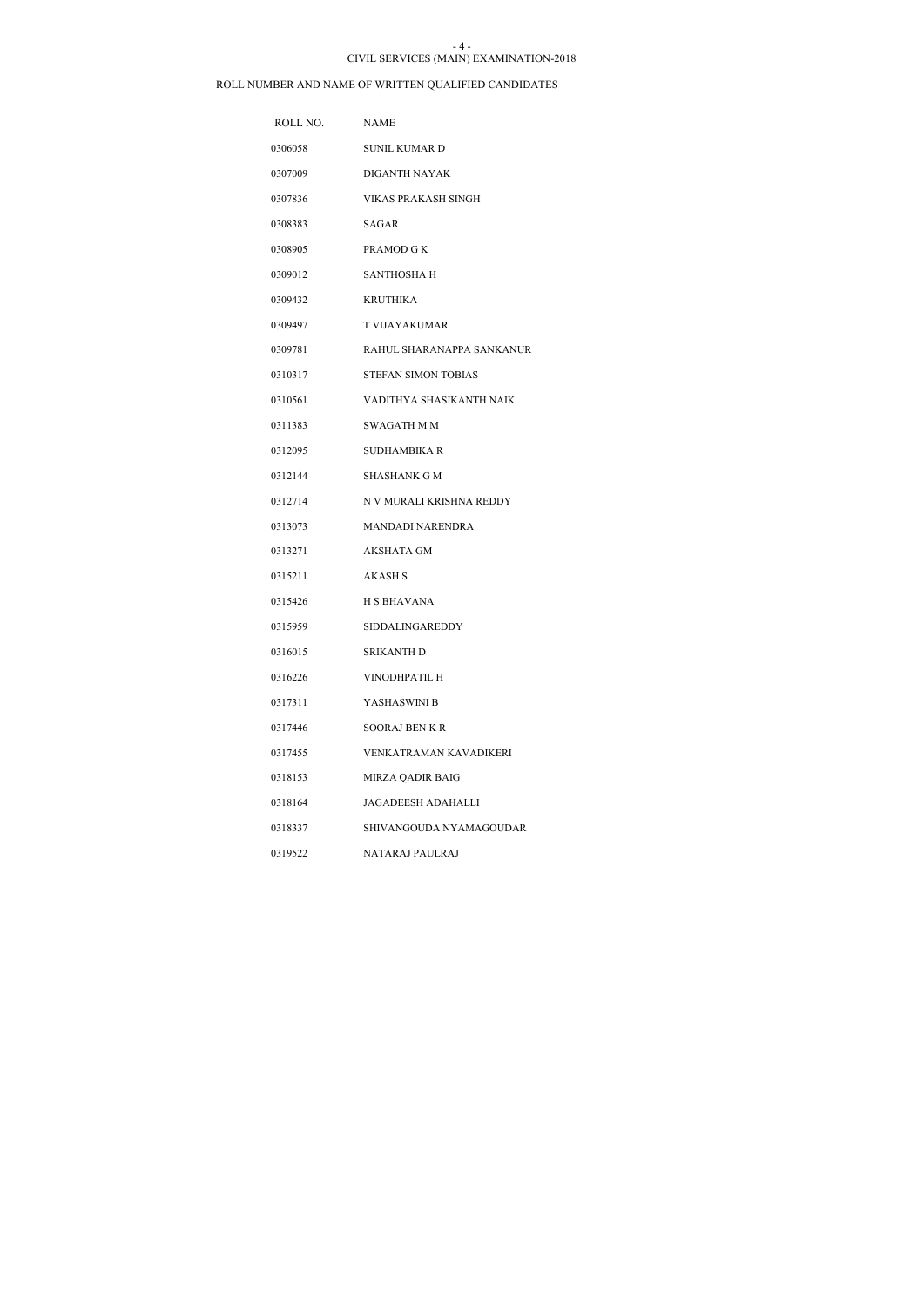CIVIL SERVICES (MAIN) EXAMINATION-2018

ROLL NUMBER AND NAME OF WRITTEN QUALIFIED CANDIDATES

| ROLL NO. | NAME |
| --- | --- |
| 0306058 | SUNIL KUMAR D |
| 0307009 | DIGANTH NAYAK |
| 0307836 | VIKAS PRAKASH SINGH |
| 0308383 | SAGAR |
| 0308905 | PRAMOD G K |
| 0309012 | SANTHOSHA H |
| 0309432 | KRUTHIKA |
| 0309497 | T VIJAYAKUMAR |
| 0309781 | RAHUL SHARANAPPA SANKANUR |
| 0310317 | STEFAN SIMON TOBIAS |
| 0310561 | VADITHYA SHASIKANTH NAIK |
| 0311383 | SWAGATH M M |
| 0312095 | SUDHAMBIKA R |
| 0312144 | SHASHANK G M |
| 0312714 | N V MURALI KRISHNA REDDY |
| 0313073 | MANDADI NARENDRA |
| 0313271 | AKSHATA GM |
| 0315211 | AKASH S |
| 0315426 | H S BHAVANA |
| 0315959 | SIDDALINGAREDDY |
| 0316015 | SRIKANTH D |
| 0316226 | VINODHPATIL H |
| 0317311 | YASHASWINI B |
| 0317446 | SOORAJ BEN K R |
| 0317455 | VENKATRAMAN KAVADIKERI |
| 0318153 | MIRZA QADIR BAIG |
| 0318164 | JAGADEESH ADAHALLI |
| 0318337 | SHIVANGOUDA NYAMAGOUDAR |
| 0319522 | NATARAJ PAULRAJ |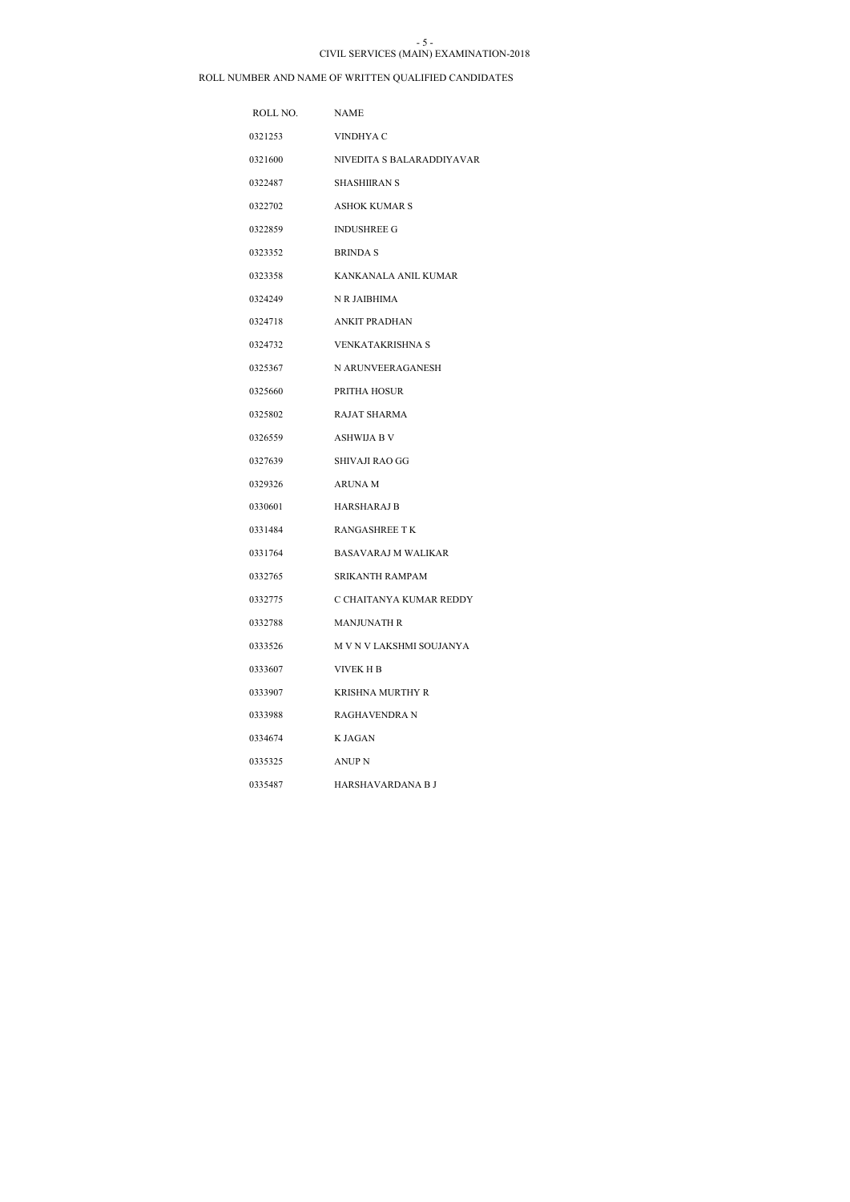CIVIL SERVICES (MAIN) EXAMINATION-2018

ROLL NUMBER AND NAME OF WRITTEN QUALIFIED CANDIDATES

| ROLL NO. | NAME |
|---|---|
| 0321253 | VINDHYA C |
| 0321600 | NIVEDITA S BALARADDIYAVAR |
| 0322487 | SHASHIIRAN S |
| 0322702 | ASHOK KUMAR S |
| 0322859 | INDUSHREE G |
| 0323352 | BRINDA S |
| 0323358 | KANKANALA ANIL KUMAR |
| 0324249 | N R JAIBHIMA |
| 0324718 | ANKIT PRADHAN |
| 0324732 | VENKATAKRISHNA S |
| 0325367 | N ARUNVEERAGANESH |
| 0325660 | PRITHA HOSUR |
| 0325802 | RAJAT SHARMA |
| 0326559 | ASHWIJA B V |
| 0327639 | SHIVAJI RAO GG |
| 0329326 | ARUNA M |
| 0330601 | HARSHARAJ B |
| 0331484 | RANGASHREE T K |
| 0331764 | BASAVARAJ M WALIKAR |
| 0332765 | SRIKANTH RAMPAM |
| 0332775 | C CHAITANYA KUMAR REDDY |
| 0332788 | MANJUNATH R |
| 0333526 | M V N V LAKSHMI SOUJANYA |
| 0333607 | VIVEK H B |
| 0333907 | KRISHNA MURTHY R |
| 0333988 | RAGHAVENDRA N |
| 0334674 | K JAGAN |
| 0335325 | ANUP N |
| 0335487 | HARSHAVARDANA B J |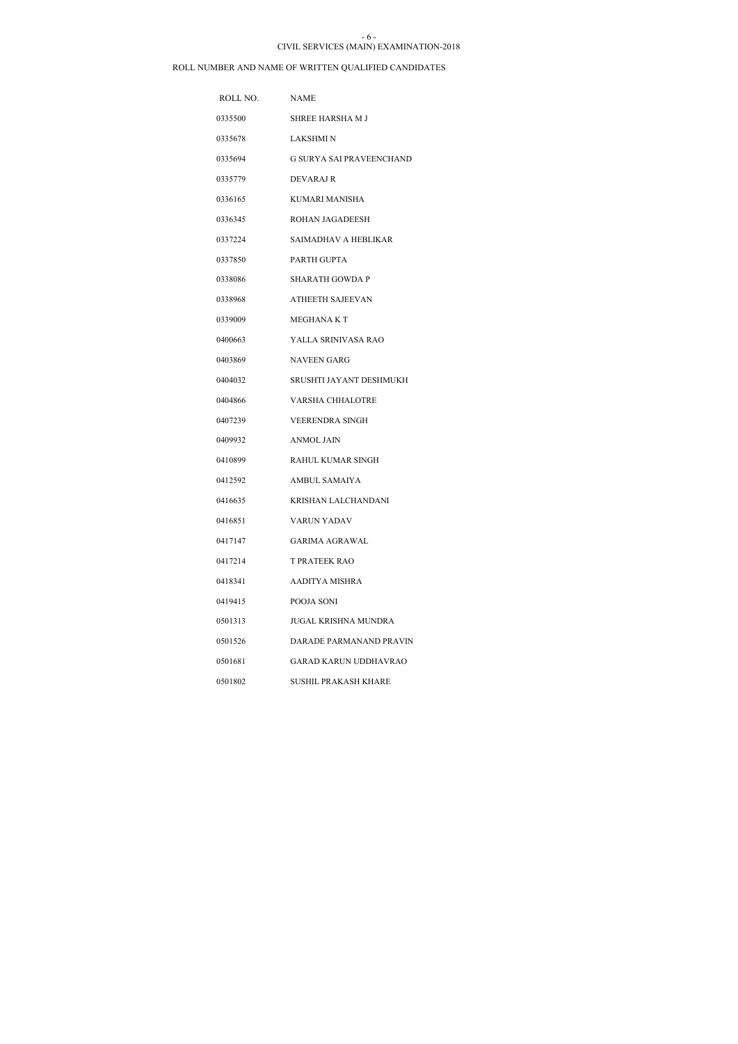CIVIL SERVICES (MAIN) EXAMINATION-2018

ROLL NUMBER AND NAME OF WRITTEN QUALIFIED CANDIDATES

| ROLL NO. | NAME |
|---|---|
| 0335500 | SHREE HARSHA M J |
| 0335678 | LAKSHMI N |
| 0335694 | G SURYA SAI PRAVEENCHAND |
| 0335779 | DEVARAJ R |
| 0336165 | KUMARI MANISHA |
| 0336345 | ROHAN JAGADEESH |
| 0337224 | SAIMADHAV A HEBLIKAR |
| 0337850 | PARTH GUPTA |
| 0338086 | SHARATH GOWDA P |
| 0338968 | ATHEETH SAJEEVAN |
| 0339009 | MEGHANA K T |
| 0400663 | YALLA SRINIVASA RAO |
| 0403869 | NAVEEN GARG |
| 0404032 | SRUSHTI JAYANT DESHMUKH |
| 0404866 | VARSHA CHHALOTRE |
| 0407239 | VEERENDRA SINGH |
| 0409932 | ANMOL JAIN |
| 0410899 | RAHUL KUMAR SINGH |
| 0412592 | AMBUL SAMAIYA |
| 0416635 | KRISHAN LALCHANDANI |
| 0416851 | VARUN YADAV |
| 0417147 | GARIMA AGRAWAL |
| 0417214 | T PRATEEK RAO |
| 0418341 | AADITYA MISHRA |
| 0419415 | POOJA SONI |
| 0501313 | JUGAL KRISHNA MUNDRA |
| 0501526 | DARADE PARMANAND PRAVIN |
| 0501681 | GARAD KARUN UDDHAVRAO |
| 0501802 | SUSHIL PRAKASH KHARE |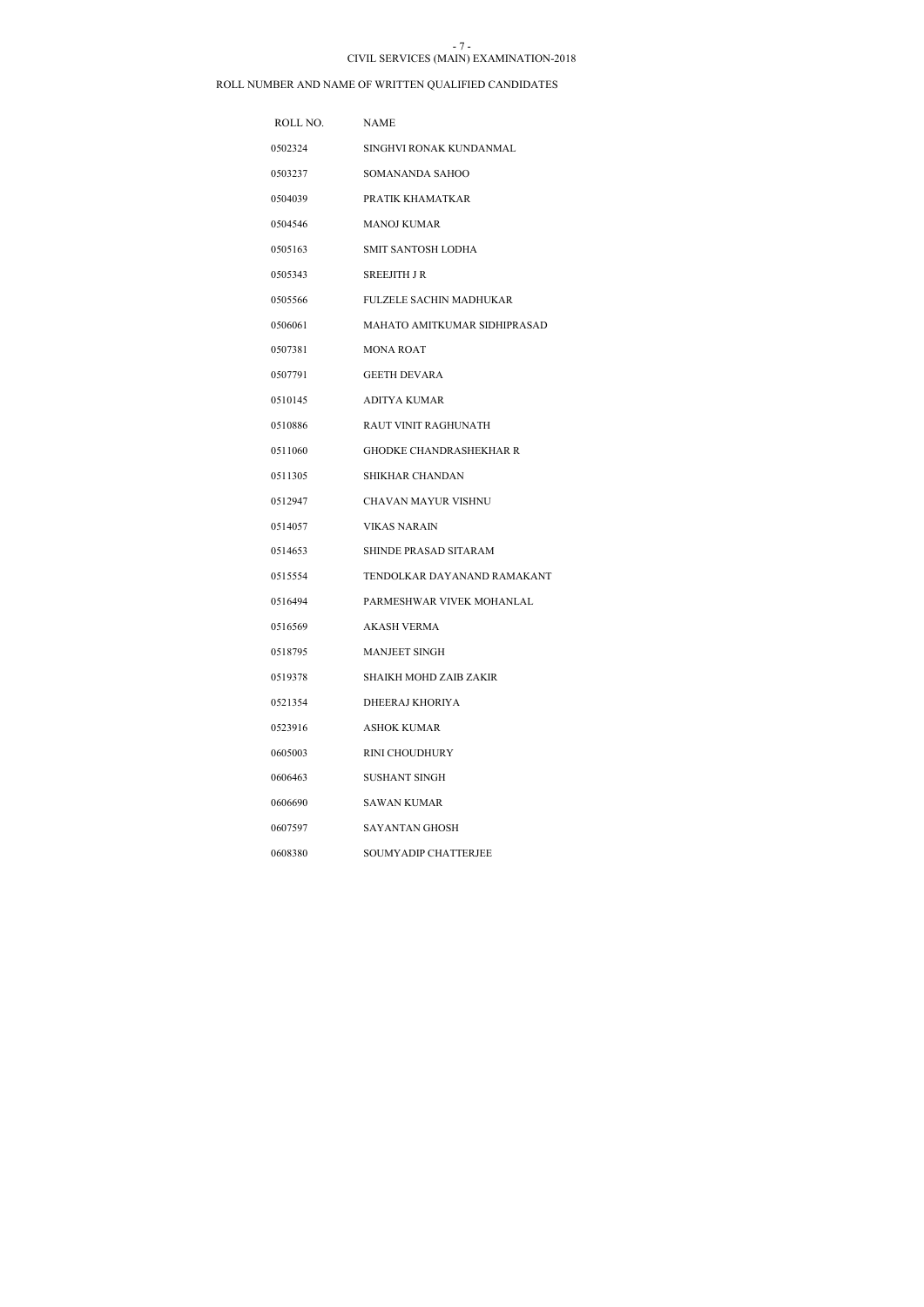CIVIL SERVICES (MAIN) EXAMINATION-2018

ROLL NUMBER AND NAME OF WRITTEN QUALIFIED CANDIDATES

| ROLL NO. | NAME |
| --- | --- |
| 0502324 | SINGHVI RONAK KUNDANMAL |
| 0503237 | SOMANANDA SAHOO |
| 0504039 | PRATIK KHAMATKAR |
| 0504546 | MANOJ KUMAR |
| 0505163 | SMIT SANTOSH LODHA |
| 0505343 | SREEJITH J R |
| 0505566 | FULZELE SACHIN MADHUKAR |
| 0506061 | MAHATO AMITKUMAR SIDHIPRASAD |
| 0507381 | MONA ROAT |
| 0507791 | GEETH DEVARA |
| 0510145 | ADITYA KUMAR |
| 0510886 | RAUT VINIT RAGHUNATH |
| 0511060 | GHODKE CHANDRASHEKHAR R |
| 0511305 | SHIKHAR CHANDAN |
| 0512947 | CHAVAN MAYUR VISHNU |
| 0514057 | VIKAS NARAIN |
| 0514653 | SHINDE PRASAD SITARAM |
| 0515554 | TENDOLKAR DAYANAND RAMAKANT |
| 0516494 | PARMESHWAR VIVEK MOHANLAL |
| 0516569 | AKASH VERMA |
| 0518795 | MANJEET SINGH |
| 0519378 | SHAIKH MOHD ZAIB ZAKIR |
| 0521354 | DHEERAJ KHORIYA |
| 0523916 | ASHOK KUMAR |
| 0605003 | RINI CHOUDHURY |
| 0606463 | SUSHANT SINGH |
| 0606690 | SAWAN KUMAR |
| 0607597 | SAYANTAN GHOSH |
| 0608380 | SOUMYADIP CHATTERJEE |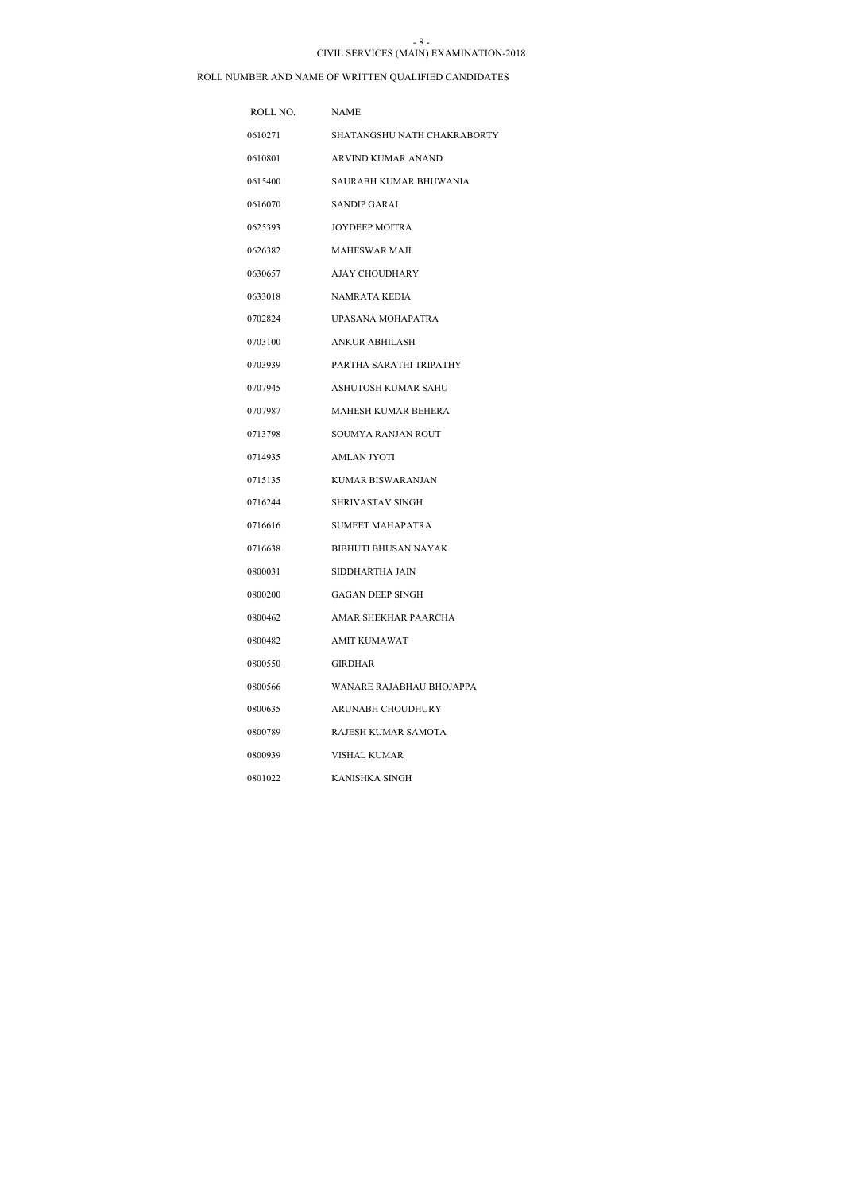CIVIL SERVICES (MAIN) EXAMINATION-2018

ROLL NUMBER AND NAME OF WRITTEN QUALIFIED CANDIDATES

| ROLL NO. | NAME |
|---|---|
| 0610271 | SHATANGSHU NATH CHAKRABORTY |
| 0610801 | ARVIND KUMAR ANAND |
| 0615400 | SAURABH KUMAR BHUWANIA |
| 0616070 | SANDIP GARAI |
| 0625393 | JOYDEEP MOITRA |
| 0626382 | MAHESWAR MAJI |
| 0630657 | AJAY CHOUDHARY |
| 0633018 | NAMRATA KEDIA |
| 0702824 | UPASANA MOHAPATRA |
| 0703100 | ANKUR ABHILASH |
| 0703939 | PARTHA SARATHI TRIPATHY |
| 0707945 | ASHUTOSH KUMAR SAHU |
| 0707987 | MAHESH KUMAR BEHERA |
| 0713798 | SOUMYA RANJAN ROUT |
| 0714935 | AMLAN JYOTI |
| 0715135 | KUMAR BISWARANJAN |
| 0716244 | SHRIVASTAV SINGH |
| 0716616 | SUMEET MAHAPATRA |
| 0716638 | BIBHUTI BHUSAN NAYAK |
| 0800031 | SIDDHARTHA JAIN |
| 0800200 | GAGAN DEEP SINGH |
| 0800462 | AMAR SHEKHAR PAARCHA |
| 0800482 | AMIT KUMAWAT |
| 0800550 | GIRDHAR |
| 0800566 | WANARE RAJABHAU BHOJAPPA |
| 0800635 | ARUNABH CHOUDHURY |
| 0800789 | RAJESH KUMAR SAMOTA |
| 0800939 | VISHAL KUMAR |
| 0801022 | KANISHKA SINGH |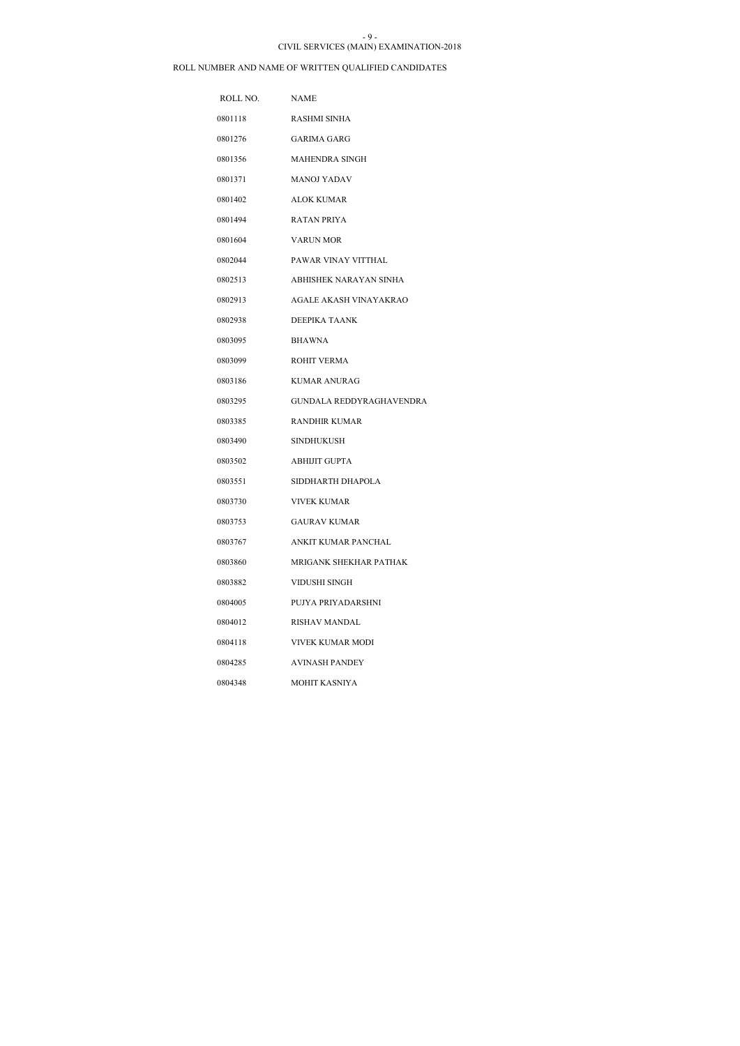CIVIL SERVICES (MAIN) EXAMINATION-2018

ROLL NUMBER AND NAME OF WRITTEN QUALIFIED CANDIDATES

| ROLL NO. | NAME |
|---|---|
| 0801118 | RASHMI SINHA |
| 0801276 | GARIMA GARG |
| 0801356 | MAHENDRA SINGH |
| 0801371 | MANOJ YADAV |
| 0801402 | ALOK KUMAR |
| 0801494 | RATAN PRIYA |
| 0801604 | VARUN MOR |
| 0802044 | PAWAR VINAY VITTHAL |
| 0802513 | ABHISHEK NARAYAN SINHA |
| 0802913 | AGALE AKASH VINAYAKRAO |
| 0802938 | DEEPIKA TAANK |
| 0803095 | BHAWNA |
| 0803099 | ROHIT VERMA |
| 0803186 | KUMAR ANURAG |
| 0803295 | GUNDALA REDDYRAGHAVENDRA |
| 0803385 | RANDHIR KUMAR |
| 0803490 | SINDHUKUSH |
| 0803502 | ABHIJIT GUPTA |
| 0803551 | SIDDHARTH DHAPOLA |
| 0803730 | VIVEK KUMAR |
| 0803753 | GAURAV KUMAR |
| 0803767 | ANKIT KUMAR PANCHAL |
| 0803860 | MRIGANK SHEKHAR PATHAK |
| 0803882 | VIDUSHI SINGH |
| 0804005 | PUJYA PRIYADARSHNI |
| 0804012 | RISHAV MANDAL |
| 0804118 | VIVEK KUMAR MODI |
| 0804285 | AVINASH PANDEY |
| 0804348 | MOHIT KASNIYA |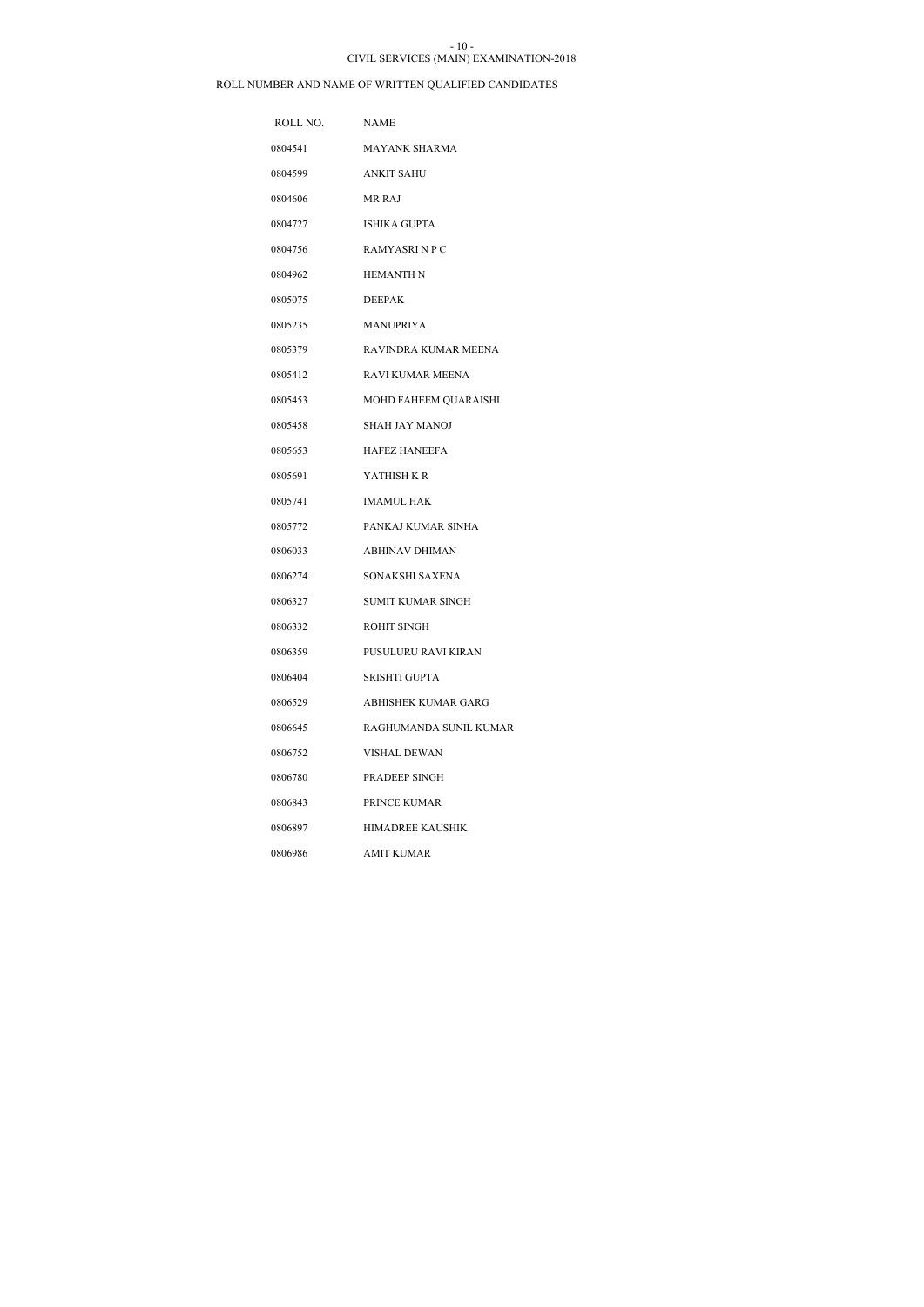CIVIL SERVICES (MAIN) EXAMINATION-2018

ROLL NUMBER AND NAME OF WRITTEN QUALIFIED CANDIDATES

| ROLL NO. | NAME |
| --- | --- |
| 0804541 | MAYANK SHARMA |
| 0804599 | ANKIT SAHU |
| 0804606 | MR RAJ |
| 0804727 | ISHIKA GUPTA |
| 0804756 | RAMYASRI N P C |
| 0804962 | HEMANTH N |
| 0805075 | DEEPAK |
| 0805235 | MANUPRIYA |
| 0805379 | RAVINDRA KUMAR MEENA |
| 0805412 | RAVI KUMAR MEENA |
| 0805453 | MOHD FAHEEM QUARAISHI |
| 0805458 | SHAH JAY MANOJ |
| 0805653 | HAFEZ HANEEFA |
| 0805691 | YATHISH K R |
| 0805741 | IMAMUL HAK |
| 0805772 | PANKAJ KUMAR SINHA |
| 0806033 | ABHINAV DHIMAN |
| 0806274 | SONAKSHI SAXENA |
| 0806327 | SUMIT KUMAR SINGH |
| 0806332 | ROHIT SINGH |
| 0806359 | PUSULURU RAVI KIRAN |
| 0806404 | SRISHTI GUPTA |
| 0806529 | ABHISHEK KUMAR GARG |
| 0806645 | RAGHUMANDA SUNIL KUMAR |
| 0806752 | VISHAL DEWAN |
| 0806780 | PRADEEP SINGH |
| 0806843 | PRINCE KUMAR |
| 0806897 | HIMADREE KAUSHIK |
| 0806986 | AMIT KUMAR |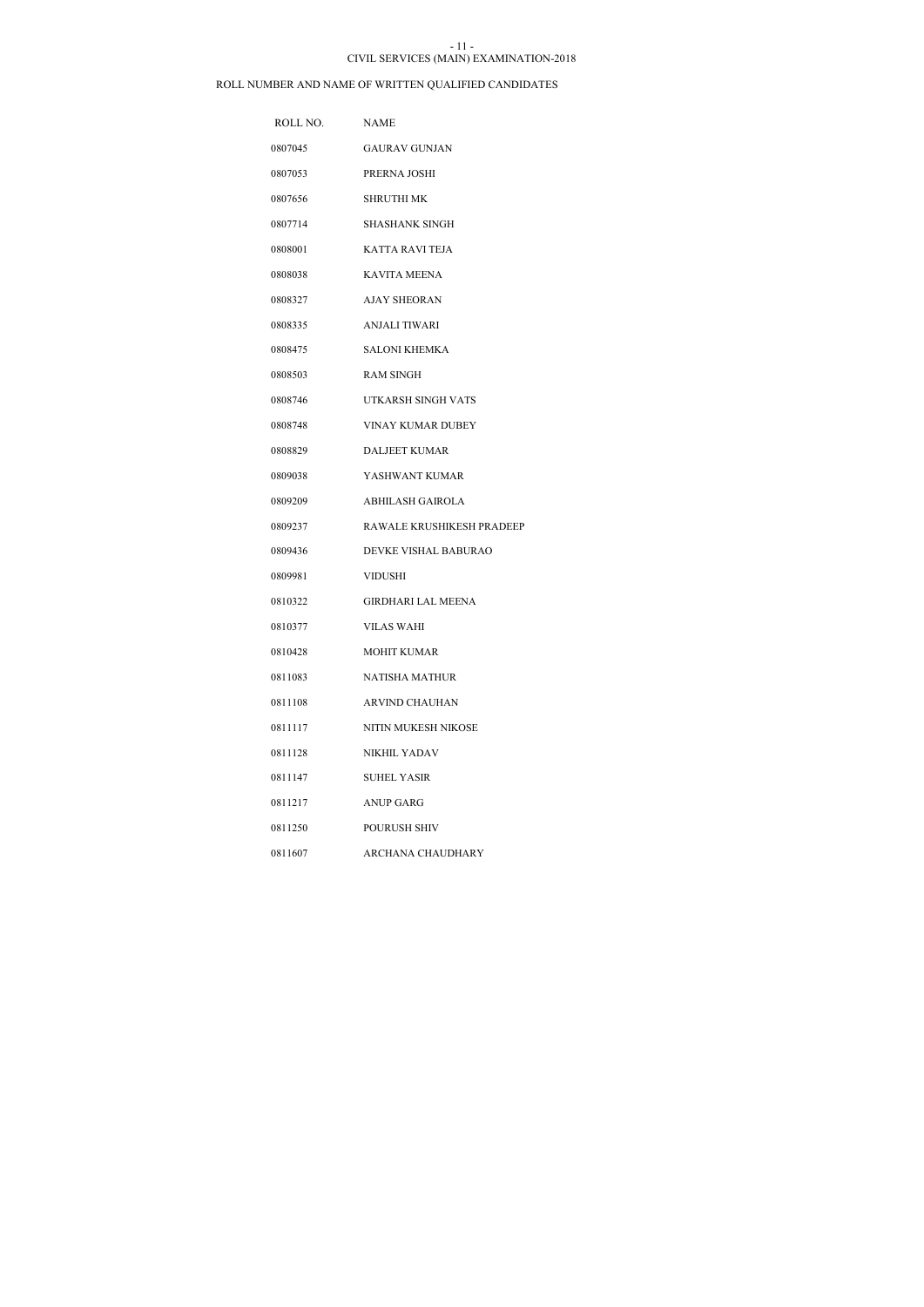CIVIL SERVICES (MAIN) EXAMINATION-2018

ROLL NUMBER AND NAME OF WRITTEN QUALIFIED CANDIDATES

| ROLL NO. | NAME |
| --- | --- |
| 0807045 | GAURAV GUNJAN |
| 0807053 | PRERNA JOSHI |
| 0807656 | SHRUTHI MK |
| 0807714 | SHASHANK SINGH |
| 0808001 | KATTA RAVI TEJA |
| 0808038 | KAVITA MEENA |
| 0808327 | AJAY SHEORAN |
| 0808335 | ANJALI TIWARI |
| 0808475 | SALONI KHEMKA |
| 0808503 | RAM SINGH |
| 0808746 | UTKARSH SINGH VATS |
| 0808748 | VINAY KUMAR DUBEY |
| 0808829 | DALJEET KUMAR |
| 0809038 | YASHWANT KUMAR |
| 0809209 | ABHILASH GAIROLA |
| 0809237 | RAWALE KRUSHIKESH PRADEEP |
| 0809436 | DEVKE VISHAL BABURAO |
| 0809981 | VIDUSHI |
| 0810322 | GIRDHARI LAL MEENA |
| 0810377 | VILAS WAHI |
| 0810428 | MOHIT KUMAR |
| 0811083 | NATISHA MATHUR |
| 0811108 | ARVIND CHAUHAN |
| 0811117 | NITIN MUKESH NIKOSE |
| 0811128 | NIKHIL YADAV |
| 0811147 | SUHEL YASIR |
| 0811217 | ANUP GARG |
| 0811250 | POURUSH SHIV |
| 0811607 | ARCHANA CHAUDHARY |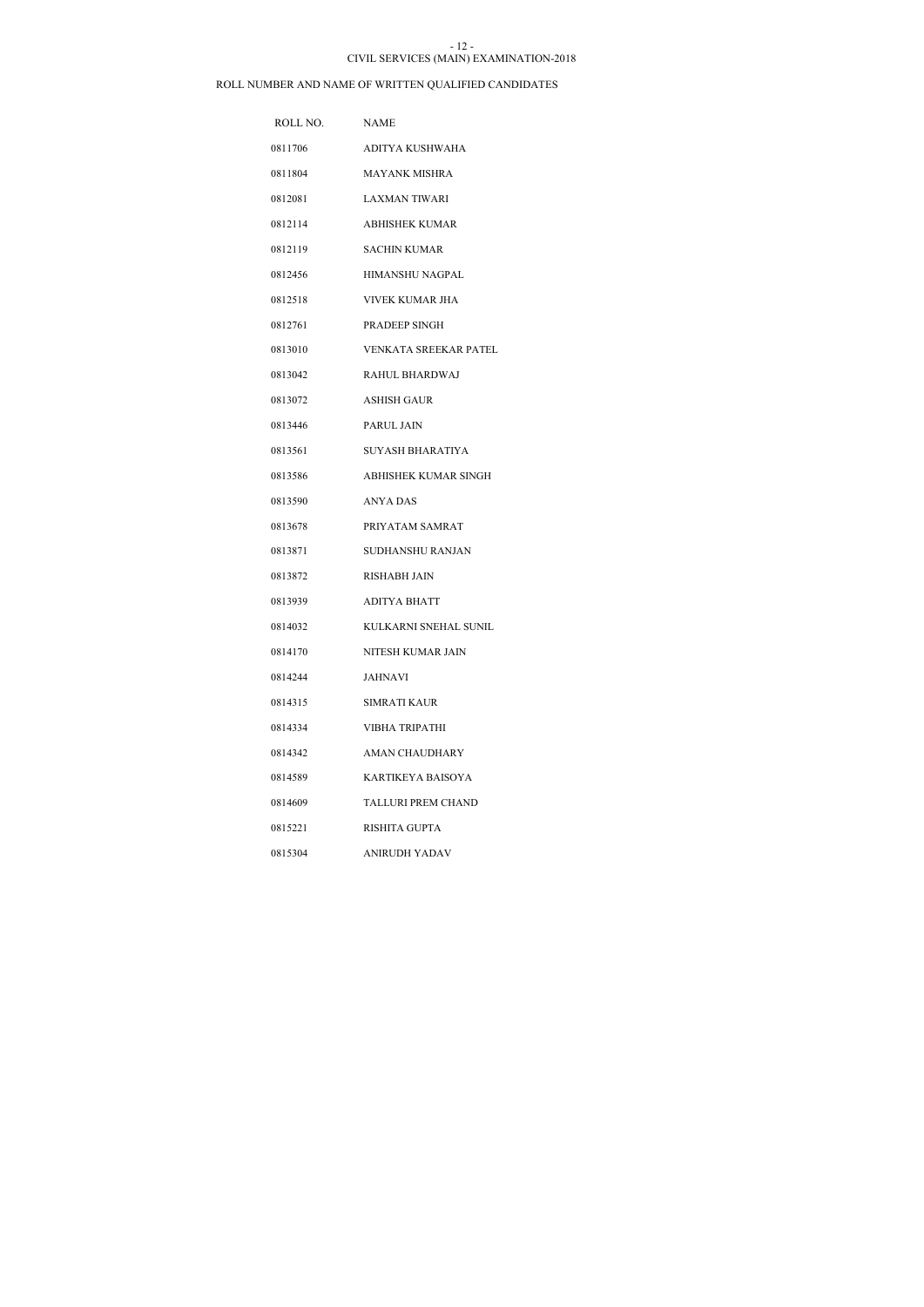CIVIL SERVICES (MAIN) EXAMINATION-2018

ROLL NUMBER AND NAME OF WRITTEN QUALIFIED CANDIDATES

| ROLL NO. | NAME |
|---|---|
| 0811706 | ADITYA KUSHWAHA |
| 0811804 | MAYANK MISHRA |
| 0812081 | LAXMAN TIWARI |
| 0812114 | ABHISHEK KUMAR |
| 0812119 | SACHIN KUMAR |
| 0812456 | HIMANSHU NAGPAL |
| 0812518 | VIVEK KUMAR JHA |
| 0812761 | PRADEEP SINGH |
| 0813010 | VENKATA SREEKAR PATEL |
| 0813042 | RAHUL BHARDWAJ |
| 0813072 | ASHISH GAUR |
| 0813446 | PARUL JAIN |
| 0813561 | SUYASH BHARATIYA |
| 0813586 | ABHISHEK KUMAR SINGH |
| 0813590 | ANYA DAS |
| 0813678 | PRIYATAM SAMRAT |
| 0813871 | SUDHANSHU RANJAN |
| 0813872 | RISHABH JAIN |
| 0813939 | ADITYA BHATT |
| 0814032 | KULKARNI SNEHAL SUNIL |
| 0814170 | NITESH KUMAR JAIN |
| 0814244 | JAHNAVI |
| 0814315 | SIMRATI KAUR |
| 0814334 | VIBHA TRIPATHI |
| 0814342 | AMAN CHAUDHARY |
| 0814589 | KARTIKEYA BAISOYA |
| 0814609 | TALLURI PREM CHAND |
| 0815221 | RISHITA GUPTA |
| 0815304 | ANIRUDH YADAV |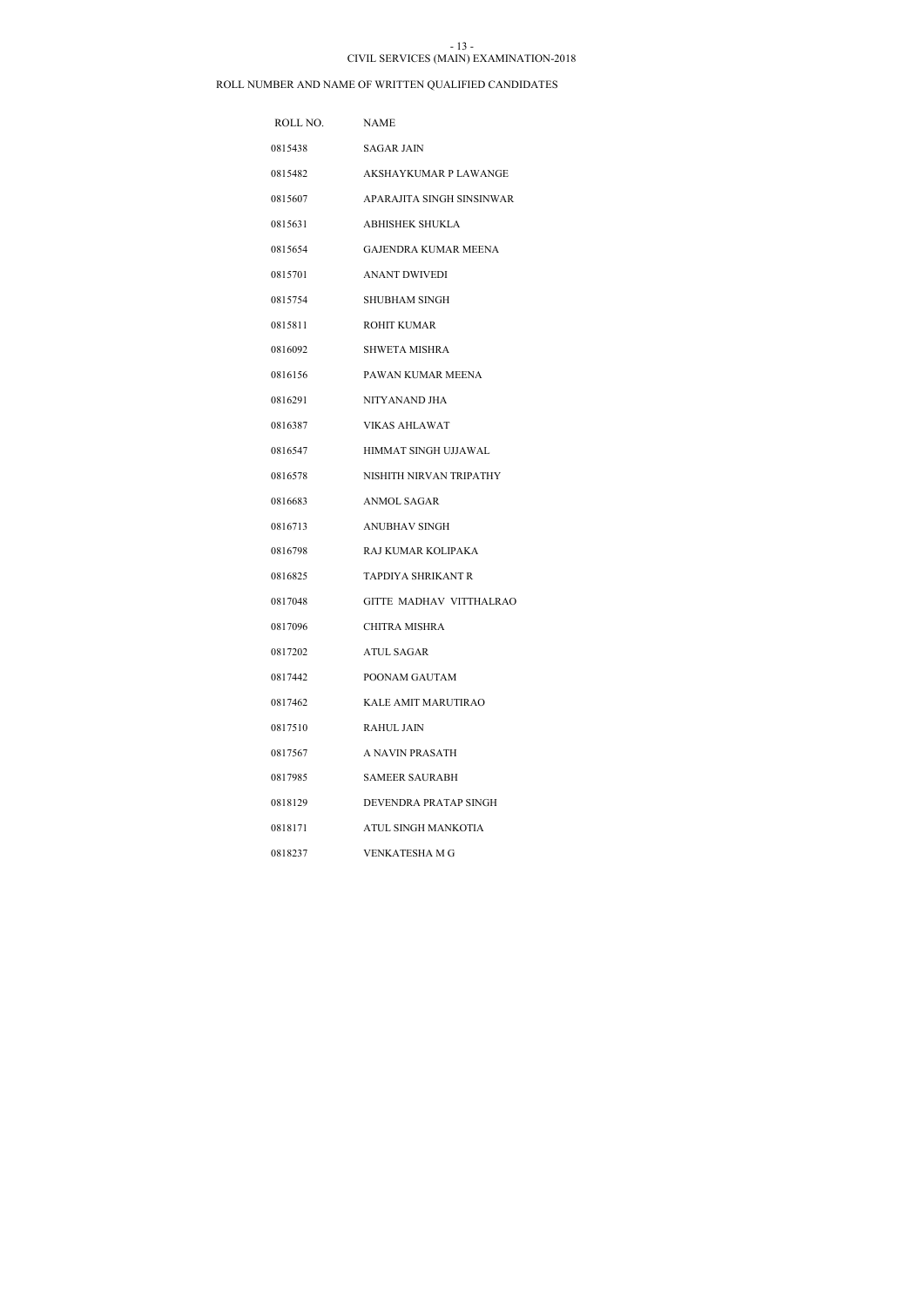CIVIL SERVICES (MAIN) EXAMINATION-2018

ROLL NUMBER AND NAME OF WRITTEN QUALIFIED CANDIDATES

| ROLL NO. | NAME |
|---|---|
| 0815438 | SAGAR JAIN |
| 0815482 | AKSHAYKUMAR P LAWANGE |
| 0815607 | APARAJITA SINGH SINSINWAR |
| 0815631 | ABHISHEK SHUKLA |
| 0815654 | GAJENDRA KUMAR MEENA |
| 0815701 | ANANT DWIVEDI |
| 0815754 | SHUBHAM SINGH |
| 0815811 | ROHIT KUMAR |
| 0816092 | SHWETA MISHRA |
| 0816156 | PAWAN KUMAR MEENA |
| 0816291 | NITYANAND JHA |
| 0816387 | VIKAS AHLAWAT |
| 0816547 | HIMMAT SINGH UJJAWAL |
| 0816578 | NISHITH NIRVAN TRIPATHY |
| 0816683 | ANMOL SAGAR |
| 0816713 | ANUBHAV SINGH |
| 0816798 | RAJ KUMAR KOLIPAKA |
| 0816825 | TAPDIYA SHRIKANT R |
| 0817048 | GITTE MADHAV VITTHALRAO |
| 0817096 | CHITRA MISHRA |
| 0817202 | ATUL SAGAR |
| 0817442 | POONAM GAUTAM |
| 0817462 | KALE AMIT MARUTIRAO |
| 0817510 | RAHUL JAIN |
| 0817567 | A NAVIN PRASATH |
| 0817985 | SAMEER SAURABH |
| 0818129 | DEVENDRA PRATAP SINGH |
| 0818171 | ATUL SINGH MANKOTIA |
| 0818237 | VENKATESHA M G |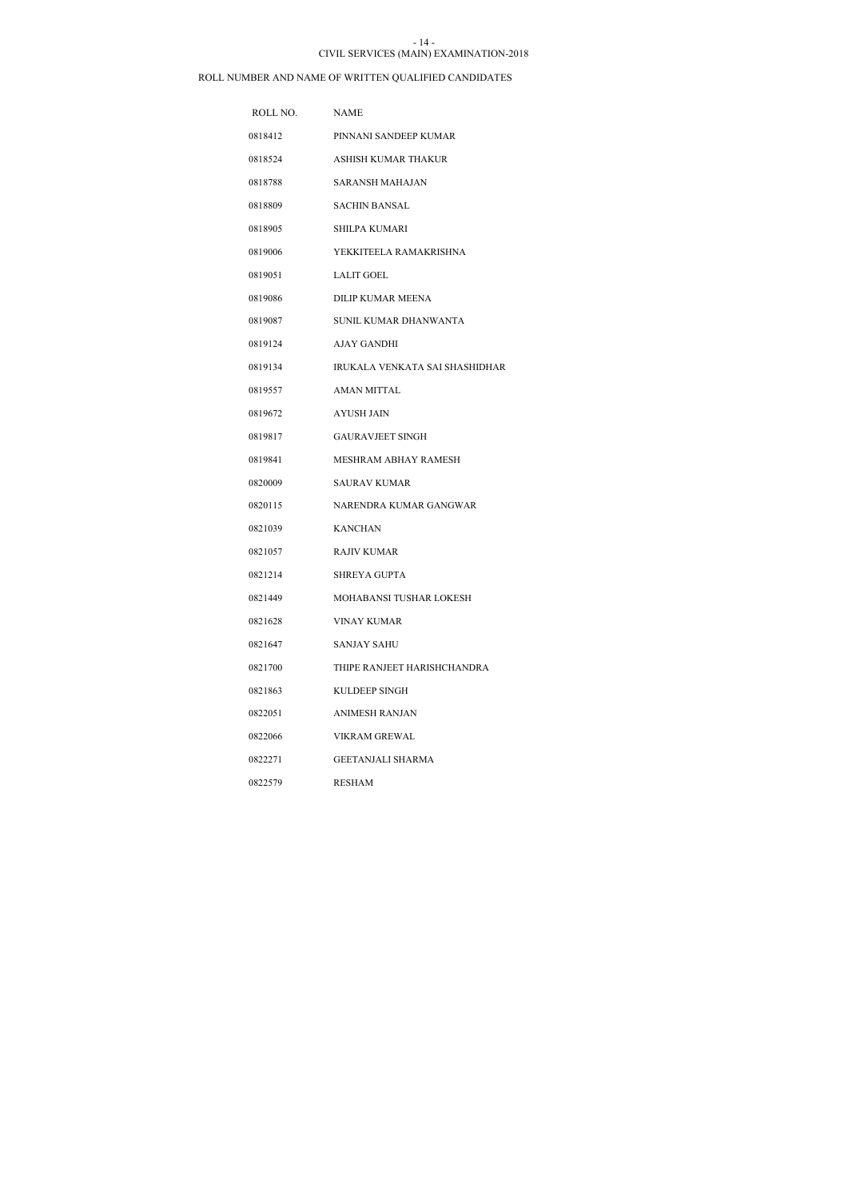CIVIL SERVICES (MAIN) EXAMINATION-2018

ROLL NUMBER AND NAME OF WRITTEN QUALIFIED CANDIDATES

| ROLL NO. | NAME |
| --- | --- |
| 0818412 | PINNANI SANDEEP KUMAR |
| 0818524 | ASHISH KUMAR THAKUR |
| 0818788 | SARANSH MAHAJAN |
| 0818809 | SACHIN BANSAL |
| 0818905 | SHILPA KUMARI |
| 0819006 | YEKKITEELA RAMAKRISHNA |
| 0819051 | LALIT GOEL |
| 0819086 | DILIP KUMAR MEENA |
| 0819087 | SUNIL KUMAR DHANWANTA |
| 0819124 | AJAY GANDHI |
| 0819134 | IRUKALA VENKATA SAI SHASHIDHAR |
| 0819557 | AMAN MITTAL |
| 0819672 | AYUSH JAIN |
| 0819817 | GAURAVJEET SINGH |
| 0819841 | MESHRAM ABHAY RAMESH |
| 0820009 | SAURAV KUMAR |
| 0820115 | NARENDRA KUMAR GANGWAR |
| 0821039 | KANCHAN |
| 0821057 | RAJIV KUMAR |
| 0821214 | SHREYA GUPTA |
| 0821449 | MOHABANSI TUSHAR LOKESH |
| 0821628 | VINAY KUMAR |
| 0821647 | SANJAY SAHU |
| 0821700 | THIPE RANJEET HARISHCHANDRA |
| 0821863 | KULDEEP SINGH |
| 0822051 | ANIMESH RANJAN |
| 0822066 | VIKRAM GREWAL |
| 0822271 | GEETANJALI SHARMA |
| 0822579 | RESHAM |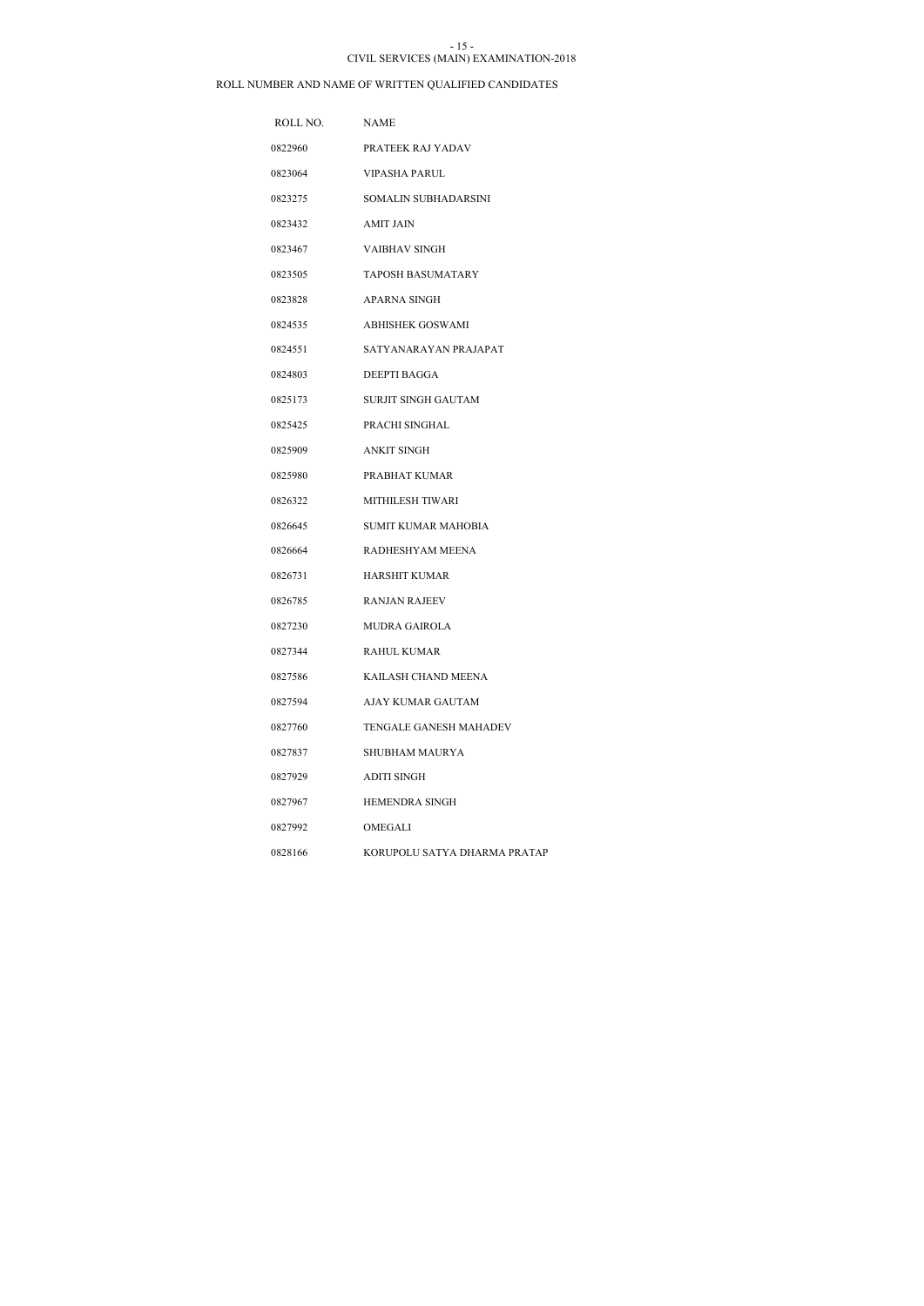CIVIL SERVICES (MAIN) EXAMINATION-2018

ROLL NUMBER AND NAME OF WRITTEN QUALIFIED CANDIDATES

| ROLL NO. | NAME |
|---|---|
| 0822960 | PRATEEK RAJ YADAV |
| 0823064 | VIPASHA PARUL |
| 0823275 | SOMALIN SUBHADARSINI |
| 0823432 | AMIT JAIN |
| 0823467 | VAIBHAV SINGH |
| 0823505 | TAPOSH BASUMATARY |
| 0823828 | APARNA SINGH |
| 0824535 | ABHISHEK GOSWAMI |
| 0824551 | SATYANARAYAN PRAJAPAT |
| 0824803 | DEEPTI BAGGA |
| 0825173 | SURJIT SINGH GAUTAM |
| 0825425 | PRACHI SINGHAL |
| 0825909 | ANKIT SINGH |
| 0825980 | PRABHAT KUMAR |
| 0826322 | MITHILESH TIWARI |
| 0826645 | SUMIT KUMAR MAHOBIA |
| 0826664 | RADHESHYAM MEENA |
| 0826731 | HARSHIT KUMAR |
| 0826785 | RANJAN RAJEEV |
| 0827230 | MUDRA GAIROLA |
| 0827344 | RAHUL KUMAR |
| 0827586 | KAILASH CHAND MEENA |
| 0827594 | AJAY KUMAR GAUTAM |
| 0827760 | TENGALE GANESH MAHADEV |
| 0827837 | SHUBHAM MAURYA |
| 0827929 | ADITI SINGH |
| 0827967 | HEMENDRA SINGH |
| 0827992 | OMEGALI |
| 0828166 | KORUPOLU SATYA DHARMA PRATAP |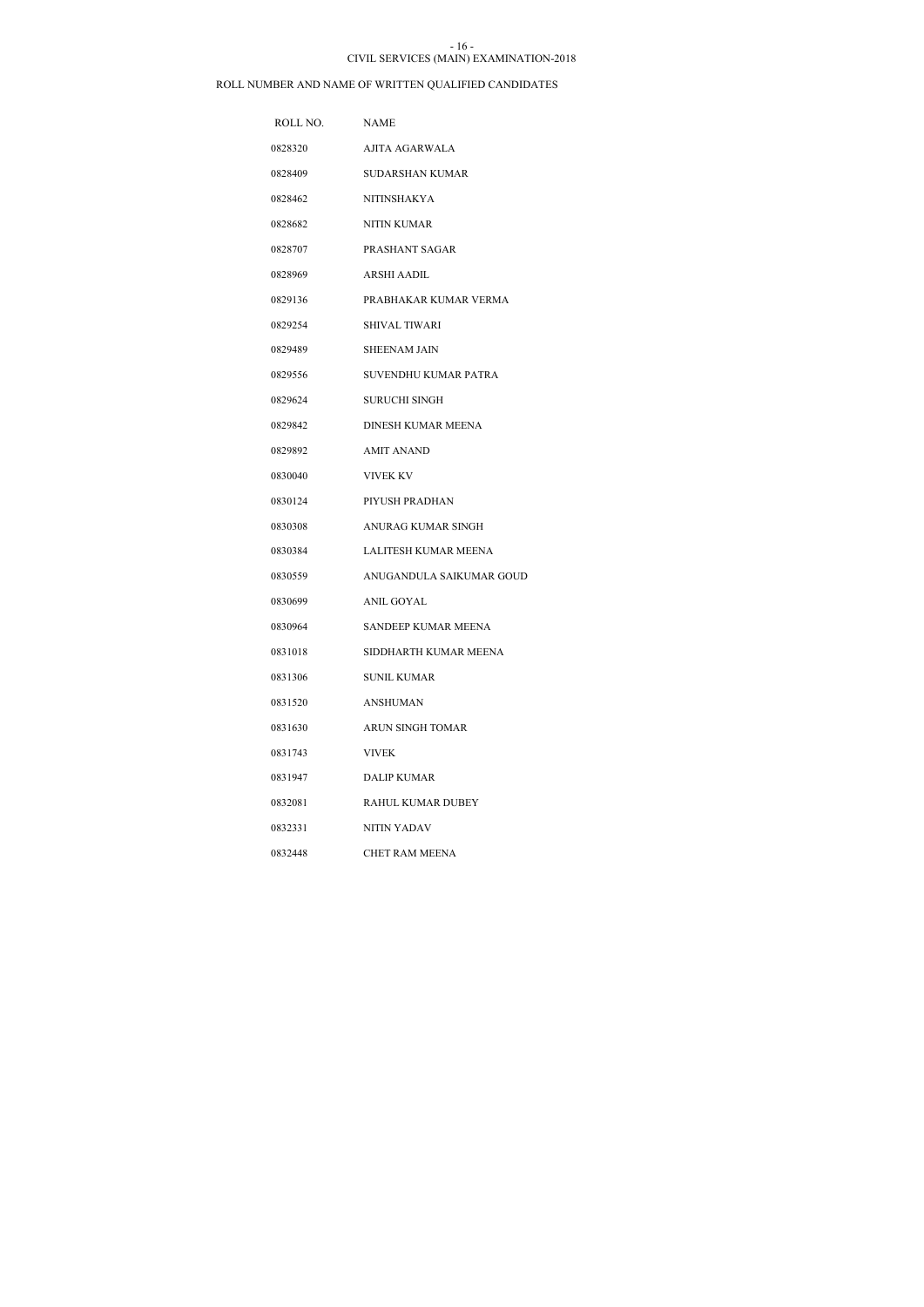CIVIL SERVICES (MAIN) EXAMINATION-2018

ROLL NUMBER AND NAME OF WRITTEN QUALIFIED CANDIDATES

| ROLL NO. | NAME |
|---|---|
| 0828320 | AJITA AGARWALA |
| 0828409 | SUDARSHAN KUMAR |
| 0828462 | NITINSHAKYA |
| 0828682 | NITIN KUMAR |
| 0828707 | PRASHANT SAGAR |
| 0828969 | ARSHI AADIL |
| 0829136 | PRABHAKAR KUMAR VERMA |
| 0829254 | SHIVAL TIWARI |
| 0829489 | SHEENAM JAIN |
| 0829556 | SUVENDHU KUMAR PATRA |
| 0829624 | SURUCHI SINGH |
| 0829842 | DINESH KUMAR MEENA |
| 0829892 | AMIT ANAND |
| 0830040 | VIVEK KV |
| 0830124 | PIYUSH PRADHAN |
| 0830308 | ANURAG KUMAR SINGH |
| 0830384 | LALITESH KUMAR MEENA |
| 0830559 | ANUGANDULA SAIKUMAR GOUD |
| 0830699 | ANIL GOYAL |
| 0830964 | SANDEEP KUMAR MEENA |
| 0831018 | SIDDHARTH KUMAR MEENA |
| 0831306 | SUNIL KUMAR |
| 0831520 | ANSHUMAN |
| 0831630 | ARUN SINGH TOMAR |
| 0831743 | VIVEK |
| 0831947 | DALIP KUMAR |
| 0832081 | RAHUL KUMAR DUBEY |
| 0832331 | NITIN YADAV |
| 0832448 | CHET RAM MEENA |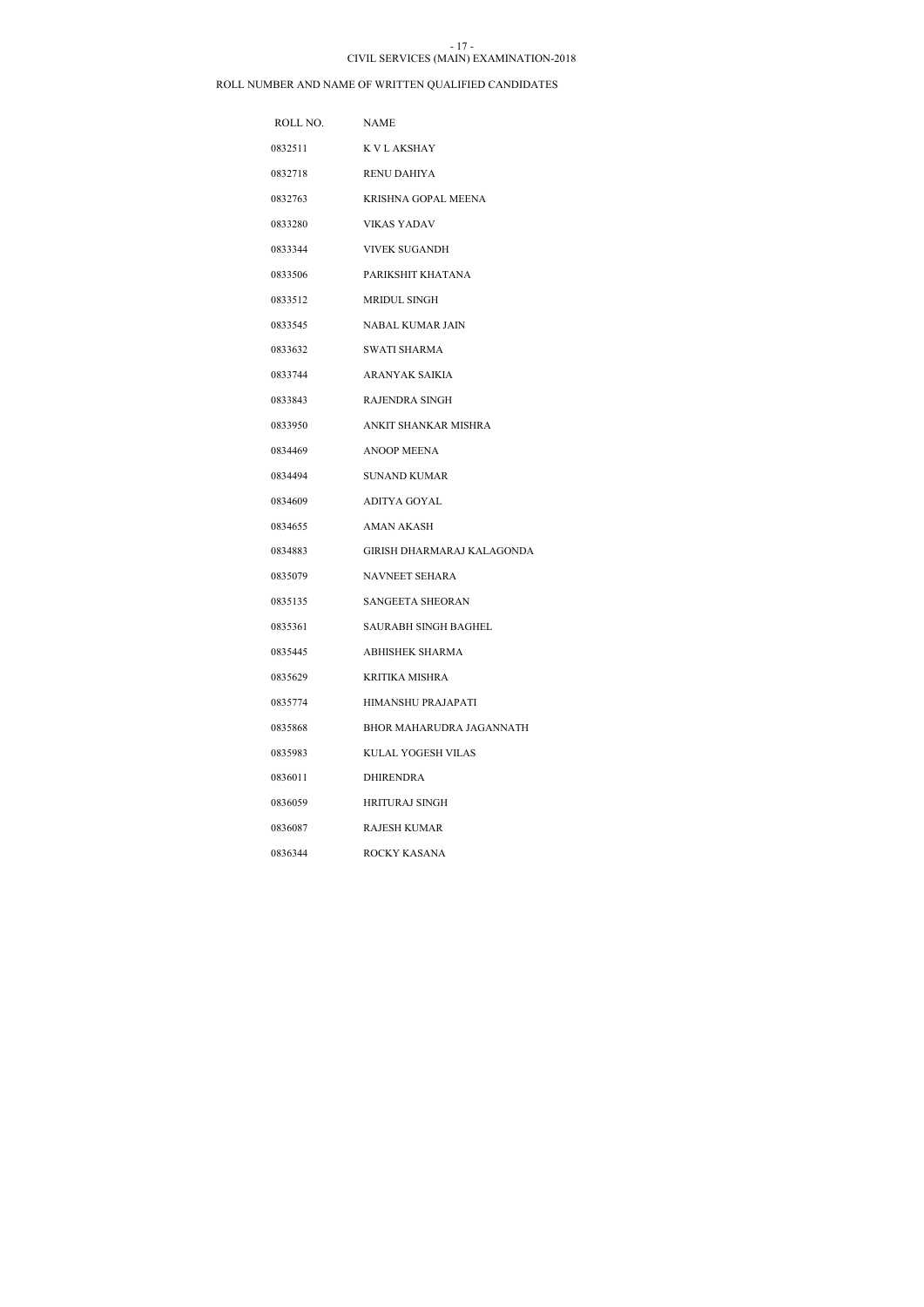CIVIL SERVICES (MAIN) EXAMINATION-2018

ROLL NUMBER AND NAME OF WRITTEN QUALIFIED CANDIDATES

| ROLL NO. | NAME |
|---|---|
| 0832511 | K V L AKSHAY |
| 0832718 | RENU DAHIYA |
| 0832763 | KRISHNA GOPAL MEENA |
| 0833280 | VIKAS YADAV |
| 0833344 | VIVEK SUGANDH |
| 0833506 | PARIKSHIT KHATANA |
| 0833512 | MRIDUL SINGH |
| 0833545 | NABAL KUMAR JAIN |
| 0833632 | SWATI SHARMA |
| 0833744 | ARANYAK SAIKIA |
| 0833843 | RAJENDRA SINGH |
| 0833950 | ANKIT SHANKAR MISHRA |
| 0834469 | ANOOP MEENA |
| 0834494 | SUNAND KUMAR |
| 0834609 | ADITYA GOYAL |
| 0834655 | AMAN AKASH |
| 0834883 | GIRISH DHARMARAJ KALAGONDA |
| 0835079 | NAVNEET SEHARA |
| 0835135 | SANGEETA SHEORAN |
| 0835361 | SAURABH SINGH BAGHEL |
| 0835445 | ABHISHEK SHARMA |
| 0835629 | KRITIKA MISHRA |
| 0835774 | HIMANSHU PRAJAPATI |
| 0835868 | BHOR MAHARUDRA JAGANNATH |
| 0835983 | KULAL YOGESH VILAS |
| 0836011 | DHIRENDRA |
| 0836059 | HRITURAJ SINGH |
| 0836087 | RAJESH KUMAR |
| 0836344 | ROCKY KASANA |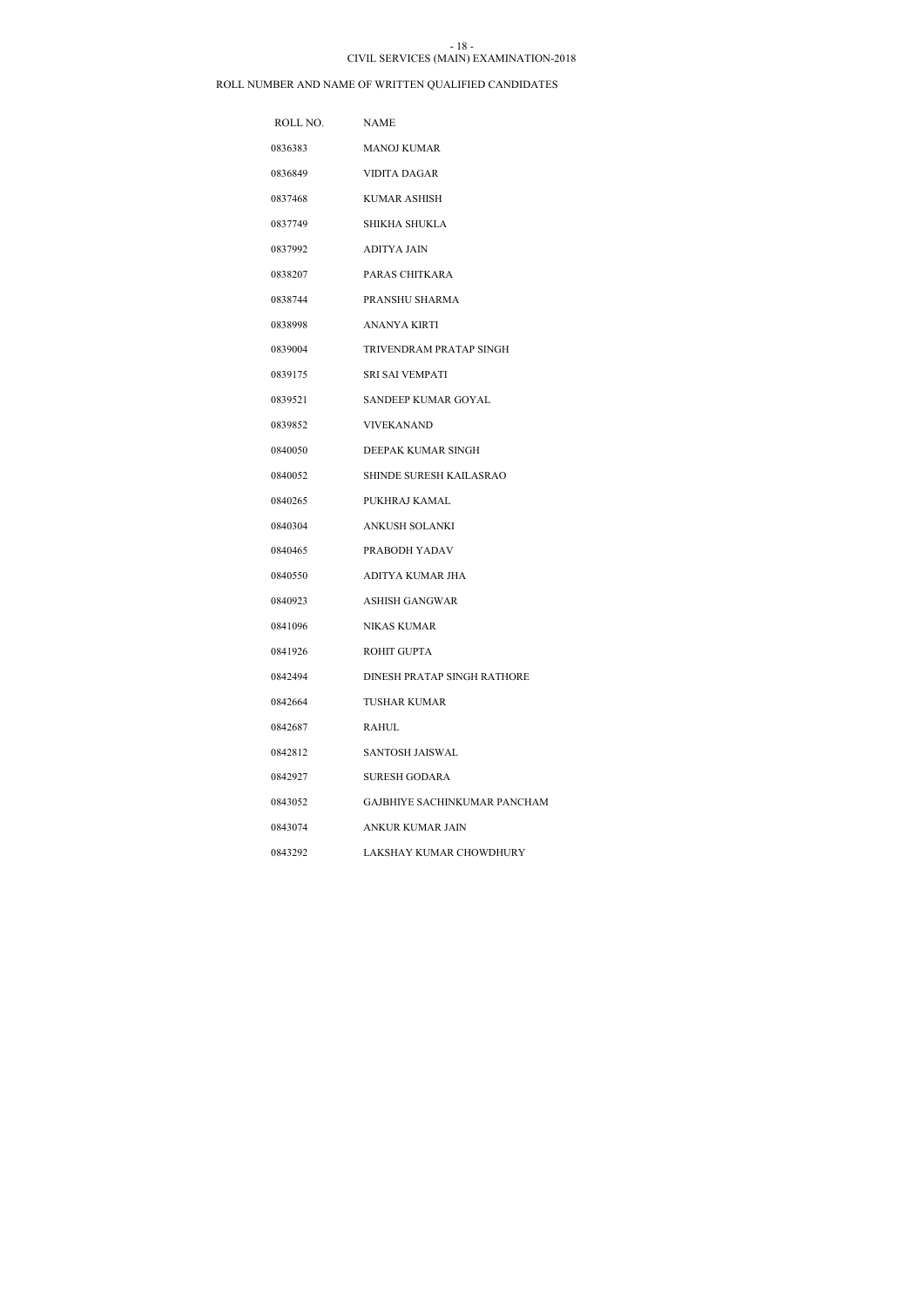CIVIL SERVICES (MAIN) EXAMINATION-2018

ROLL NUMBER AND NAME OF WRITTEN QUALIFIED CANDIDATES

| ROLL NO. | NAME |
|---|---|
| 0836383 | MANOJ KUMAR |
| 0836849 | VIDITA DAGAR |
| 0837468 | KUMAR ASHISH |
| 0837749 | SHIKHA SHUKLA |
| 0837992 | ADITYA JAIN |
| 0838207 | PARAS CHITKARA |
| 0838744 | PRANSHU SHARMA |
| 0838998 | ANANYA KIRTI |
| 0839004 | TRIVENDRAM PRATAP SINGH |
| 0839175 | SRI SAI VEMPATI |
| 0839521 | SANDEEP KUMAR GOYAL |
| 0839852 | VIVEKANAND |
| 0840050 | DEEPAK KUMAR SINGH |
| 0840052 | SHINDE SURESH KAILASRAO |
| 0840265 | PUKHRAJ KAMAL |
| 0840304 | ANKUSH SOLANKI |
| 0840465 | PRABODH YADAV |
| 0840550 | ADITYA KUMAR JHA |
| 0840923 | ASHISH GANGWAR |
| 0841096 | NIKAS KUMAR |
| 0841926 | ROHIT GUPTA |
| 0842494 | DINESH PRATAP SINGH RATHORE |
| 0842664 | TUSHAR KUMAR |
| 0842687 | RAHUL |
| 0842812 | SANTOSH JAISWAL |
| 0842927 | SURESH GODARA |
| 0843052 | GAJBHIYE SACHINKUMAR PANCHAM |
| 0843074 | ANKUR KUMAR JAIN |
| 0843292 | LAKSHAY KUMAR CHOWDHURY |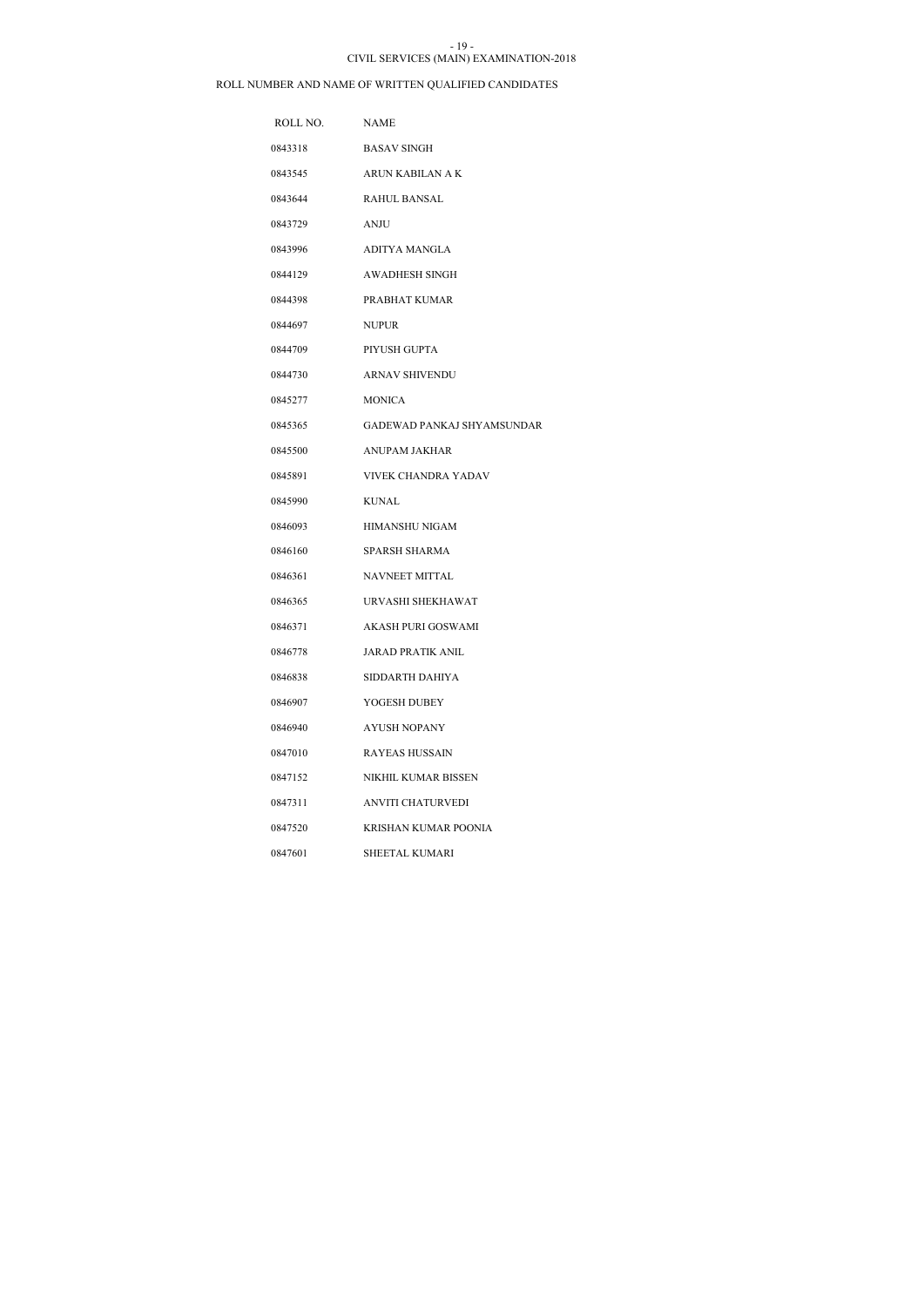CIVIL SERVICES (MAIN) EXAMINATION-2018

ROLL NUMBER AND NAME OF WRITTEN QUALIFIED CANDIDATES

| ROLL NO. | NAME |
|---|---|
| 0843318 | BASAV SINGH |
| 0843545 | ARUN KABILAN A K |
| 0843644 | RAHUL BANSAL |
| 0843729 | ANJU |
| 0843996 | ADITYA MANGLA |
| 0844129 | AWADHESH SINGH |
| 0844398 | PRABHAT KUMAR |
| 0844697 | NUPUR |
| 0844709 | PIYUSH GUPTA |
| 0844730 | ARNAV SHIVENDU |
| 0845277 | MONICA |
| 0845365 | GADEWAD PANKAJ SHYAMSUNDAR |
| 0845500 | ANUPAM JAKHAR |
| 0845891 | VIVEK CHANDRA YADAV |
| 0845990 | KUNAL |
| 0846093 | HIMANSHU NIGAM |
| 0846160 | SPARSH SHARMA |
| 0846361 | NAVNEET MITTAL |
| 0846365 | URVASHI SHEKHAWAT |
| 0846371 | AKASH PURI GOSWAMI |
| 0846778 | JARAD PRATIK ANIL |
| 0846838 | SIDDARTH DAHIYA |
| 0846907 | YOGESH DUBEY |
| 0846940 | AYUSH NOPANY |
| 0847010 | RAYEAS HUSSAIN |
| 0847152 | NIKHIL KUMAR BISSEN |
| 0847311 | ANVITI CHATURVEDI |
| 0847520 | KRISHAN KUMAR POONIA |
| 0847601 | SHEETAL KUMARI |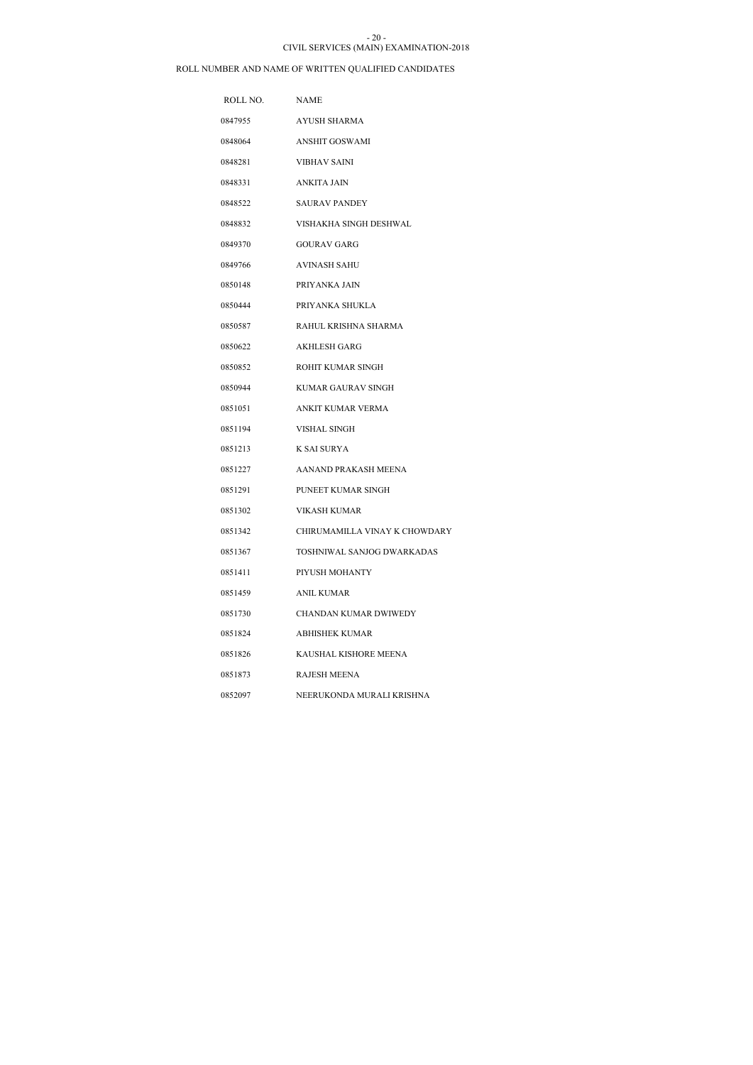CIVIL SERVICES (MAIN) EXAMINATION-2018

ROLL NUMBER AND NAME OF WRITTEN QUALIFIED CANDIDATES

| ROLL NO. | NAME |
| --- | --- |
| 0847955 | AYUSH SHARMA |
| 0848064 | ANSHIT GOSWAMI |
| 0848281 | VIBHAV SAINI |
| 0848331 | ANKITA JAIN |
| 0848522 | SAURAV PANDEY |
| 0848832 | VISHAKHA SINGH DESHWAL |
| 0849370 | GOURAV GARG |
| 0849766 | AVINASH SAHU |
| 0850148 | PRIYANKA JAIN |
| 0850444 | PRIYANKA SHUKLA |
| 0850587 | RAHUL KRISHNA SHARMA |
| 0850622 | AKHLESH GARG |
| 0850852 | ROHIT KUMAR SINGH |
| 0850944 | KUMAR GAURAV SINGH |
| 0851051 | ANKIT KUMAR VERMA |
| 0851194 | VISHAL SINGH |
| 0851213 | K SAI SURYA |
| 0851227 | AANAND PRAKASH MEENA |
| 0851291 | PUNEET KUMAR SINGH |
| 0851302 | VIKASH KUMAR |
| 0851342 | CHIRUMAMILLA VINAY K CHOWDARY |
| 0851367 | TOSHNIWAL SANJOG DWARKADAS |
| 0851411 | PIYUSH MOHANTY |
| 0851459 | ANIL KUMAR |
| 0851730 | CHANDAN KUMAR DWIWEDY |
| 0851824 | ABHISHEK KUMAR |
| 0851826 | KAUSHAL KISHORE MEENA |
| 0851873 | RAJESH MEENA |
| 0852097 | NEERUKONDA MURALI KRISHNA |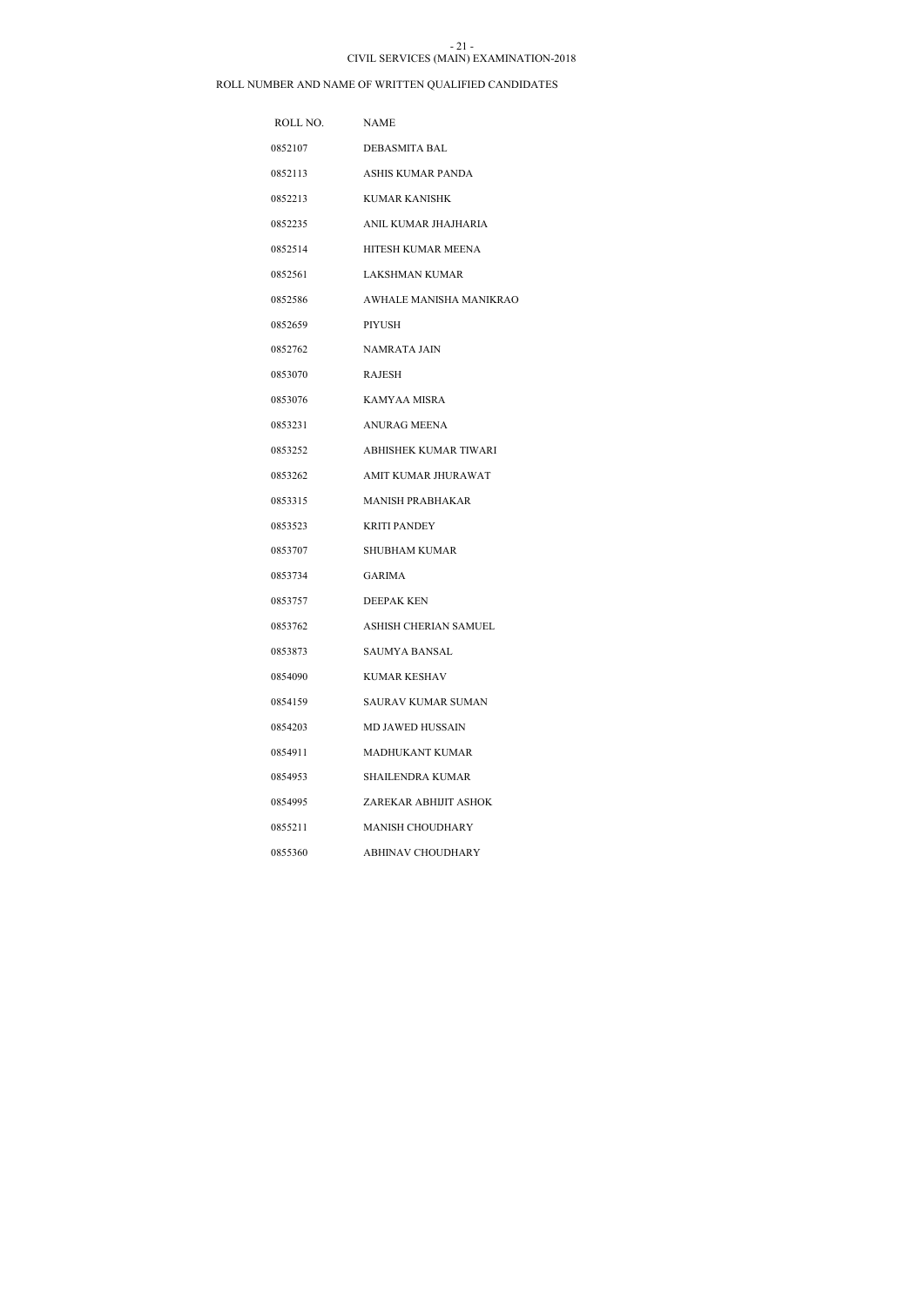CIVIL SERVICES (MAIN) EXAMINATION-2018

ROLL NUMBER AND NAME OF WRITTEN QUALIFIED CANDIDATES

| ROLL NO. | NAME |
| --- | --- |
| 0852107 | DEBASMITA BAL |
| 0852113 | ASHIS KUMAR PANDA |
| 0852213 | KUMAR KANISHK |
| 0852235 | ANIL KUMAR JHAJHARIA |
| 0852514 | HITESH KUMAR MEENA |
| 0852561 | LAKSHMAN KUMAR |
| 0852586 | AWHALE MANISHA MANIKRAO |
| 0852659 | PIYUSH |
| 0852762 | NAMRATA JAIN |
| 0853070 | RAJESH |
| 0853076 | KAMYAA MISRA |
| 0853231 | ANURAG MEENA |
| 0853252 | ABHISHEK KUMAR TIWARI |
| 0853262 | AMIT KUMAR JHURAWAT |
| 0853315 | MANISH PRABHAKAR |
| 0853523 | KRITI PANDEY |
| 0853707 | SHUBHAM KUMAR |
| 0853734 | GARIMA |
| 0853757 | DEEPAK KEN |
| 0853762 | ASHISH CHERIAN SAMUEL |
| 0853873 | SAUMYA BANSAL |
| 0854090 | KUMAR KESHAV |
| 0854159 | SAURAV KUMAR SUMAN |
| 0854203 | MD JAWED HUSSAIN |
| 0854911 | MADHUKANT KUMAR |
| 0854953 | SHAILENDRA KUMAR |
| 0854995 | ZAREKAR ABHIJIT ASHOK |
| 0855211 | MANISH CHOUDHARY |
| 0855360 | ABHINAV CHOUDHARY |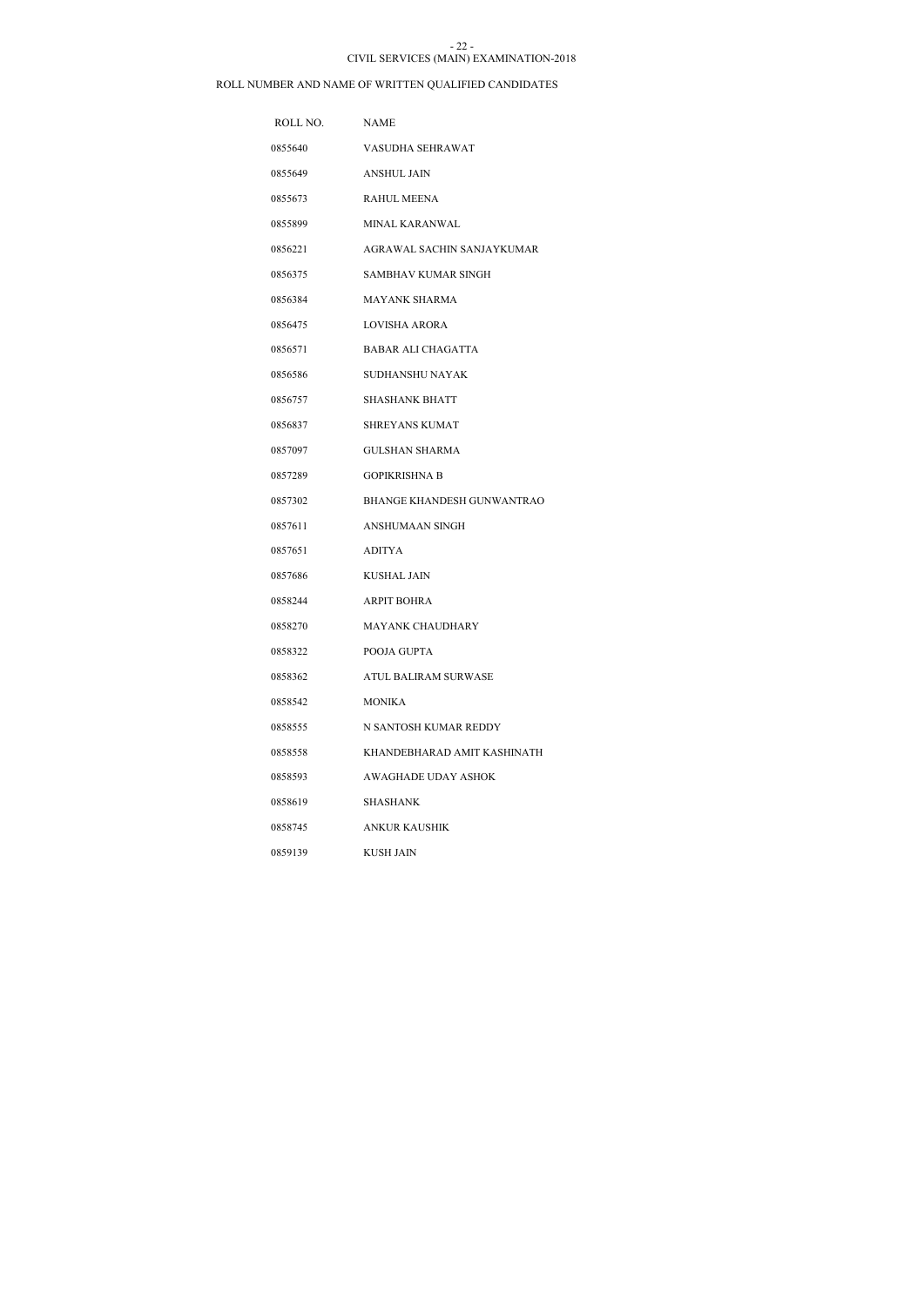CIVIL SERVICES (MAIN) EXAMINATION-2018

ROLL NUMBER AND NAME OF WRITTEN QUALIFIED CANDIDATES

| ROLL NO. | NAME |
| --- | --- |
| 0855640 | VASUDHA SEHRAWAT |
| 0855649 | ANSHUL JAIN |
| 0855673 | RAHUL MEENA |
| 0855899 | MINAL KARANWAL |
| 0856221 | AGRAWAL SACHIN SANJAYKUMAR |
| 0856375 | SAMBHAV KUMAR SINGH |
| 0856384 | MAYANK SHARMA |
| 0856475 | LOVISHA ARORA |
| 0856571 | BABAR ALI CHAGATTA |
| 0856586 | SUDHANSHU NAYAK |
| 0856757 | SHASHANK BHATT |
| 0856837 | SHREYANS KUMAT |
| 0857097 | GULSHAN SHARMA |
| 0857289 | GOPIKRISHNA B |
| 0857302 | BHANGE KHANDESH GUNWANTRAO |
| 0857611 | ANSHUMAAN SINGH |
| 0857651 | ADITYA |
| 0857686 | KUSHAL JAIN |
| 0858244 | ARPIT BOHRA |
| 0858270 | MAYANK CHAUDHARY |
| 0858322 | POOJA GUPTA |
| 0858362 | ATUL BALIRAM SURWASE |
| 0858542 | MONIKA |
| 0858555 | N SANTOSH KUMAR REDDY |
| 0858558 | KHANDEBHARAD AMIT KASHINATH |
| 0858593 | AWAGHADE UDAY ASHOK |
| 0858619 | SHASHANK |
| 0858745 | ANKUR KAUSHIK |
| 0859139 | KUSH JAIN |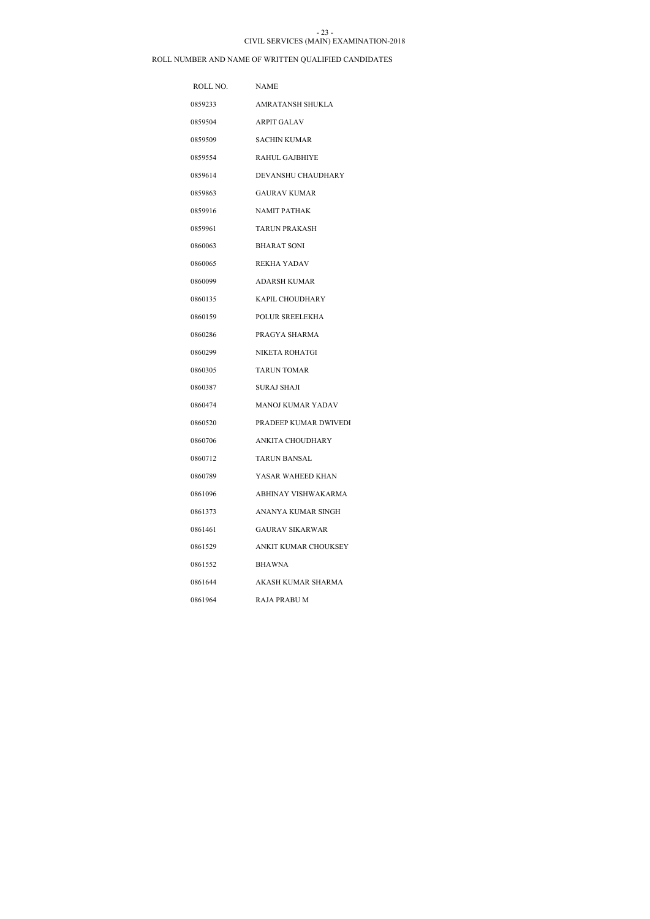CIVIL SERVICES (MAIN) EXAMINATION-2018

ROLL NUMBER AND NAME OF WRITTEN QUALIFIED CANDIDATES

| ROLL NO. | NAME |
| --- | --- |
| 0859233 | AMRATANSH SHUKLA |
| 0859504 | ARPIT GALAV |
| 0859509 | SACHIN KUMAR |
| 0859554 | RAHUL GAJBHIYE |
| 0859614 | DEVANSHU CHAUDHARY |
| 0859863 | GAURAV KUMAR |
| 0859916 | NAMIT PATHAK |
| 0859961 | TARUN PRAKASH |
| 0860063 | BHARAT SONI |
| 0860065 | REKHA YADAV |
| 0860099 | ADARSH KUMAR |
| 0860135 | KAPIL CHOUDHARY |
| 0860159 | POLUR SREELEKHA |
| 0860286 | PRAGYA SHARMA |
| 0860299 | NIKETA ROHATGI |
| 0860305 | TARUN TOMAR |
| 0860387 | SURAJ SHAJI |
| 0860474 | MANOJ KUMAR YADAV |
| 0860520 | PRADEEP KUMAR DWIVEDI |
| 0860706 | ANKITA CHOUDHARY |
| 0860712 | TARUN BANSAL |
| 0860789 | YASAR WAHEED KHAN |
| 0861096 | ABHINAY VISHWAKARMA |
| 0861373 | ANANYA KUMAR SINGH |
| 0861461 | GAURAV SIKARWAR |
| 0861529 | ANKIT KUMAR CHOUKSEY |
| 0861552 | BHAWNA |
| 0861644 | AKASH KUMAR SHARMA |
| 0861964 | RAJA PRABU M |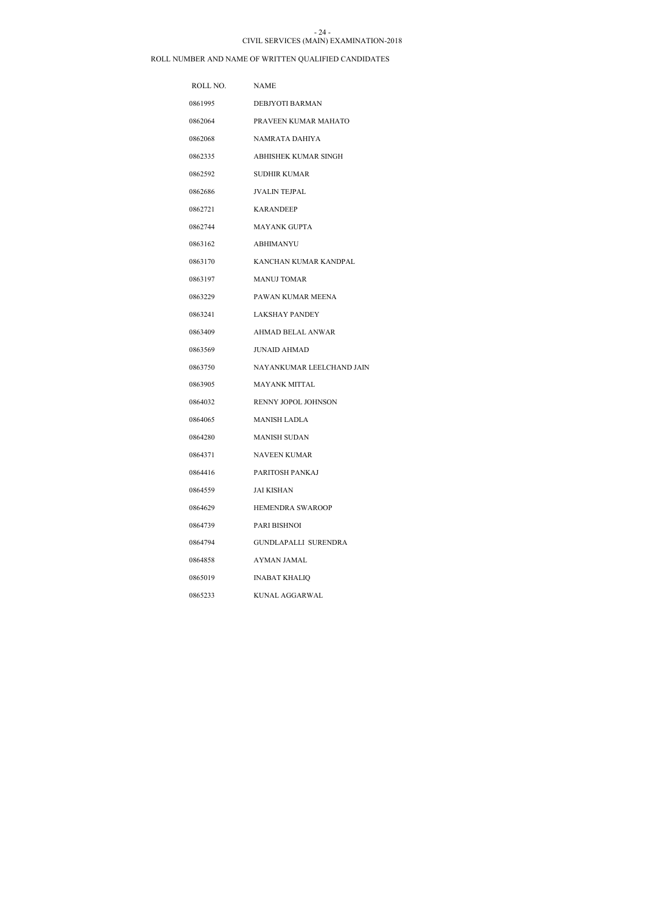CIVIL SERVICES (MAIN) EXAMINATION-2018

ROLL NUMBER AND NAME OF WRITTEN QUALIFIED CANDIDATES

| ROLL NO. | NAME |
|---|---|
| 0861995 | DEBJYOTI BARMAN |
| 0862064 | PRAVEEN KUMAR MAHATO |
| 0862068 | NAMRATA DAHIYA |
| 0862335 | ABHISHEK KUMAR SINGH |
| 0862592 | SUDHIR KUMAR |
| 0862686 | JVALIN TEJPAL |
| 0862721 | KARANDEEP |
| 0862744 | MAYANK GUPTA |
| 0863162 | ABHIMANYU |
| 0863170 | KANCHAN KUMAR KANDPAL |
| 0863197 | MANUJ TOMAR |
| 0863229 | PAWAN KUMAR MEENA |
| 0863241 | LAKSHAY PANDEY |
| 0863409 | AHMAD BELAL ANWAR |
| 0863569 | JUNAID AHMAD |
| 0863750 | NAYANKUMAR LEELCHAND JAIN |
| 0863905 | MAYANK MITTAL |
| 0864032 | RENNY JOPOL JOHNSON |
| 0864065 | MANISH LADLA |
| 0864280 | MANISH SUDAN |
| 0864371 | NAVEEN KUMAR |
| 0864416 | PARITOSH PANKAJ |
| 0864559 | JAI KISHAN |
| 0864629 | HEMENDRA SWAROOP |
| 0864739 | PARI BISHNOI |
| 0864794 | GUNDLAPALLI SURENDRA |
| 0864858 | AYMAN JAMAL |
| 0865019 | INABAT KHALIQ |
| 0865233 | KUNAL AGGARWAL |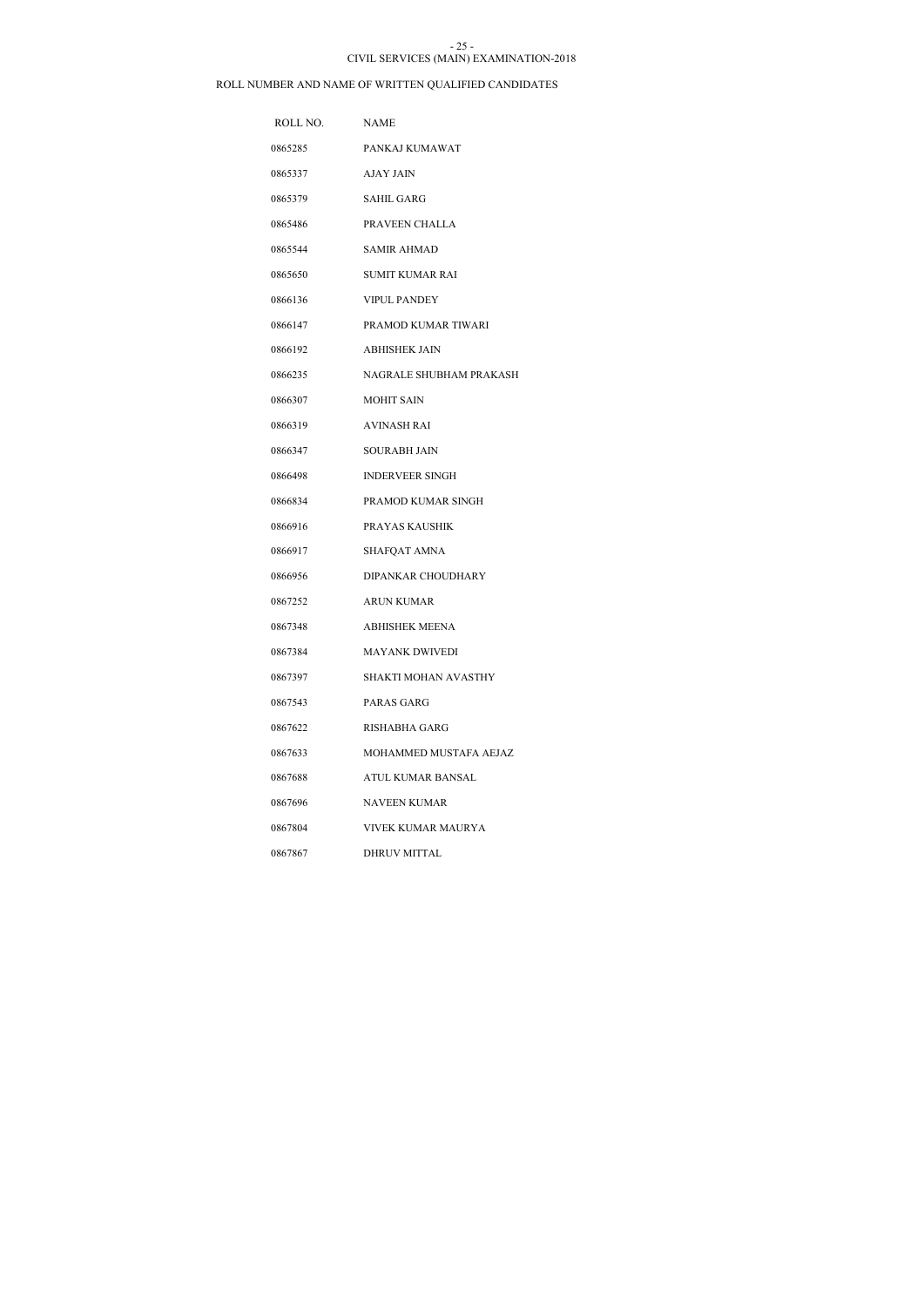CIVIL SERVICES (MAIN) EXAMINATION-2018

ROLL NUMBER AND NAME OF WRITTEN QUALIFIED CANDIDATES

| ROLL NO. | NAME |
|---|---|
| 0865285 | PANKAJ KUMAWAT |
| 0865337 | AJAY JAIN |
| 0865379 | SAHIL GARG |
| 0865486 | PRAVEEN CHALLA |
| 0865544 | SAMIR AHMAD |
| 0865650 | SUMIT KUMAR RAI |
| 0866136 | VIPUL PANDEY |
| 0866147 | PRAMOD KUMAR TIWARI |
| 0866192 | ABHISHEK JAIN |
| 0866235 | NAGRALE SHUBHAM PRAKASH |
| 0866307 | MOHIT SAIN |
| 0866319 | AVINASH RAI |
| 0866347 | SOURABH JAIN |
| 0866498 | INDERVEER SINGH |
| 0866834 | PRAMOD KUMAR SINGH |
| 0866916 | PRAYAS KAUSHIK |
| 0866917 | SHAFQAT AMNA |
| 0866956 | DIPANKAR CHOUDHARY |
| 0867252 | ARUN KUMAR |
| 0867348 | ABHISHEK MEENA |
| 0867384 | MAYANK DWIVEDI |
| 0867397 | SHAKTI MOHAN AVASTHY |
| 0867543 | PARAS GARG |
| 0867622 | RISHABHA GARG |
| 0867633 | MOHAMMED MUSTAFA AEJAZ |
| 0867688 | ATUL KUMAR BANSAL |
| 0867696 | NAVEEN KUMAR |
| 0867804 | VIVEK KUMAR MAURYA |
| 0867867 | DHRUV MITTAL |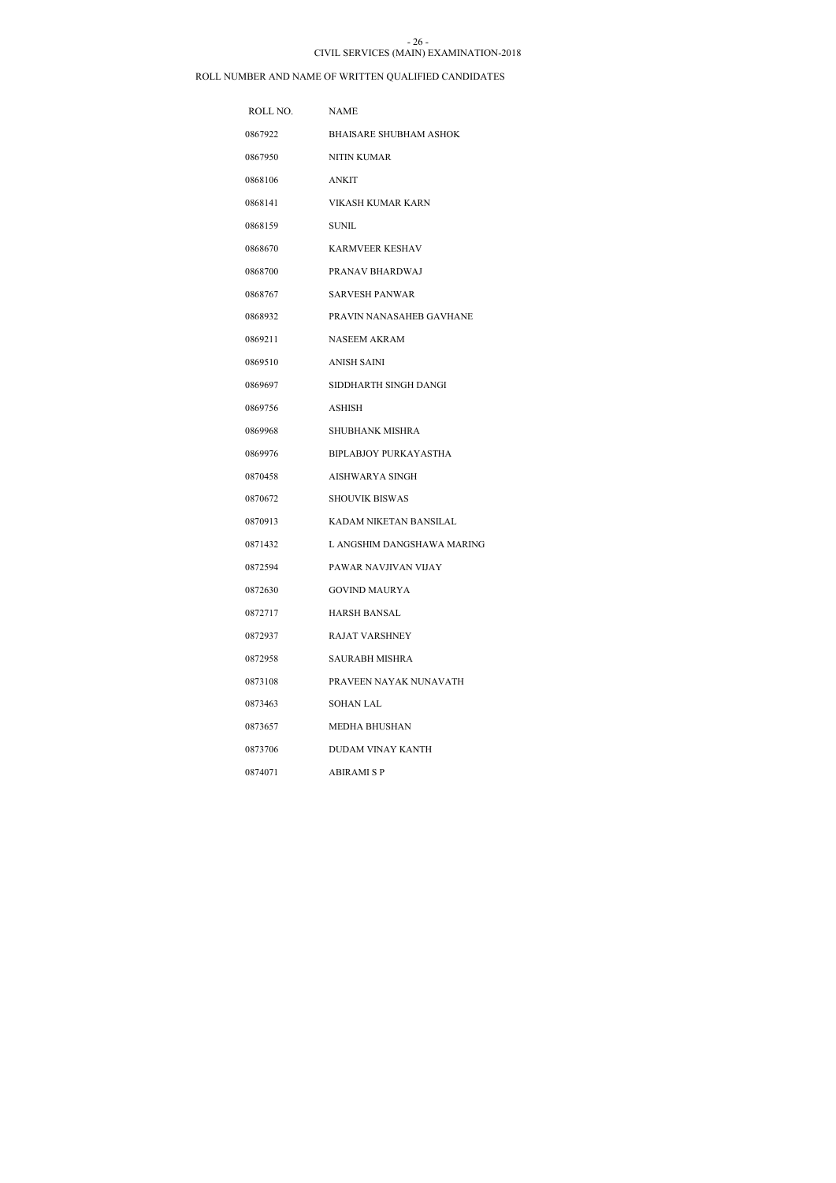CIVIL SERVICES (MAIN) EXAMINATION-2018

ROLL NUMBER AND NAME OF WRITTEN QUALIFIED CANDIDATES

| ROLL NO. | NAME |
|---|---|
| 0867922 | BHAISARE SHUBHAM ASHOK |
| 0867950 | NITIN KUMAR |
| 0868106 | ANKIT |
| 0868141 | VIKASH KUMAR KARN |
| 0868159 | SUNIL |
| 0868670 | KARMVEER KESHAV |
| 0868700 | PRANAV BHARDWAJ |
| 0868767 | SARVESH PANWAR |
| 0868932 | PRAVIN NANASAHEB GAVHANE |
| 0869211 | NASEEM AKRAM |
| 0869510 | ANISH SAINI |
| 0869697 | SIDDHARTH SINGH DANGI |
| 0869756 | ASHISH |
| 0869968 | SHUBHANK MISHRA |
| 0869976 | BIPLABJOY PURKAYASTHA |
| 0870458 | AISHWARYA SINGH |
| 0870672 | SHOUVIK BISWAS |
| 0870913 | KADAM NIKETAN BANSILAL |
| 0871432 | L ANGSHIM DANGSHAWA MARING |
| 0872594 | PAWAR NAVJIVAN VIJAY |
| 0872630 | GOVIND MAURYA |
| 0872717 | HARSH BANSAL |
| 0872937 | RAJAT VARSHNEY |
| 0872958 | SAURABH MISHRA |
| 0873108 | PRAVEEN NAYAK NUNAVATH |
| 0873463 | SOHAN LAL |
| 0873657 | MEDHA BHUSHAN |
| 0873706 | DUDAM VINAY KANTH |
| 0874071 | ABIRAMI S P |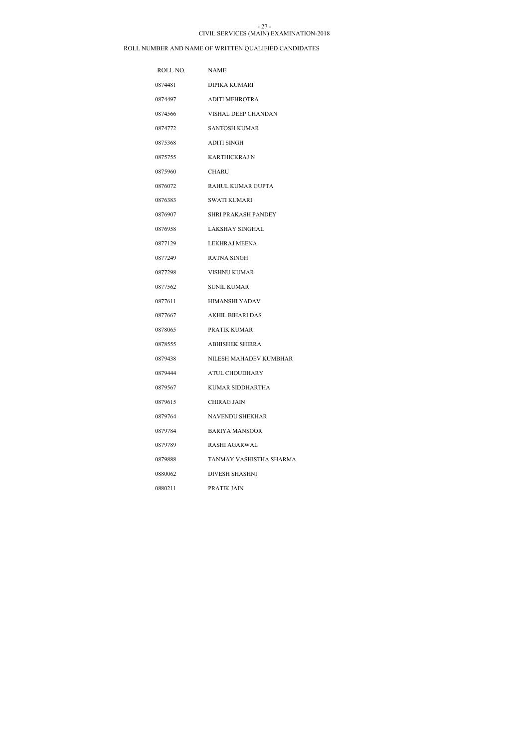CIVIL SERVICES (MAIN) EXAMINATION-2018

ROLL NUMBER AND NAME OF WRITTEN QUALIFIED CANDIDATES

| ROLL NO. | NAME |
| --- | --- |
| 0874481 | DIPIKA KUMARI |
| 0874497 | ADITI MEHROTRA |
| 0874566 | VISHAL DEEP CHANDAN |
| 0874772 | SANTOSH KUMAR |
| 0875368 | ADITI SINGH |
| 0875755 | KARTHICKRAJ N |
| 0875960 | CHARU |
| 0876072 | RAHUL KUMAR GUPTA |
| 0876383 | SWATI KUMARI |
| 0876907 | SHRI PRAKASH PANDEY |
| 0876958 | LAKSHAY SINGHAL |
| 0877129 | LEKHRAJ MEENA |
| 0877249 | RATNA SINGH |
| 0877298 | VISHNU KUMAR |
| 0877562 | SUNIL KUMAR |
| 0877611 | HIMANSHI YADAV |
| 0877667 | AKHIL BIHARI DAS |
| 0878065 | PRATIK KUMAR |
| 0878555 | ABHISHEK SHIRRA |
| 0879438 | NILESH MAHADEV KUMBHAR |
| 0879444 | ATUL CHOUDHARY |
| 0879567 | KUMAR SIDDHARTHA |
| 0879615 | CHIRAG JAIN |
| 0879764 | NAVENDU SHEKHAR |
| 0879784 | BARIYA MANSOOR |
| 0879789 | RASHI AGARWAL |
| 0879888 | TANMAY VASHISTHA SHARMA |
| 0880062 | DIVESH SHASHNI |
| 0880211 | PRATIK JAIN |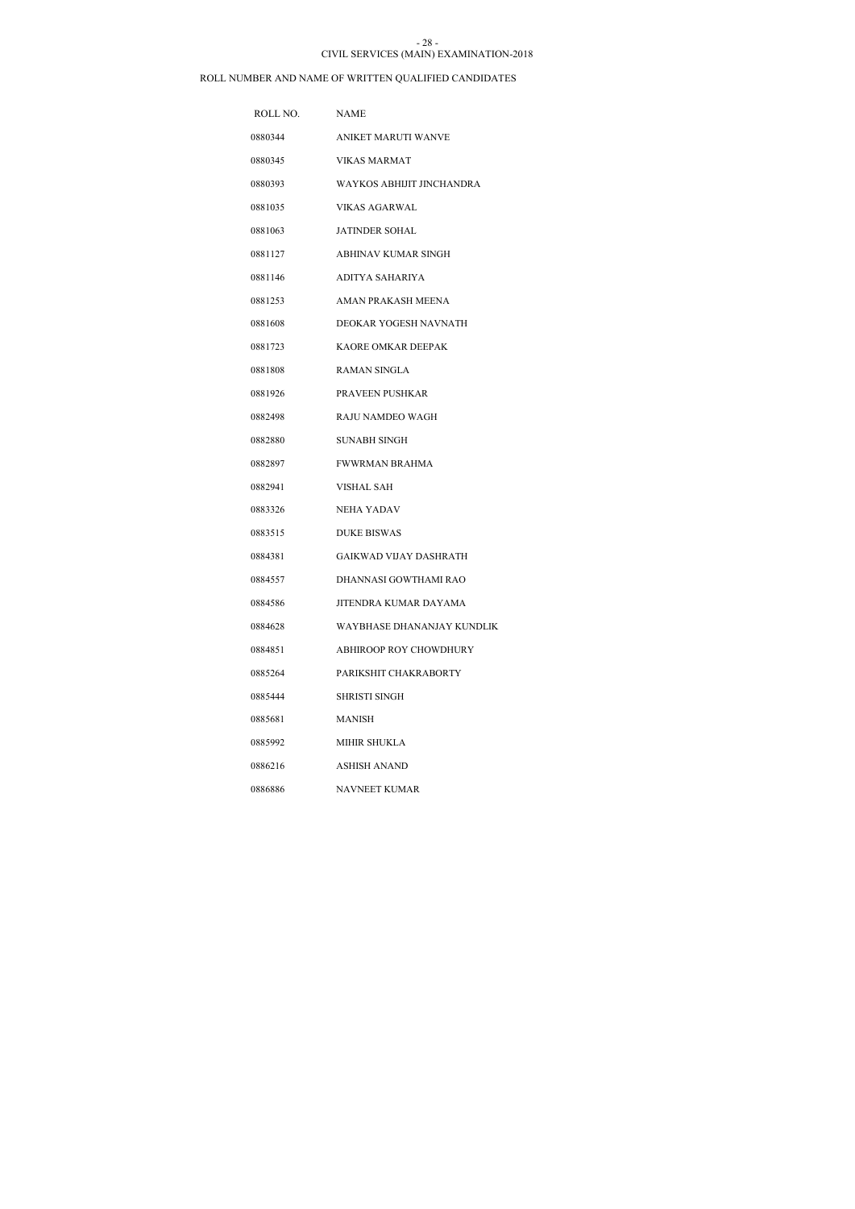CIVIL SERVICES (MAIN) EXAMINATION-2018

ROLL NUMBER AND NAME OF WRITTEN QUALIFIED CANDIDATES

| ROLL NO. | NAME |
| --- | --- |
| 0880344 | ANIKET MARUTI WANVE |
| 0880345 | VIKAS MARMAT |
| 0880393 | WAYKOS ABHIJIT JINCHANDRA |
| 0881035 | VIKAS AGARWAL |
| 0881063 | JATINDER SOHAL |
| 0881127 | ABHINAV KUMAR SINGH |
| 0881146 | ADITYA SAHARIYA |
| 0881253 | AMAN PRAKASH MEENA |
| 0881608 | DEOKAR YOGESH NAVNATH |
| 0881723 | KAORE OMKAR DEEPAK |
| 0881808 | RAMAN SINGLA |
| 0881926 | PRAVEEN PUSHKAR |
| 0882498 | RAJU NAMDEO WAGH |
| 0882880 | SUNABH SINGH |
| 0882897 | FWWRMAN BRAHMA |
| 0882941 | VISHAL SAH |
| 0883326 | NEHA YADAV |
| 0883515 | DUKE BISWAS |
| 0884381 | GAIKWAD VIJAY DASHRATH |
| 0884557 | DHANNASI GOWTHAMI RAO |
| 0884586 | JITENDRA KUMAR DAYAMA |
| 0884628 | WAYBHASE DHANANJAY KUNDLIK |
| 0884851 | ABHIROOP ROY CHOWDHURY |
| 0885264 | PARIKSHIT CHAKRABORTY |
| 0885444 | SHRISTI SINGH |
| 0885681 | MANISH |
| 0885992 | MIHIR SHUKLA |
| 0886216 | ASHISH ANAND |
| 0886886 | NAVNEET KUMAR |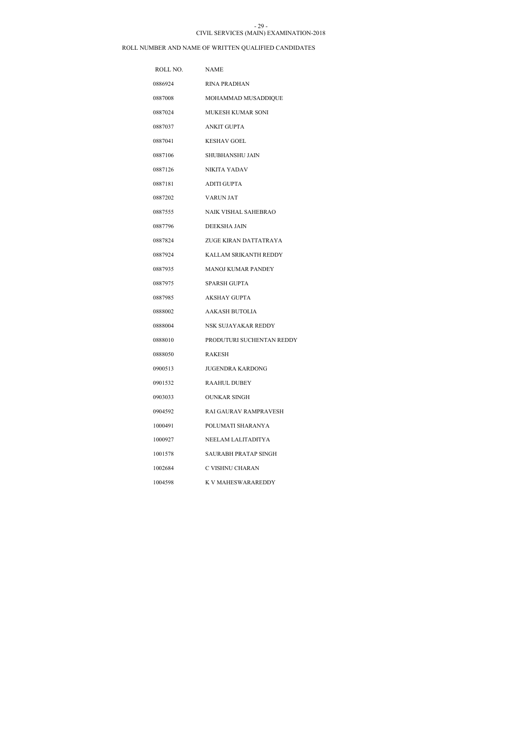CIVIL SERVICES (MAIN) EXAMINATION-2018

ROLL NUMBER AND NAME OF WRITTEN QUALIFIED CANDIDATES

| ROLL NO. | NAME |
|---|---|
| 0886924 | RINA PRADHAN |
| 0887008 | MOHAMMAD MUSADDIQUE |
| 0887024 | MUKESH KUMAR SONI |
| 0887037 | ANKIT GUPTA |
| 0887041 | KESHAV GOEL |
| 0887106 | SHUBHANSHU JAIN |
| 0887126 | NIKITA YADAV |
| 0887181 | ADITI GUPTA |
| 0887202 | VARUN JAT |
| 0887555 | NAIK VISHAL SAHEBRAO |
| 0887796 | DEEKSHA JAIN |
| 0887824 | ZUGE KIRAN DATTATRAYA |
| 0887924 | KALLAM SRIKANTH REDDY |
| 0887935 | MANOJ KUMAR PANDEY |
| 0887975 | SPARSH GUPTA |
| 0887985 | AKSHAY GUPTA |
| 0888002 | AAKASH BUTOLIA |
| 0888004 | NSK SUJAYAKAR REDDY |
| 0888010 | PRODUTURI SUCHENTAN REDDY |
| 0888050 | RAKESH |
| 0900513 | JUGENDRA KARDONG |
| 0901532 | RAAHUL DUBEY |
| 0903033 | OUNKAR SINGH |
| 0904592 | RAI GAURAV RAMPRAVESH |
| 1000491 | POLUMATI SHARANYA |
| 1000927 | NEELAM LALITADITYA |
| 1001578 | SAURABH PRATAP SINGH |
| 1002684 | C VISHNU CHARAN |
| 1004598 | K V MAHESWARAREDDY |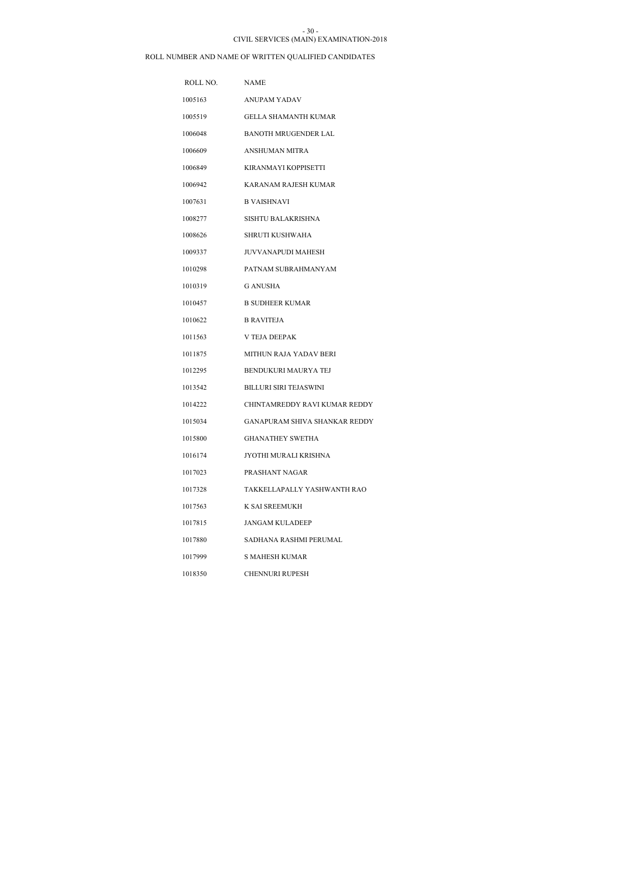CIVIL SERVICES (MAIN) EXAMINATION-2018

ROLL NUMBER AND NAME OF WRITTEN QUALIFIED CANDIDATES

| ROLL NO. | NAME |
|---|---|
| 1005163 | ANUPAM YADAV |
| 1005519 | GELLA SHAMANTH KUMAR |
| 1006048 | BANOTH MRUGENDER LAL |
| 1006609 | ANSHUMAN MITRA |
| 1006849 | KIRANMAYI KOPPISETTI |
| 1006942 | KARANAM RAJESH KUMAR |
| 1007631 | B VAISHNAVI |
| 1008277 | SISHTU BALAKRISHNA |
| 1008626 | SHRUTI KUSHWAHA |
| 1009337 | JUVVANAPUDI MAHESH |
| 1010298 | PATNAM SUBRAHMANYAM |
| 1010319 | G ANUSHA |
| 1010457 | B SUDHEER KUMAR |
| 1010622 | B RAVITEJA |
| 1011563 | V TEJA DEEPAK |
| 1011875 | MITHUN RAJA YADAV BERI |
| 1012295 | BENDUKURI MAURYA TEJ |
| 1013542 | BILLURI SIRI TEJASWINI |
| 1014222 | CHINTAMREDDY RAVI KUMAR REDDY |
| 1015034 | GANAPURAM SHIVA SHANKAR REDDY |
| 1015800 | GHANATHEY SWETHA |
| 1016174 | JYOTHI MURALI KRISHNA |
| 1017023 | PRASHANT NAGAR |
| 1017328 | TAKKELLAPALLY YASHWANTH RAO |
| 1017563 | K SAI SREEMUKH |
| 1017815 | JANGAM KULADEEP |
| 1017880 | SADHANA RASHMI PERUMAL |
| 1017999 | S MAHESH KUMAR |
| 1018350 | CHENNURI RUPESH |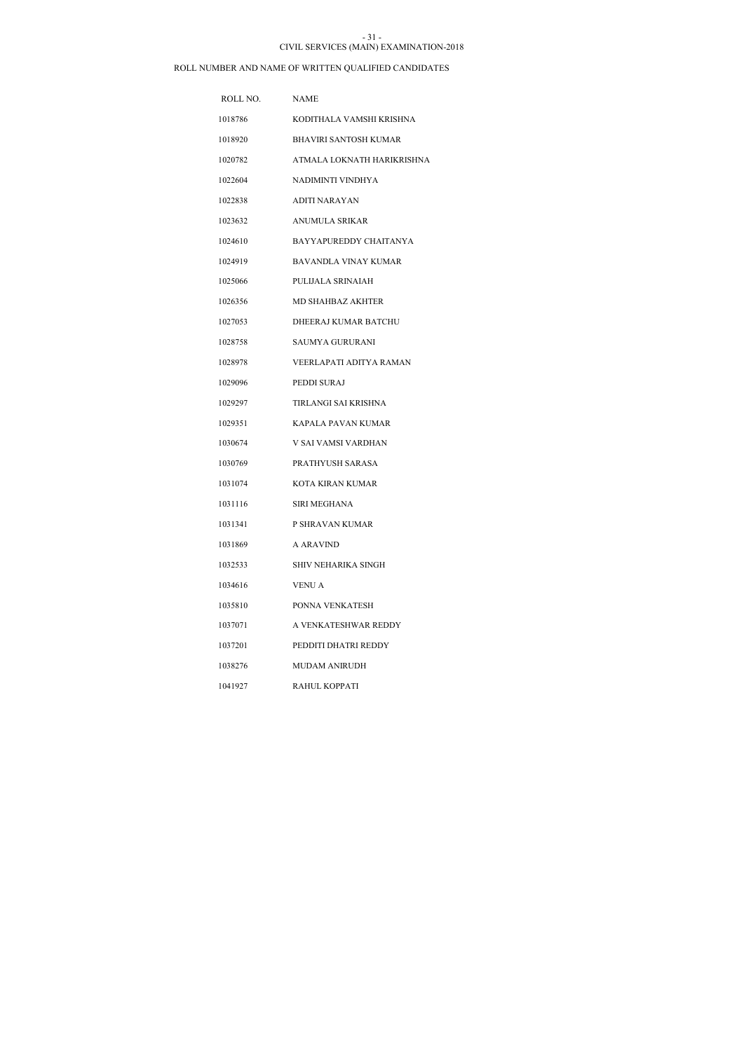CIVIL SERVICES (MAIN) EXAMINATION-2018

ROLL NUMBER AND NAME OF WRITTEN QUALIFIED CANDIDATES

| ROLL NO. | NAME |
|---|---|
| 1018786 | KODITHALA VAMSHI KRISHNA |
| 1018920 | BHAVIRI SANTOSH KUMAR |
| 1020782 | ATMALA LOKNATH HARIKRISHNA |
| 1022604 | NADIMINTI VINDHYA |
| 1022838 | ADITI NARAYAN |
| 1023632 | ANUMULA SRIKAR |
| 1024610 | BAYYAPUREDDY CHAITANYA |
| 1024919 | BAVANDLA VINAY KUMAR |
| 1025066 | PULIJALA SRINAIAH |
| 1026356 | MD SHAHBAZ AKHTER |
| 1027053 | DHEERAJ KUMAR BATCHU |
| 1028758 | SAUMYA GURURANI |
| 1028978 | VEERLAPATI ADITYA RAMAN |
| 1029096 | PEDDI SURAJ |
| 1029297 | TIRLANGI SAI KRISHNA |
| 1029351 | KAPALA PAVAN KUMAR |
| 1030674 | V SAI VAMSI VARDHAN |
| 1030769 | PRATHYUSH SARASA |
| 1031074 | KOTA KIRAN KUMAR |
| 1031116 | SIRI MEGHANA |
| 1031341 | P SHRAVAN KUMAR |
| 1031869 | A ARAVIND |
| 1032533 | SHIV NEHARIKA SINGH |
| 1034616 | VENU A |
| 1035810 | PONNA VENKATESH |
| 1037071 | A VENKATESHWAR REDDY |
| 1037201 | PEDDITI DHATRI REDDY |
| 1038276 | MUDAM ANIRUDH |
| 1041927 | RAHUL KOPPATI |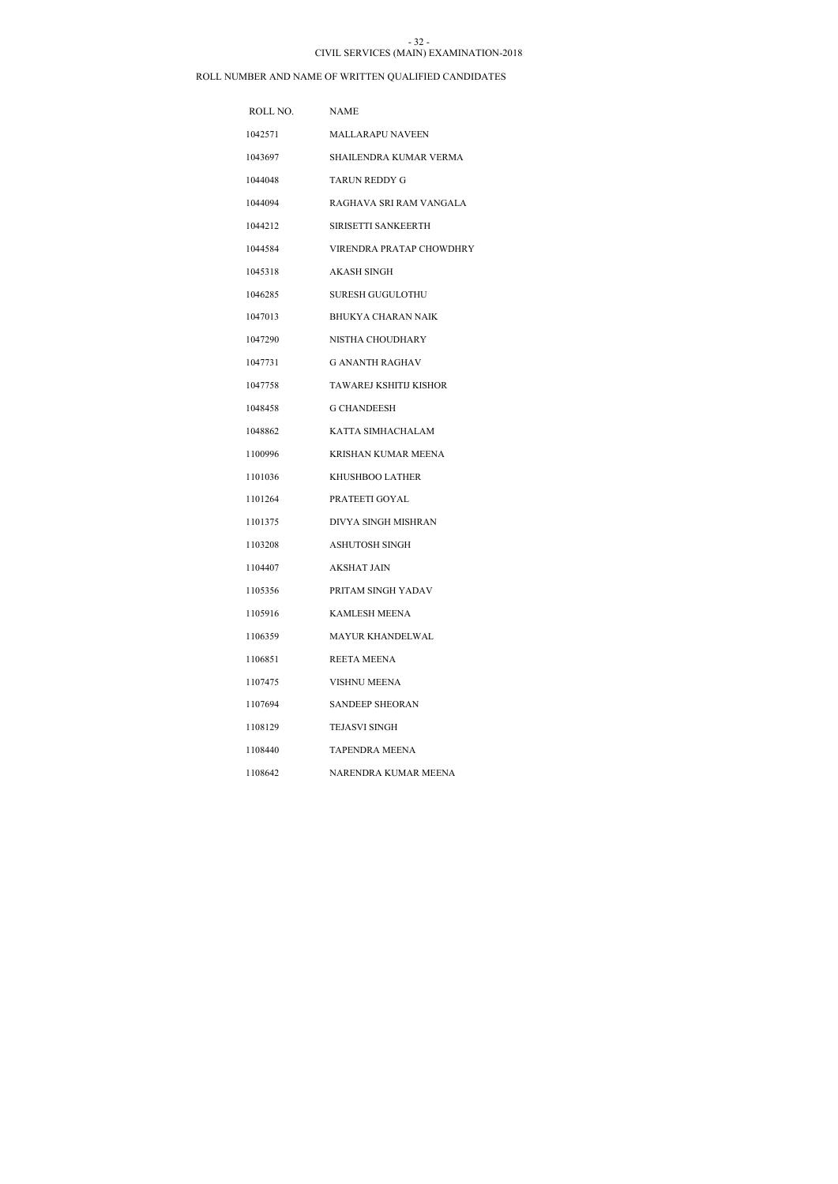CIVIL SERVICES (MAIN) EXAMINATION-2018

ROLL NUMBER AND NAME OF WRITTEN QUALIFIED CANDIDATES

| ROLL NO. | NAME |
|---|---|
| 1042571 | MALLARAPU NAVEEN |
| 1043697 | SHAILENDRA KUMAR VERMA |
| 1044048 | TARUN REDDY G |
| 1044094 | RAGHAVA SRI RAM VANGALA |
| 1044212 | SIRISETTI SANKEERTH |
| 1044584 | VIRENDRA PRATAP CHOWDHRY |
| 1045318 | AKASH SINGH |
| 1046285 | SURESH GUGULOTHU |
| 1047013 | BHUKYA CHARAN NAIK |
| 1047290 | NISTHA CHOUDHARY |
| 1047731 | G ANANTH RAGHAV |
| 1047758 | TAWAREJ KSHITIJ KISHOR |
| 1048458 | G CHANDEESH |
| 1048862 | KATTA SIMHACHALAM |
| 1100996 | KRISHAN KUMAR MEENA |
| 1101036 | KHUSHBOO LATHER |
| 1101264 | PRATEETI GOYAL |
| 1101375 | DIVYA SINGH MISHRAN |
| 1103208 | ASHUTOSH SINGH |
| 1104407 | AKSHAT JAIN |
| 1105356 | PRITAM SINGH YADAV |
| 1105916 | KAMLESH MEENA |
| 1106359 | MAYUR KHANDELWAL |
| 1106851 | REETA MEENA |
| 1107475 | VISHNU MEENA |
| 1107694 | SANDEEP SHEORAN |
| 1108129 | TEJASVI SINGH |
| 1108440 | TAPENDRA MEENA |
| 1108642 | NARENDRA KUMAR MEENA |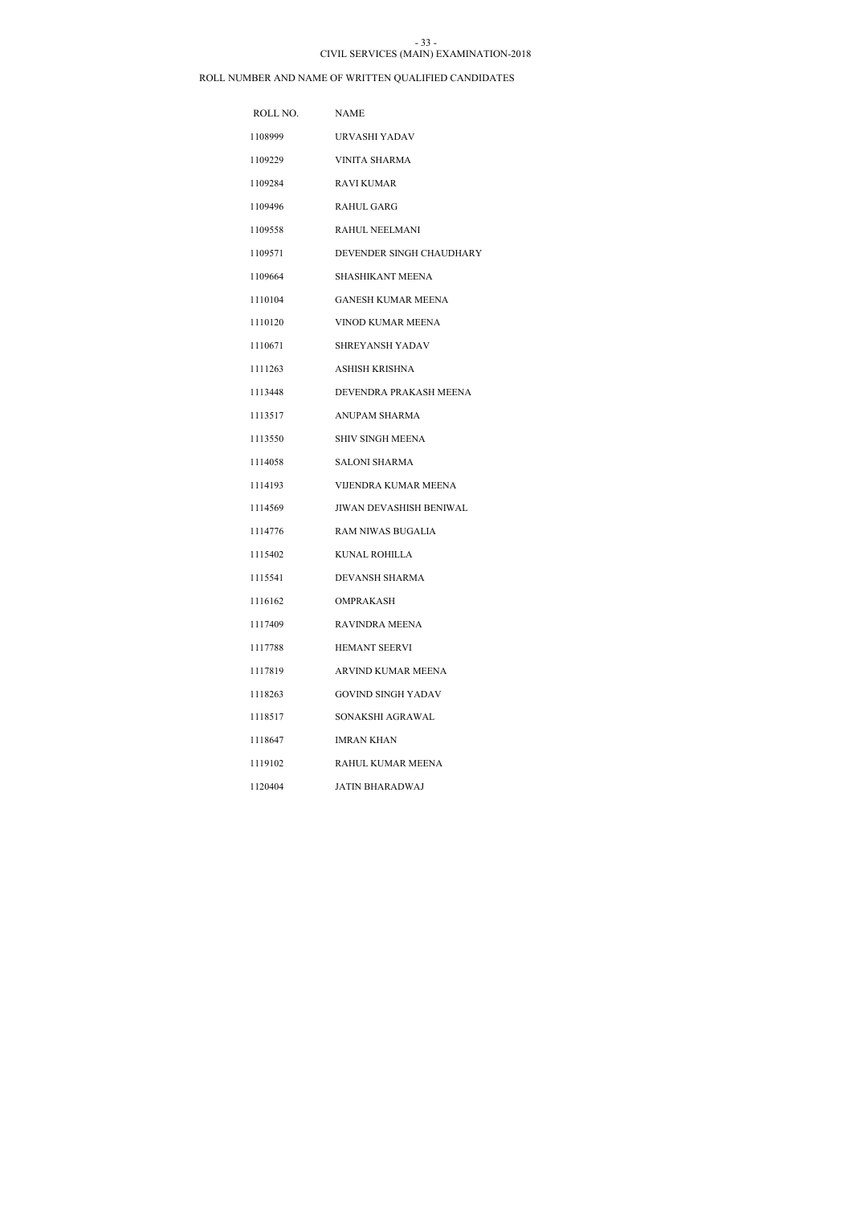CIVIL SERVICES (MAIN) EXAMINATION-2018

ROLL NUMBER AND NAME OF WRITTEN QUALIFIED CANDIDATES

| ROLL NO. | NAME |
|---|---|
| 1108999 | URVASHI YADAV |
| 1109229 | VINITA SHARMA |
| 1109284 | RAVI KUMAR |
| 1109496 | RAHUL GARG |
| 1109558 | RAHUL NEELMANI |
| 1109571 | DEVENDER SINGH CHAUDHARY |
| 1109664 | SHASHIKANT MEENA |
| 1110104 | GANESH KUMAR MEENA |
| 1110120 | VINOD KUMAR MEENA |
| 1110671 | SHREYANSH YADAV |
| 1111263 | ASHISH KRISHNA |
| 1113448 | DEVENDRA PRAKASH MEENA |
| 1113517 | ANUPAM SHARMA |
| 1113550 | SHIV SINGH MEENA |
| 1114058 | SALONI SHARMA |
| 1114193 | VIJENDRA KUMAR MEENA |
| 1114569 | JIWAN DEVASHISH BENIWAL |
| 1114776 | RAM NIWAS BUGALIA |
| 1115402 | KUNAL ROHILLA |
| 1115541 | DEVANSH SHARMA |
| 1116162 | OMPRAKASH |
| 1117409 | RAVINDRA MEENA |
| 1117788 | HEMANT SEERVI |
| 1117819 | ARVIND KUMAR MEENA |
| 1118263 | GOVIND SINGH YADAV |
| 1118517 | SONAKSHI AGRAWAL |
| 1118647 | IMRAN KHAN |
| 1119102 | RAHUL KUMAR MEENA |
| 1120404 | JATIN BHARADWAJ |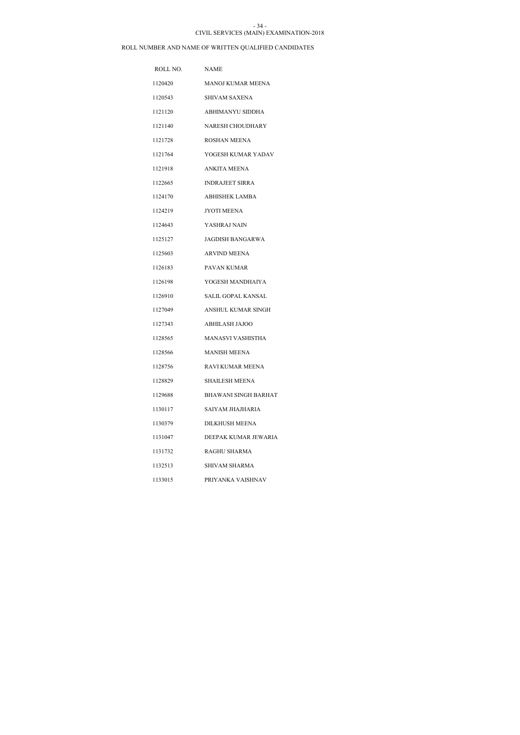CIVIL SERVICES (MAIN) EXAMINATION-2018

ROLL NUMBER AND NAME OF WRITTEN QUALIFIED CANDIDATES

| ROLL NO. | NAME |
|---|---|
| 1120420 | MANOJ KUMAR MEENA |
| 1120543 | SHIVAM SAXENA |
| 1121120 | ABHIMANYU SIDDHA |
| 1121140 | NARESH CHOUDHARY |
| 1121728 | ROSHAN MEENA |
| 1121764 | YOGESH KUMAR YADAV |
| 1121918 | ANKITA MEENA |
| 1122665 | INDRAJEET SIRRA |
| 1124170 | ABHISHEK LAMBA |
| 1124219 | JYOTI MEENA |
| 1124643 | YASHRAJ NAIN |
| 1125127 | JAGDISH BANGARWA |
| 1125603 | ARVIND MEENA |
| 1126183 | PAVAN KUMAR |
| 1126198 | YOGESH MANDHAIYA |
| 1126910 | SALIL GOPAL KANSAL |
| 1127049 | ANSHUL KUMAR SINGH |
| 1127343 | ABHILASH JAJOO |
| 1128565 | MANASVI VASHISTHA |
| 1128566 | MANISH MEENA |
| 1128756 | RAVI KUMAR MEENA |
| 1128829 | SHAILESH MEENA |
| 1129688 | BHAWANI SINGH BARHAT |
| 1130117 | SAIYAM JHAJHARIA |
| 1130379 | DILKHUSH MEENA |
| 1131047 | DEEPAK KUMAR JEWARIA |
| 1131732 | RAGHU SHARMA |
| 1132513 | SHIVAM SHARMA |
| 1133015 | PRIYANKA VAISHNAV |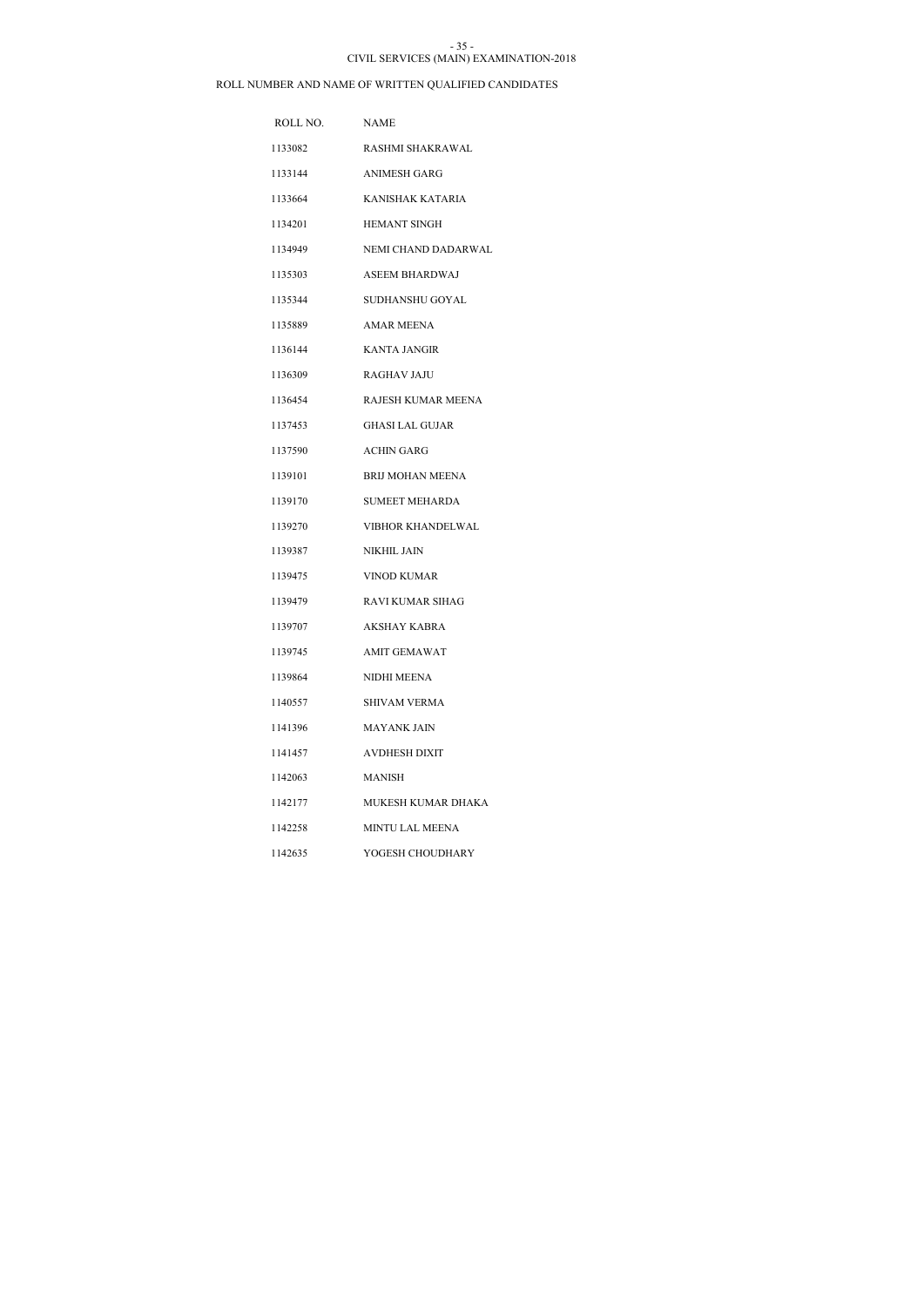CIVIL SERVICES (MAIN) EXAMINATION-2018

ROLL NUMBER AND NAME OF WRITTEN QUALIFIED CANDIDATES

| ROLL NO. | NAME |
| --- | --- |
| 1133082 | RASHMI SHAKRAWAL |
| 1133144 | ANIMESH GARG |
| 1133664 | KANISHAK KATARIA |
| 1134201 | HEMANT SINGH |
| 1134949 | NEMI CHAND DADARWAL |
| 1135303 | ASEEM BHARDWAJ |
| 1135344 | SUDHANSHU GOYAL |
| 1135889 | AMAR MEENA |
| 1136144 | KANTA JANGIR |
| 1136309 | RAGHAV JAJU |
| 1136454 | RAJESH KUMAR MEENA |
| 1137453 | GHASI LAL GUJAR |
| 1137590 | ACHIN GARG |
| 1139101 | BRIJ MOHAN MEENA |
| 1139170 | SUMEET MEHARDA |
| 1139270 | VIBHOR KHANDELWAL |
| 1139387 | NIKHIL JAIN |
| 1139475 | VINOD KUMAR |
| 1139479 | RAVI KUMAR SIHAG |
| 1139707 | AKSHAY KABRA |
| 1139745 | AMIT GEMAWAT |
| 1139864 | NIDHI MEENA |
| 1140557 | SHIVAM VERMA |
| 1141396 | MAYANK JAIN |
| 1141457 | AVDHESH DIXIT |
| 1142063 | MANISH |
| 1142177 | MUKESH KUMAR DHAKA |
| 1142258 | MINTU LAL MEENA |
| 1142635 | YOGESH CHOUDHARY |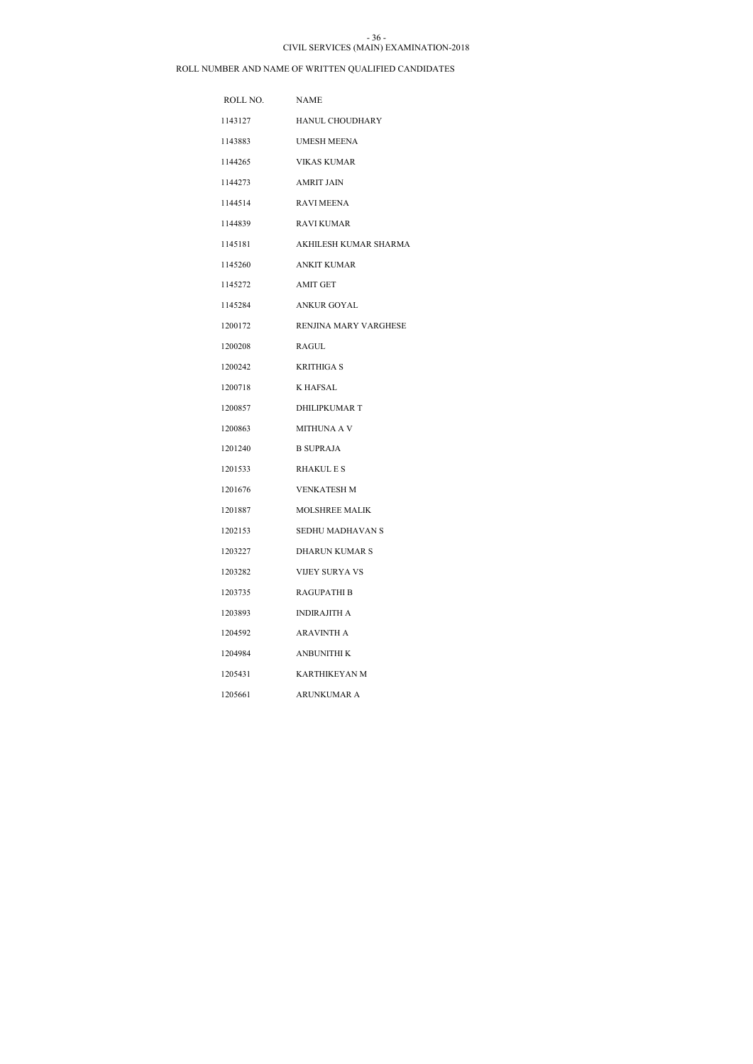CIVIL SERVICES (MAIN) EXAMINATION-2018

ROLL NUMBER AND NAME OF WRITTEN QUALIFIED CANDIDATES

| ROLL NO. | NAME |
| --- | --- |
| 1143127 | HANUL CHOUDHARY |
| 1143883 | UMESH MEENA |
| 1144265 | VIKAS KUMAR |
| 1144273 | AMRIT JAIN |
| 1144514 | RAVI MEENA |
| 1144839 | RAVI KUMAR |
| 1145181 | AKHILESH KUMAR SHARMA |
| 1145260 | ANKIT KUMAR |
| 1145272 | AMIT GET |
| 1145284 | ANKUR GOYAL |
| 1200172 | RENJINA MARY VARGHESE |
| 1200208 | RAGUL |
| 1200242 | KRITHIGA S |
| 1200718 | K HAFSAL |
| 1200857 | DHILIPKUMAR T |
| 1200863 | MITHUNA A V |
| 1201240 | B SUPRAJA |
| 1201533 | RHAKUL E S |
| 1201676 | VENKATESH M |
| 1201887 | MOLSHREE MALIK |
| 1202153 | SEDHU MADHAVAN S |
| 1203227 | DHARUN KUMAR S |
| 1203282 | VIJEY SURYA VS |
| 1203735 | RAGUPATHI B |
| 1203893 | INDIRAJITH A |
| 1204592 | ARAVINTH A |
| 1204984 | ANBUNITHI K |
| 1205431 | KARTHIKEYAN M |
| 1205661 | ARUNKUMAR A |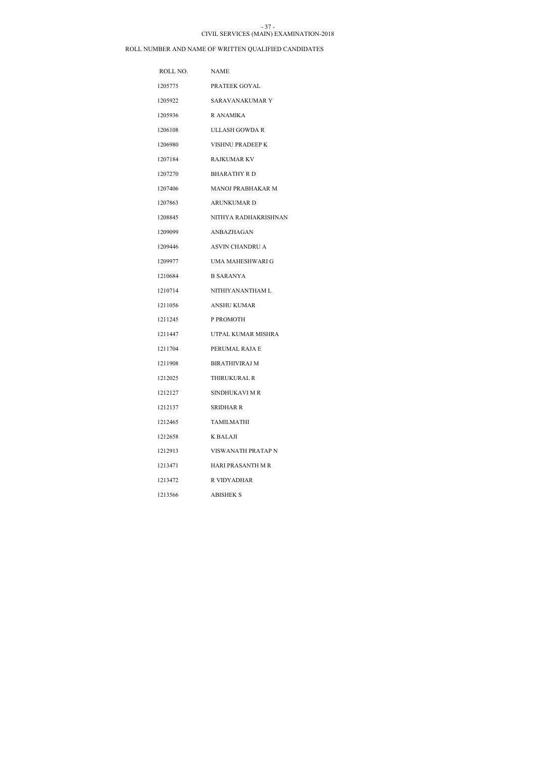CIVIL SERVICES (MAIN) EXAMINATION-2018

ROLL NUMBER AND NAME OF WRITTEN QUALIFIED CANDIDATES

| ROLL NO. | NAME |
| --- | --- |
| 1205775 | PRATEEK GOYAL |
| 1205922 | SARAVANAKUMAR Y |
| 1205936 | R ANAMIKA |
| 1206108 | ULLASH GOWDA R |
| 1206980 | VISHNU PRADEEP K |
| 1207184 | RAJKUMAR KV |
| 1207270 | BHARATHY R D |
| 1207406 | MANOJ PRABHAKAR M |
| 1207863 | ARUNKUMAR D |
| 1208845 | NITHYA RADHAKRISHNAN |
| 1209099 | ANBAZHAGAN |
| 1209446 | ASVIN CHANDRU A |
| 1209977 | UMA MAHESHWARI G |
| 1210684 | B SARANYA |
| 1210714 | NITHIYANANTHAM L |
| 1211056 | ANSHU KUMAR |
| 1211245 | P PROMOTH |
| 1211447 | UTPAL KUMAR MISHRA |
| 1211704 | PERUMAL RAJA E |
| 1211908 | BIRATHIVIRAJ M |
| 1212025 | THIRUKURAL R |
| 1212127 | SINDHUKAVI M R |
| 1212137 | SRIDHAR R |
| 1212465 | TAMILMATHI |
| 1212658 | K BALAJI |
| 1212913 | VISWANATH PRATAP N |
| 1213471 | HARI PRASANTH M R |
| 1213472 | R VIDYADHAR |
| 1213566 | ABISHEK S |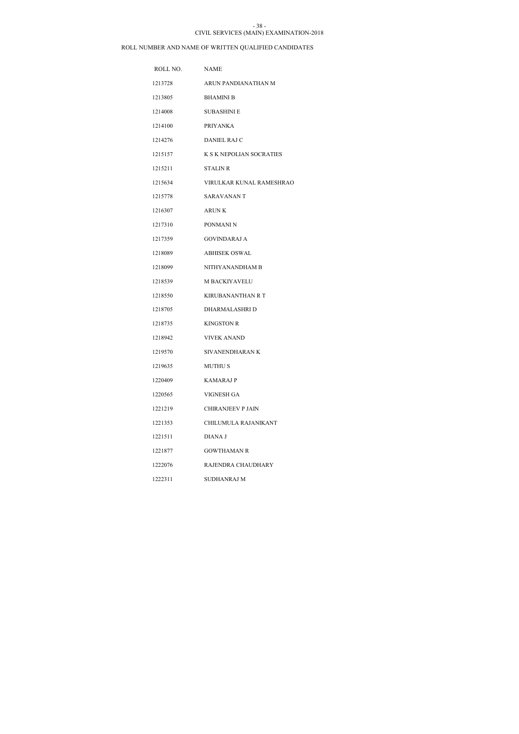CIVIL SERVICES (MAIN) EXAMINATION-2018

ROLL NUMBER AND NAME OF WRITTEN QUALIFIED CANDIDATES

| ROLL NO. | NAME |
|---|---|
| 1213728 | ARUN PANDIANATHAN M |
| 1213805 | BHAMINI B |
| 1214008 | SUBASHINI E |
| 1214100 | PRIYANKA |
| 1214276 | DANIEL RAJ C |
| 1215157 | K S K NEPOLIAN SOCRATIES |
| 1215211 | STALIN R |
| 1215634 | VIRULKAR KUNAL RAMESHRAO |
| 1215778 | SARAVANAN T |
| 1216307 | ARUN K |
| 1217310 | PONMANI N |
| 1217359 | GOVINDARAJ A |
| 1218089 | ABHISEK OSWAL |
| 1218099 | NITHYANANDHAM B |
| 1218539 | M BACKIYAVELU |
| 1218550 | KIRUBANANTHAN R T |
| 1218705 | DHARMALASHRI D |
| 1218735 | KINGSTON R |
| 1218942 | VIVEK ANAND |
| 1219570 | SIVANENDHARAN K |
| 1219635 | MUTHU S |
| 1220409 | KAMARAJ P |
| 1220565 | VIGNESH GA |
| 1221219 | CHIRANJEEV P JAIN |
| 1221353 | CHILUMULA RAJANIKANT |
| 1221511 | DIANA J |
| 1221877 | GOWTHAMAN R |
| 1222076 | RAJENDRA CHAUDHARY |
| 1222311 | SUDHANRAJ M |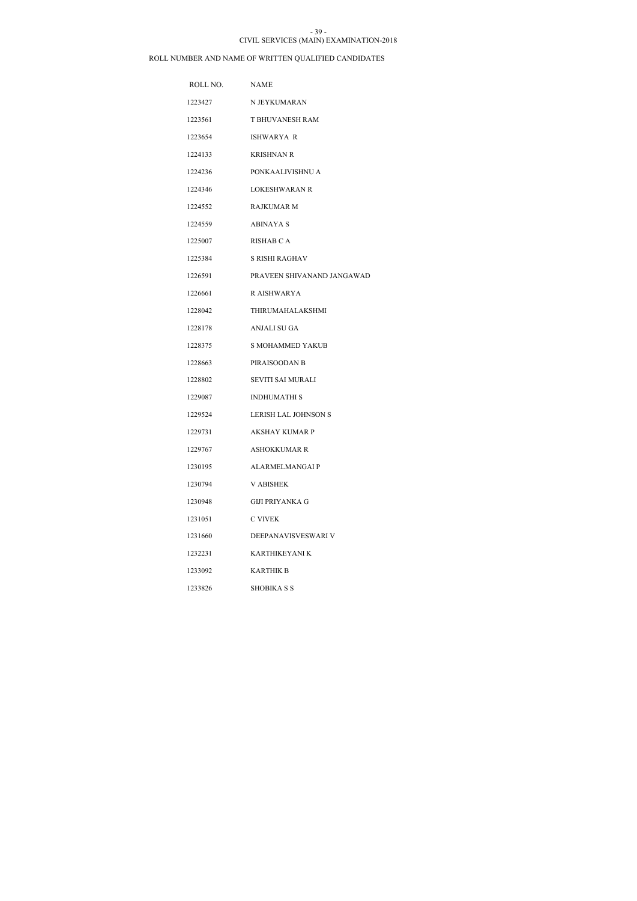CIVIL SERVICES (MAIN) EXAMINATION-2018

ROLL NUMBER AND NAME OF WRITTEN QUALIFIED CANDIDATES

| ROLL NO. | NAME |
|---|---|
| 1223427 | N JEYKUMARAN |
| 1223561 | T BHUVANESH RAM |
| 1223654 | ISHWARYA R |
| 1224133 | KRISHNAN R |
| 1224236 | PONKAALIVISHNU A |
| 1224346 | LOKESHWARAN R |
| 1224552 | RAJKUMAR M |
| 1224559 | ABINAYA S |
| 1225007 | RISHAB C A |
| 1225384 | S RISHI RAGHAV |
| 1226591 | PRAVEEN SHIVANAND JANGAWAD |
| 1226661 | R AISHWARYA |
| 1228042 | THIRUMAHALAKSHMI |
| 1228178 | ANJALI SU GA |
| 1228375 | S MOHAMMED YAKUB |
| 1228663 | PIRAISOODAN B |
| 1228802 | SEVITI SAI MURALI |
| 1229087 | INDHUMATHI S |
| 1229524 | LERISH LAL JOHNSON S |
| 1229731 | AKSHAY KUMAR P |
| 1229767 | ASHOKKUMAR R |
| 1230195 | ALARMELMANGAI P |
| 1230794 | V ABISHEK |
| 1230948 | GIJI PRIYANKA G |
| 1231051 | C VIVEK |
| 1231660 | DEEPANAVISVESWARI V |
| 1232231 | KARTHIKEYANI K |
| 1233092 | KARTHIK B |
| 1233826 | SHOBIKA S S |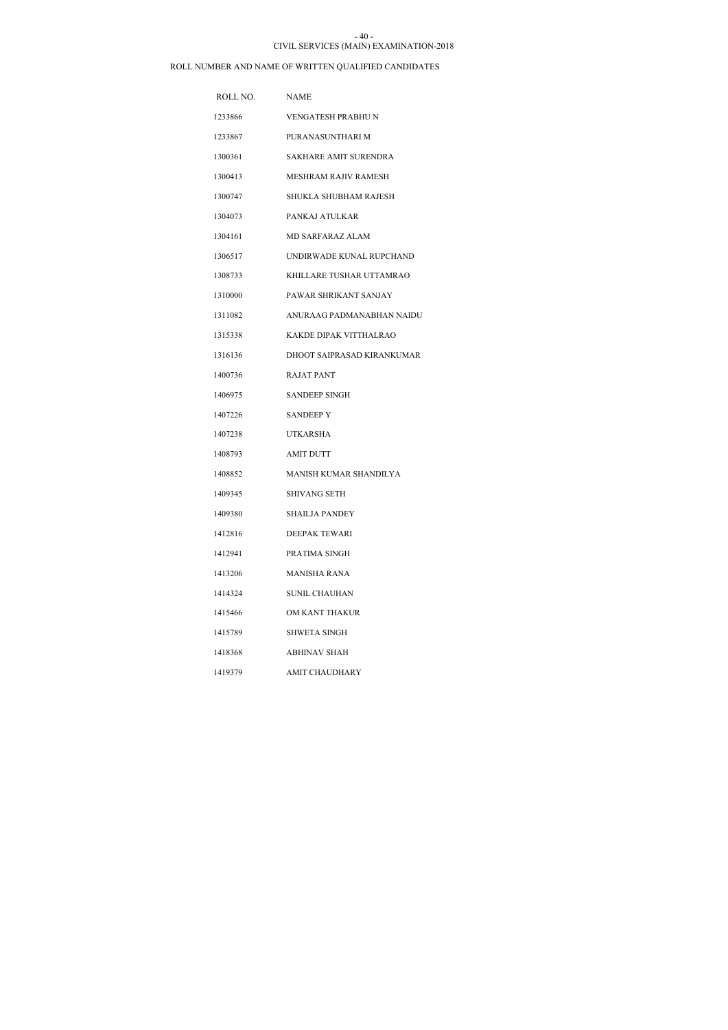CIVIL SERVICES (MAIN) EXAMINATION-2018

ROLL NUMBER AND NAME OF WRITTEN QUALIFIED CANDIDATES

| ROLL NO. | NAME |
|---|---|
| 1233866 | VENGATESH PRABHU N |
| 1233867 | PURANASUNTHARI M |
| 1300361 | SAKHARE AMIT SURENDRA |
| 1300413 | MESHRAM RAJIV RAMESH |
| 1300747 | SHUKLA SHUBHAM RAJESH |
| 1304073 | PANKAJ ATULKAR |
| 1304161 | MD SARFARAZ ALAM |
| 1306517 | UNDIRWADE KUNAL RUPCHAND |
| 1308733 | KHILLARE TUSHAR UTTAMRAO |
| 1310000 | PAWAR SHRIKANT SANJAY |
| 1311082 | ANURAAG PADMANABHAN NAIDU |
| 1315338 | KAKDE DIPAK VITTHALRAO |
| 1316136 | DHOOT SAIPRASAD KIRANKUMAR |
| 1400736 | RAJAT PANT |
| 1406975 | SANDEEP SINGH |
| 1407226 | SANDEEP Y |
| 1407238 | UTKARSHA |
| 1408793 | AMIT DUTT |
| 1408852 | MANISH KUMAR SHANDILYA |
| 1409345 | SHIVANG SETH |
| 1409380 | SHAILJA PANDEY |
| 1412816 | DEEPAK TEWARI |
| 1412941 | PRATIMA SINGH |
| 1413206 | MANISHA RANA |
| 1414324 | SUNIL CHAUHAN |
| 1415466 | OM KANT THAKUR |
| 1415789 | SHWETA SINGH |
| 1418368 | ABHINAV SHAH |
| 1419379 | AMIT CHAUDHARY |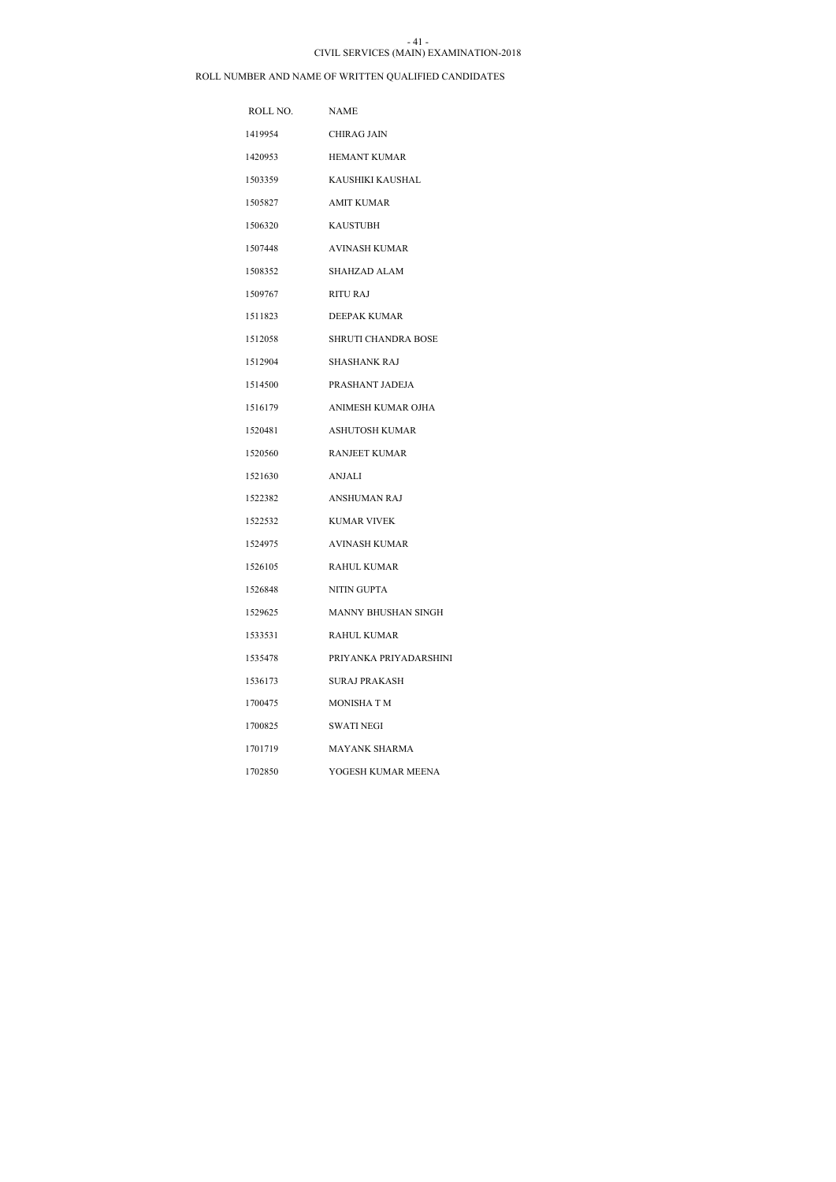CIVIL SERVICES (MAIN) EXAMINATION-2018

ROLL NUMBER AND NAME OF WRITTEN QUALIFIED CANDIDATES

| ROLL NO. | NAME |
|---|---|
| 1419954 | CHIRAG JAIN |
| 1420953 | HEMANT KUMAR |
| 1503359 | KAUSHIKI KAUSHAL |
| 1505827 | AMIT KUMAR |
| 1506320 | KAUSTUBH |
| 1507448 | AVINASH KUMAR |
| 1508352 | SHAHZAD ALAM |
| 1509767 | RITU RAJ |
| 1511823 | DEEPAK KUMAR |
| 1512058 | SHRUTI CHANDRA BOSE |
| 1512904 | SHASHANK RAJ |
| 1514500 | PRASHANT JADEJA |
| 1516179 | ANIMESH KUMAR OJHA |
| 1520481 | ASHUTOSH KUMAR |
| 1520560 | RANJEET KUMAR |
| 1521630 | ANJALI |
| 1522382 | ANSHUMAN RAJ |
| 1522532 | KUMAR VIVEK |
| 1524975 | AVINASH KUMAR |
| 1526105 | RAHUL KUMAR |
| 1526848 | NITIN GUPTA |
| 1529625 | MANNY BHUSHAN SINGH |
| 1533531 | RAHUL KUMAR |
| 1535478 | PRIYANKA PRIYADARSHINI |
| 1536173 | SURAJ PRAKASH |
| 1700475 | MONISHA T M |
| 1700825 | SWATI NEGI |
| 1701719 | MAYANK SHARMA |
| 1702850 | YOGESH KUMAR MEENA |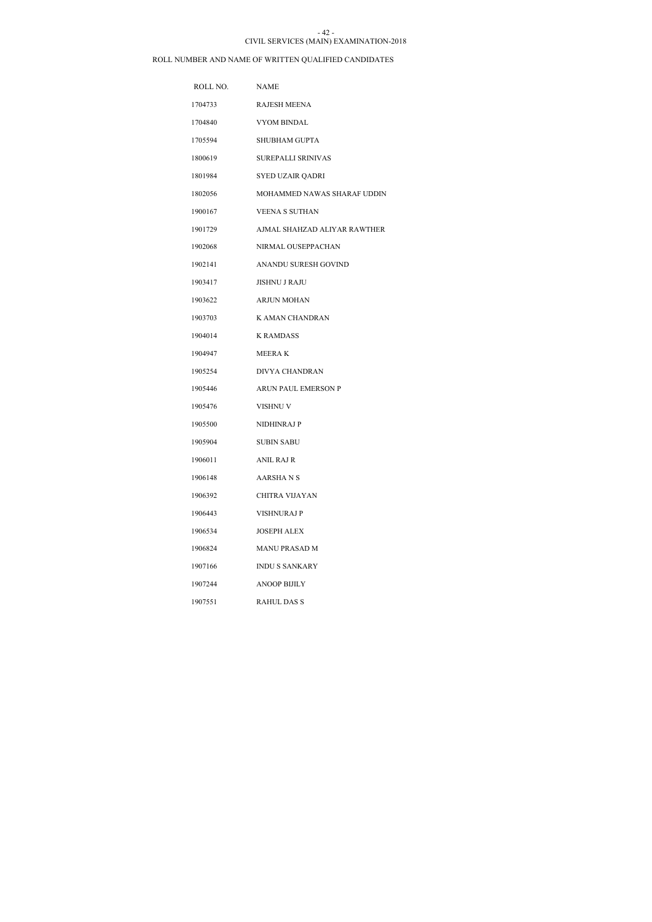CIVIL SERVICES (MAIN) EXAMINATION-2018

ROLL NUMBER AND NAME OF WRITTEN QUALIFIED CANDIDATES

| ROLL NO. | NAME |
| --- | --- |
| 1704733 | RAJESH MEENA |
| 1704840 | VYOM BINDAL |
| 1705594 | SHUBHAM GUPTA |
| 1800619 | SUREPALLI SRINIVAS |
| 1801984 | SYED UZAIR QADRI |
| 1802056 | MOHAMMED NAWAS SHARAF UDDIN |
| 1900167 | VEENA S SUTHAN |
| 1901729 | AJMAL SHAHZAD ALIYAR RAWTHER |
| 1902068 | NIRMAL OUSEPPACHAN |
| 1902141 | ANANDU SURESH GOVIND |
| 1903417 | JISHNU J RAJU |
| 1903622 | ARJUN MOHAN |
| 1903703 | K AMAN CHANDRAN |
| 1904014 | K RAMDASS |
| 1904947 | MEERA K |
| 1905254 | DIVYA CHANDRAN |
| 1905446 | ARUN PAUL EMERSON P |
| 1905476 | VISHNU V |
| 1905500 | NIDHINRAJ P |
| 1905904 | SUBIN SABU |
| 1906011 | ANIL RAJ R |
| 1906148 | AARSHA N S |
| 1906392 | CHITRA VIJAYAN |
| 1906443 | VISHNURAJ P |
| 1906534 | JOSEPH ALEX |
| 1906824 | MANU PRASAD M |
| 1907166 | INDU S SANKARY |
| 1907244 | ANOOP BIJILY |
| 1907551 | RAHUL DAS S |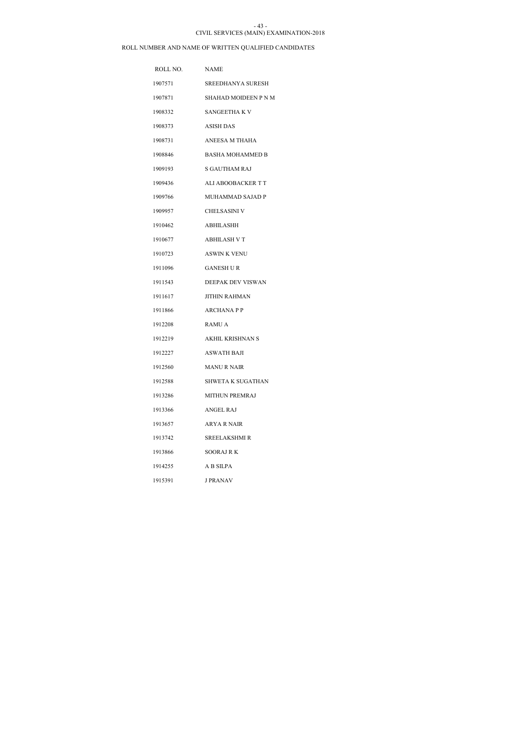CIVIL SERVICES (MAIN) EXAMINATION-2018

ROLL NUMBER AND NAME OF WRITTEN QUALIFIED CANDIDATES

| ROLL NO. | NAME |
| --- | --- |
| 1907571 | SREEDHANYA SURESH |
| 1907871 | SHAHAD MOIDEEN P N M |
| 1908332 | SANGEETHA K V |
| 1908373 | ASISH DAS |
| 1908731 | ANEESA M THAHA |
| 1908846 | BASHA MOHAMMED B |
| 1909193 | S GAUTHAM RAJ |
| 1909436 | ALI ABOOBACKER T T |
| 1909766 | MUHAMMAD SAJAD P |
| 1909957 | CHELSASINI V |
| 1910462 | ABHILASHH |
| 1910677 | ABHILASH V T |
| 1910723 | ASWIN K VENU |
| 1911096 | GANESH U R |
| 1911543 | DEEPAK DEV VISWAN |
| 1911617 | JITHIN RAHMAN |
| 1911866 | ARCHANA P P |
| 1912208 | RAMU A |
| 1912219 | AKHIL KRISHNAN S |
| 1912227 | ASWATH BAJI |
| 1912560 | MANU R NAIR |
| 1912588 | SHWETA K SUGATHAN |
| 1913286 | MITHUN PREMRAJ |
| 1913366 | ANGEL RAJ |
| 1913657 | ARYA R NAIR |
| 1913742 | SREELAKSHMI R |
| 1913866 | SOORAJ R K |
| 1914255 | A B SILPA |
| 1915391 | J PRANAV |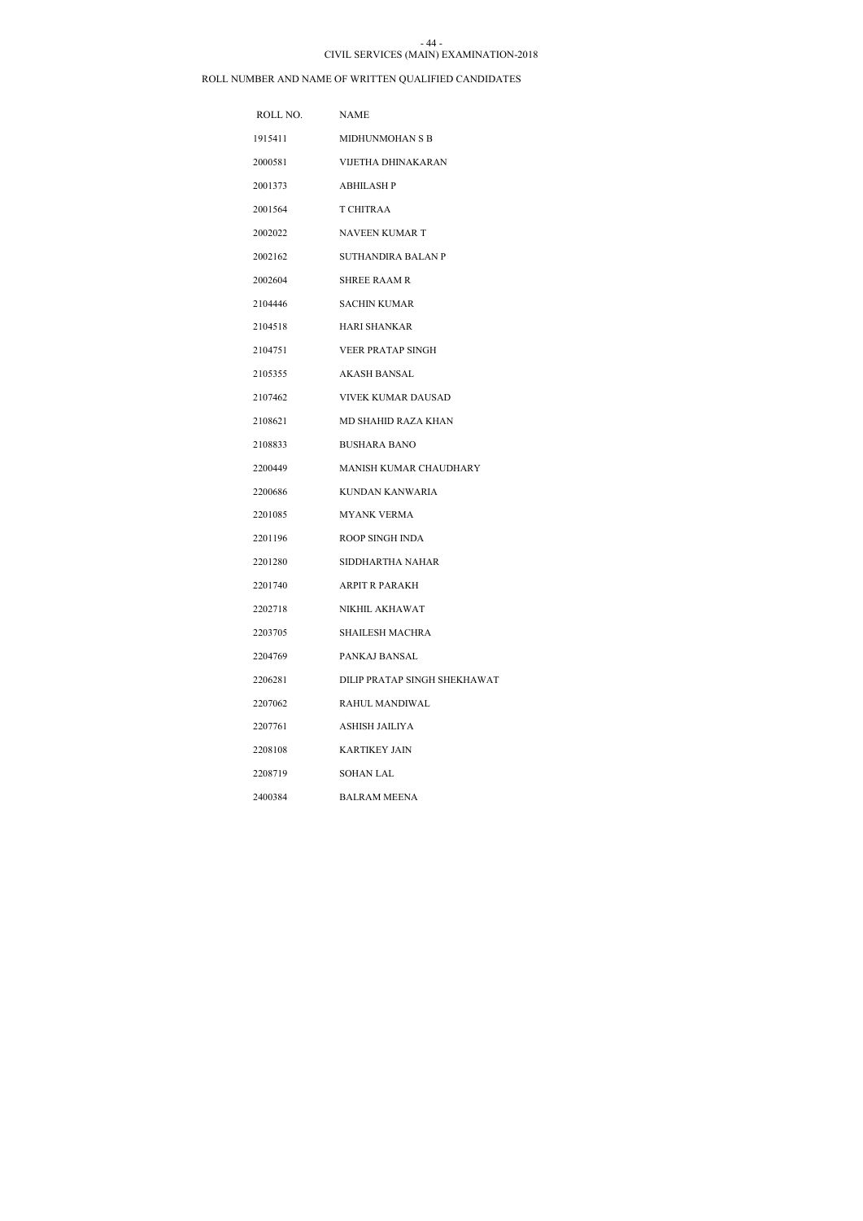CIVIL SERVICES (MAIN) EXAMINATION-2018

ROLL NUMBER AND NAME OF WRITTEN QUALIFIED CANDIDATES

| ROLL NO. | NAME |
|---|---|
| 1915411 | MIDHUNMOHAN S B |
| 2000581 | VIJETHA DHINAKARAN |
| 2001373 | ABHILASH P |
| 2001564 | T CHITRAA |
| 2002022 | NAVEEN KUMAR T |
| 2002162 | SUTHANDIRA BALAN P |
| 2002604 | SHREE RAAM R |
| 2104446 | SACHIN KUMAR |
| 2104518 | HARI SHANKAR |
| 2104751 | VEER PRATAP SINGH |
| 2105355 | AKASH BANSAL |
| 2107462 | VIVEK KUMAR DAUSAD |
| 2108621 | MD SHAHID RAZA KHAN |
| 2108833 | BUSHARA BANO |
| 2200449 | MANISH KUMAR CHAUDHARY |
| 2200686 | KUNDAN KANWARIA |
| 2201085 | MYANK VERMA |
| 2201196 | ROOP SINGH INDA |
| 2201280 | SIDDHARTHA NAHAR |
| 2201740 | ARPIT R PARAKH |
| 2202718 | NIKHIL AKHAWAT |
| 2203705 | SHAILESH MACHRA |
| 2204769 | PANKAJ BANSAL |
| 2206281 | DILIP PRATAP SINGH SHEKHAWAT |
| 2207062 | RAHUL MANDIWAL |
| 2207761 | ASHISH JAILIYA |
| 2208108 | KARTIKEY JAIN |
| 2208719 | SOHAN LAL |
| 2400384 | BALRAM MEENA |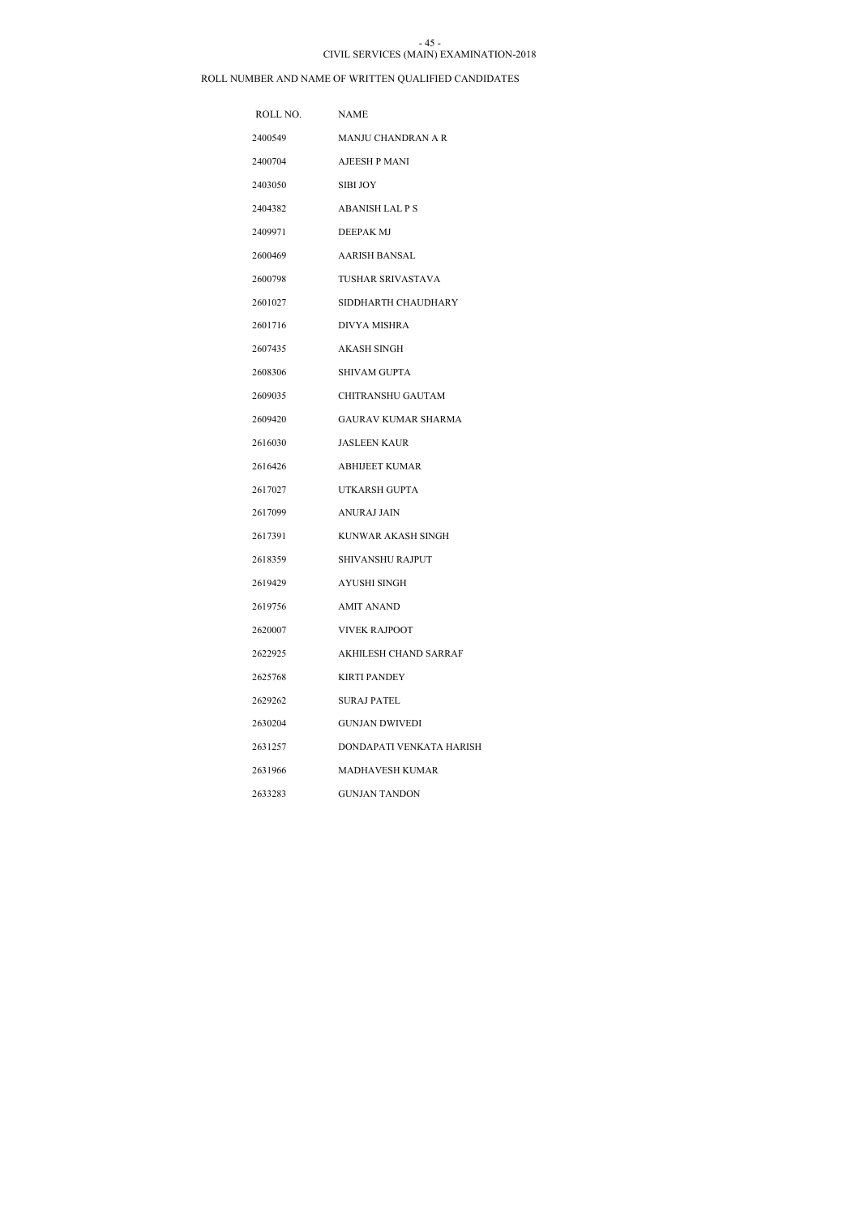CIVIL SERVICES (MAIN) EXAMINATION-2018

ROLL NUMBER AND NAME OF WRITTEN QUALIFIED CANDIDATES

| ROLL NO. | NAME |
|---|---|
| 2400549 | MANJU CHANDRAN A R |
| 2400704 | AJEESH P MANI |
| 2403050 | SIBI JOY |
| 2404382 | ABANISH LAL P S |
| 2409971 | DEEPAK MJ |
| 2600469 | AARISH BANSAL |
| 2600798 | TUSHAR SRIVASTAVA |
| 2601027 | SIDDHARTH CHAUDHARY |
| 2601716 | DIVYA MISHRA |
| 2607435 | AKASH SINGH |
| 2608306 | SHIVAM GUPTA |
| 2609035 | CHITRANSHU GAUTAM |
| 2609420 | GAURAV KUMAR SHARMA |
| 2616030 | JASLEEN KAUR |
| 2616426 | ABHIJEET KUMAR |
| 2617027 | UTKARSH GUPTA |
| 2617099 | ANURAJ JAIN |
| 2617391 | KUNWAR AKASH SINGH |
| 2618359 | SHIVANSHU RAJPUT |
| 2619429 | AYUSHI SINGH |
| 2619756 | AMIT ANAND |
| 2620007 | VIVEK RAJPOOT |
| 2622925 | AKHILESH CHAND SARRAF |
| 2625768 | KIRTI PANDEY |
| 2629262 | SURAJ PATEL |
| 2630204 | GUNJAN DWIVEDI |
| 2631257 | DONDAPATI VENKATA HARISH |
| 2631966 | MADHAVESH KUMAR |
| 2633283 | GUNJAN TANDON |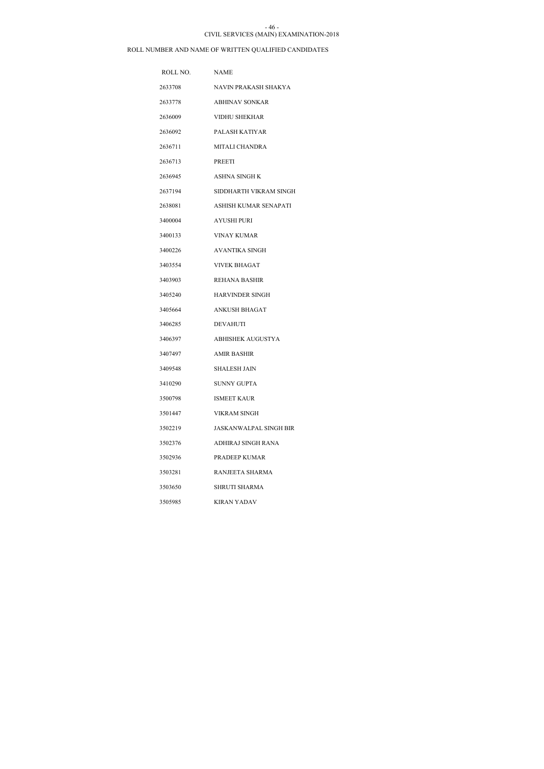CIVIL SERVICES (MAIN) EXAMINATION-2018

ROLL NUMBER AND NAME OF WRITTEN QUALIFIED CANDIDATES

| ROLL NO. | NAME |
|---|---|
| 2633708 | NAVIN PRAKASH SHAKYA |
| 2633778 | ABHINAV SONKAR |
| 2636009 | VIDHU SHEKHAR |
| 2636092 | PALASH KATIYAR |
| 2636711 | MITALI CHANDRA |
| 2636713 | PREETI |
| 2636945 | ASHNA SINGH K |
| 2637194 | SIDDHARTH VIKRAM SINGH |
| 2638081 | ASHISH KUMAR SENAPATI |
| 3400004 | AYUSHI PURI |
| 3400133 | VINAY KUMAR |
| 3400226 | AVANTIKA SINGH |
| 3403554 | VIVEK BHAGAT |
| 3403903 | REHANA BASHIR |
| 3405240 | HARVINDER SINGH |
| 3405664 | ANKUSH BHAGAT |
| 3406285 | DEVAHUTI |
| 3406397 | ABHISHEK AUGUSTYA |
| 3407497 | AMIR BASHIR |
| 3409548 | SHALESH JAIN |
| 3410290 | SUNNY GUPTA |
| 3500798 | ISMEET KAUR |
| 3501447 | VIKRAM SINGH |
| 3502219 | JASKANWALPAL SINGH BIR |
| 3502376 | ADHIRAJ SINGH RANA |
| 3502936 | PRADEEP KUMAR |
| 3503281 | RANJEETA SHARMA |
| 3503650 | SHRUTI SHARMA |
| 3505985 | KIRAN YADAV |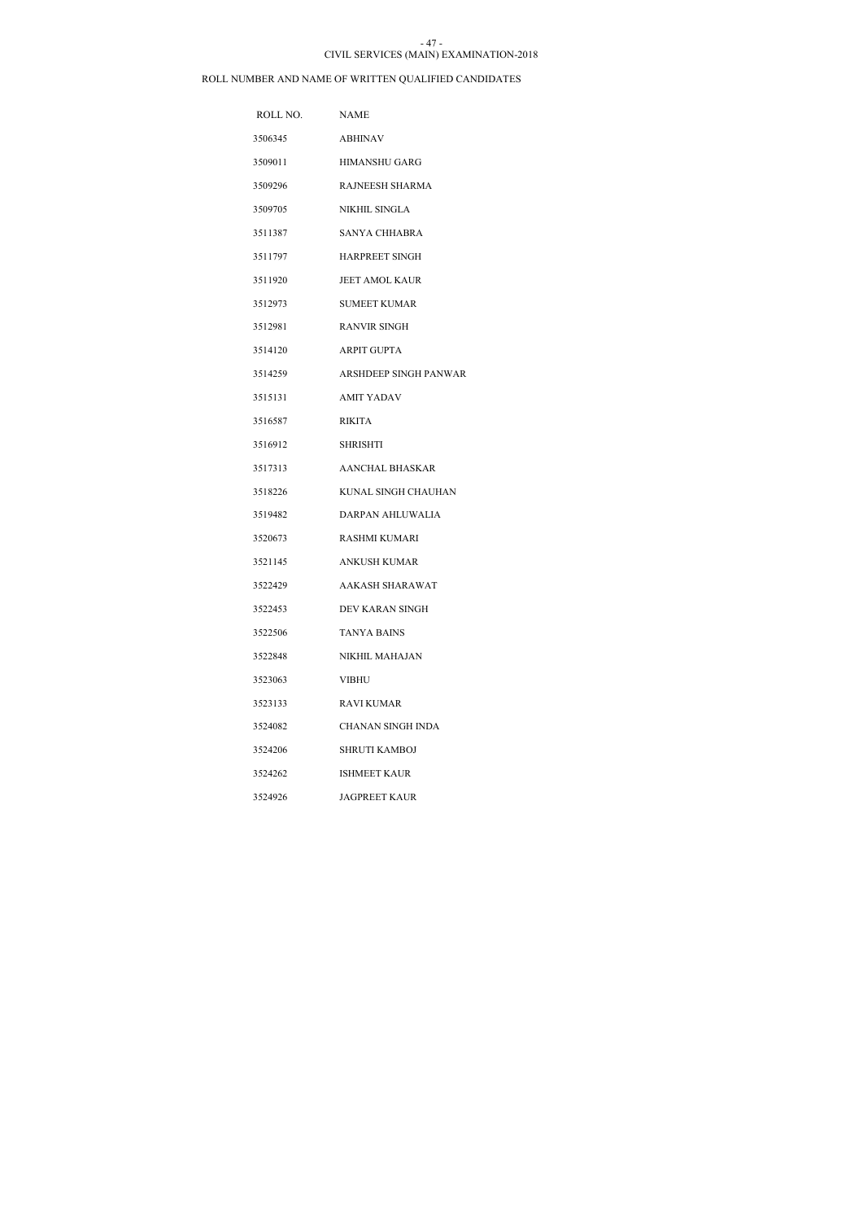CIVIL SERVICES (MAIN) EXAMINATION-2018

ROLL NUMBER AND NAME OF WRITTEN QUALIFIED CANDIDATES

| ROLL NO. | NAME |
|---|---|
| 3506345 | ABHINAV |
| 3509011 | HIMANSHU GARG |
| 3509296 | RAJNEESH SHARMA |
| 3509705 | NIKHIL SINGLA |
| 3511387 | SANYA CHHABRA |
| 3511797 | HARPREET SINGH |
| 3511920 | JEET AMOL KAUR |
| 3512973 | SUMEET KUMAR |
| 3512981 | RANVIR SINGH |
| 3514120 | ARPIT GUPTA |
| 3514259 | ARSHDEEP SINGH PANWAR |
| 3515131 | AMIT YADAV |
| 3516587 | RIKITA |
| 3516912 | SHRISHTI |
| 3517313 | AANCHAL BHASKAR |
| 3518226 | KUNAL SINGH CHAUHAN |
| 3519482 | DARPAN AHLUWALIA |
| 3520673 | RASHMI KUMARI |
| 3521145 | ANKUSH KUMAR |
| 3522429 | AAKASH SHARAWAT |
| 3522453 | DEV KARAN SINGH |
| 3522506 | TANYA BAINS |
| 3522848 | NIKHIL MAHAJAN |
| 3523063 | VIBHU |
| 3523133 | RAVI KUMAR |
| 3524082 | CHANAN SINGH INDA |
| 3524206 | SHRUTI KAMBOJ |
| 3524262 | ISHMEET KAUR |
| 3524926 | JAGPREET KAUR |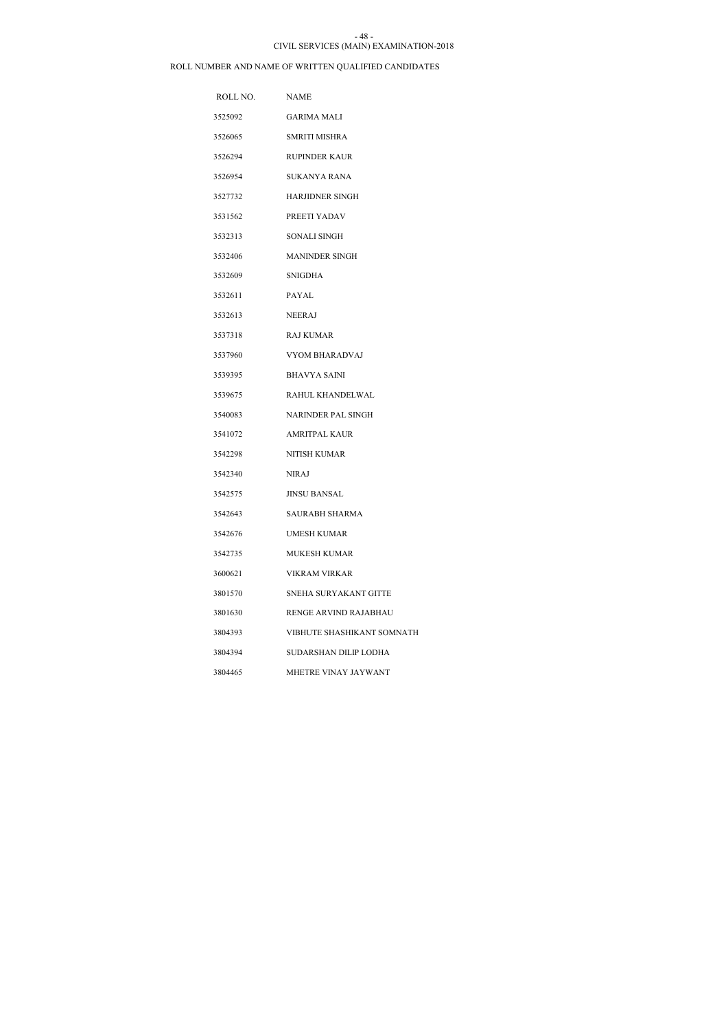CIVIL SERVICES (MAIN) EXAMINATION-2018

ROLL NUMBER AND NAME OF WRITTEN QUALIFIED CANDIDATES

| ROLL NO. | NAME |
|---|---|
| 3525092 | GARIMA MALI |
| 3526065 | SMRITI MISHRA |
| 3526294 | RUPINDER KAUR |
| 3526954 | SUKANYA RANA |
| 3527732 | HARJIDNER SINGH |
| 3531562 | PREETI YADAV |
| 3532313 | SONALI SINGH |
| 3532406 | MANINDER SINGH |
| 3532609 | SNIGDHA |
| 3532611 | PAYAL |
| 3532613 | NEERAJ |
| 3537318 | RAJ KUMAR |
| 3537960 | VYOM BHARADVAJ |
| 3539395 | BHAVYA SAINI |
| 3539675 | RAHUL KHANDELWAL |
| 3540083 | NARINDER PAL SINGH |
| 3541072 | AMRITPAL KAUR |
| 3542298 | NITISH KUMAR |
| 3542340 | NIRAJ |
| 3542575 | JINSU BANSAL |
| 3542643 | SAURABH SHARMA |
| 3542676 | UMESH KUMAR |
| 3542735 | MUKESH KUMAR |
| 3600621 | VIKRAM VIRKAR |
| 3801570 | SNEHA SURYAKANT GITTE |
| 3801630 | RENGE ARVIND RAJABHAU |
| 3804393 | VIBHUTE SHASHIKANT SOMNATH |
| 3804394 | SUDARSHAN DILIP LODHA |
| 3804465 | MHETRE VINAY JAYWANT |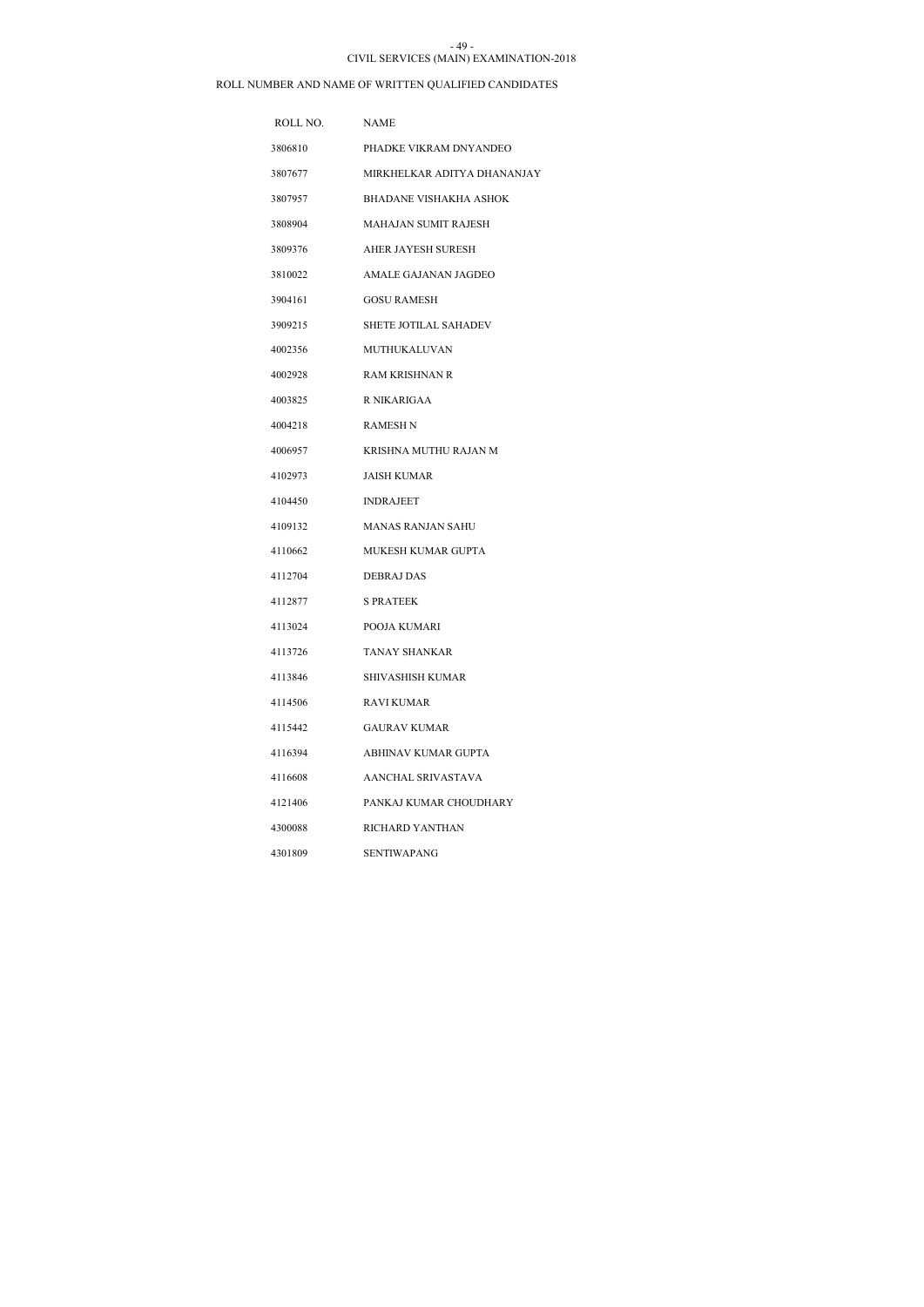CIVIL SERVICES (MAIN) EXAMINATION-2018

ROLL NUMBER AND NAME OF WRITTEN QUALIFIED CANDIDATES

| ROLL NO. | NAME |
|---|---|
| 3806810 | PHADKE VIKRAM DNYANDEO |
| 3807677 | MIRKHELKAR ADITYA DHANANJAY |
| 3807957 | BHADANE VISHAKHA ASHOK |
| 3808904 | MAHAJAN SUMIT RAJESH |
| 3809376 | AHER JAYESH SURESH |
| 3810022 | AMALE GAJANAN JAGDEO |
| 3904161 | GOSU RAMESH |
| 3909215 | SHETE JOTILAL SAHADEV |
| 4002356 | MUTHUKALUVAN |
| 4002928 | RAM KRISHNAN R |
| 4003825 | R NIKARIGAA |
| 4004218 | RAMESH N |
| 4006957 | KRISHNA MUTHU RAJAN M |
| 4102973 | JAISH KUMAR |
| 4104450 | INDRAJEET |
| 4109132 | MANAS RANJAN SAHU |
| 4110662 | MUKESH KUMAR GUPTA |
| 4112704 | DEBRAJ DAS |
| 4112877 | S PRATEEK |
| 4113024 | POOJA KUMARI |
| 4113726 | TANAY SHANKAR |
| 4113846 | SHIVASHISH KUMAR |
| 4114506 | RAVI KUMAR |
| 4115442 | GAURAV KUMAR |
| 4116394 | ABHINAV KUMAR GUPTA |
| 4116608 | AANCHAL SRIVASTAVA |
| 4121406 | PANKAJ KUMAR CHOUDHARY |
| 4300088 | RICHARD YANTHAN |
| 4301809 | SENTIWAPANG |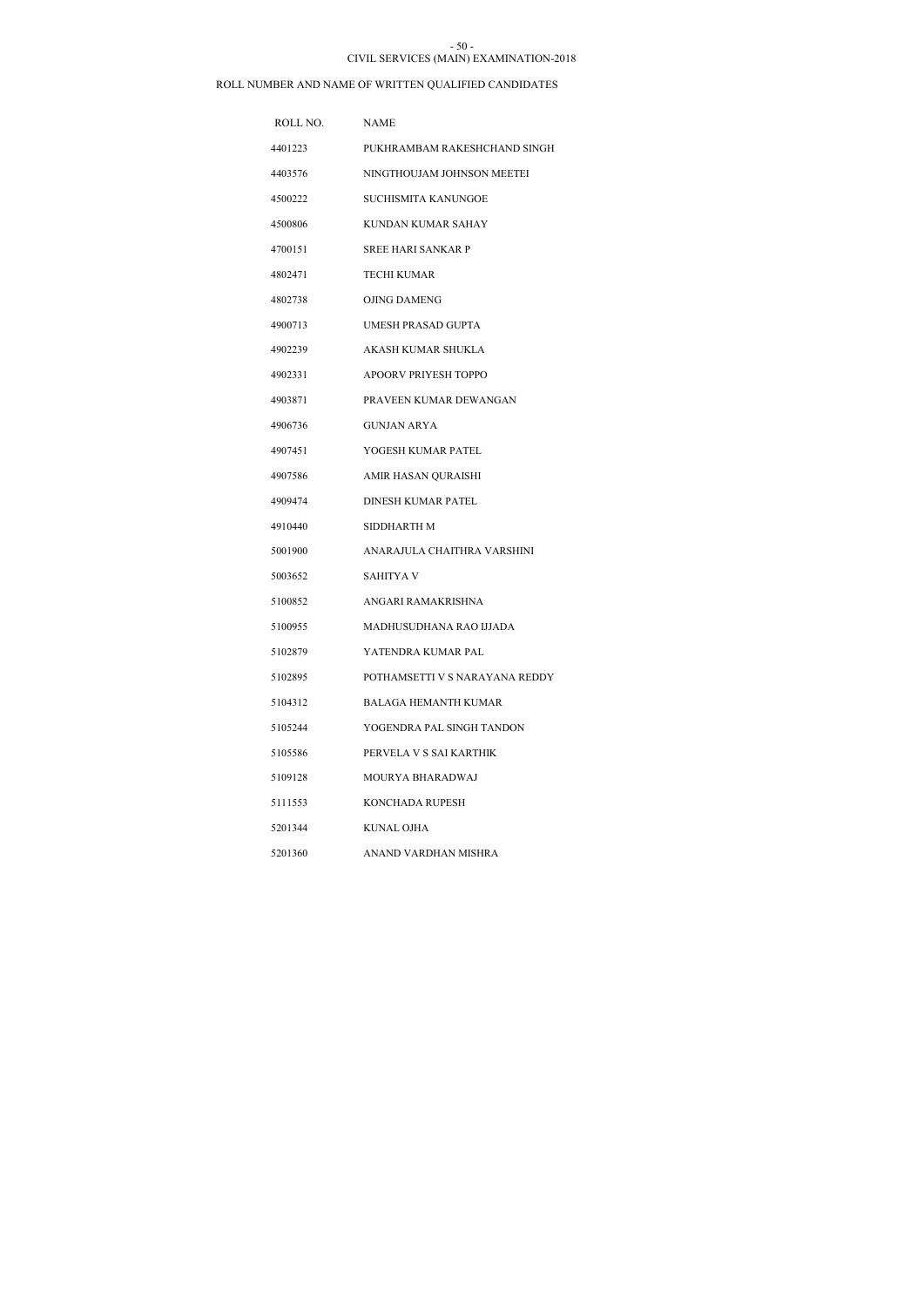CIVIL SERVICES (MAIN) EXAMINATION-2018

ROLL NUMBER AND NAME OF WRITTEN QUALIFIED CANDIDATES

| ROLL NO. | NAME |
|---|---|
| 4401223 | PUKHRAMBAM RAKESHCHAND SINGH |
| 4403576 | NINGTHOUJAM JOHNSON MEETEI |
| 4500222 | SUCHISMITA KANUNGOE |
| 4500806 | KUNDAN KUMAR SAHAY |
| 4700151 | SREE HARI SANKAR P |
| 4802471 | TECHI KUMAR |
| 4802738 | OJING DAMENG |
| 4900713 | UMESH PRASAD GUPTA |
| 4902239 | AKASH KUMAR SHUKLA |
| 4902331 | APOORV PRIYESH TOPPO |
| 4903871 | PRAVEEN KUMAR DEWANGAN |
| 4906736 | GUNJAN ARYA |
| 4907451 | YOGESH KUMAR PATEL |
| 4907586 | AMIR HASAN QURAISHI |
| 4909474 | DINESH KUMAR PATEL |
| 4910440 | SIDDHARTH M |
| 5001900 | ANARAJULA CHAITHRA VARSHINI |
| 5003652 | SAHITYA V |
| 5100852 | ANGARI RAMAKRISHNA |
| 5100955 | MADHUSUDHANA RAO IJJADA |
| 5102879 | YATENDRA KUMAR PAL |
| 5102895 | POTHAMSETTI V S NARAYANA REDDY |
| 5104312 | BALAGA HEMANTH KUMAR |
| 5105244 | YOGENDRA PAL SINGH TANDON |
| 5105586 | PERVELA V S SAI KARTHIK |
| 5109128 | MOURYA BHARADWAJ |
| 5111553 | KONCHADA RUPESH |
| 5201344 | KUNAL OJHA |
| 5201360 | ANAND VARDHAN MISHRA |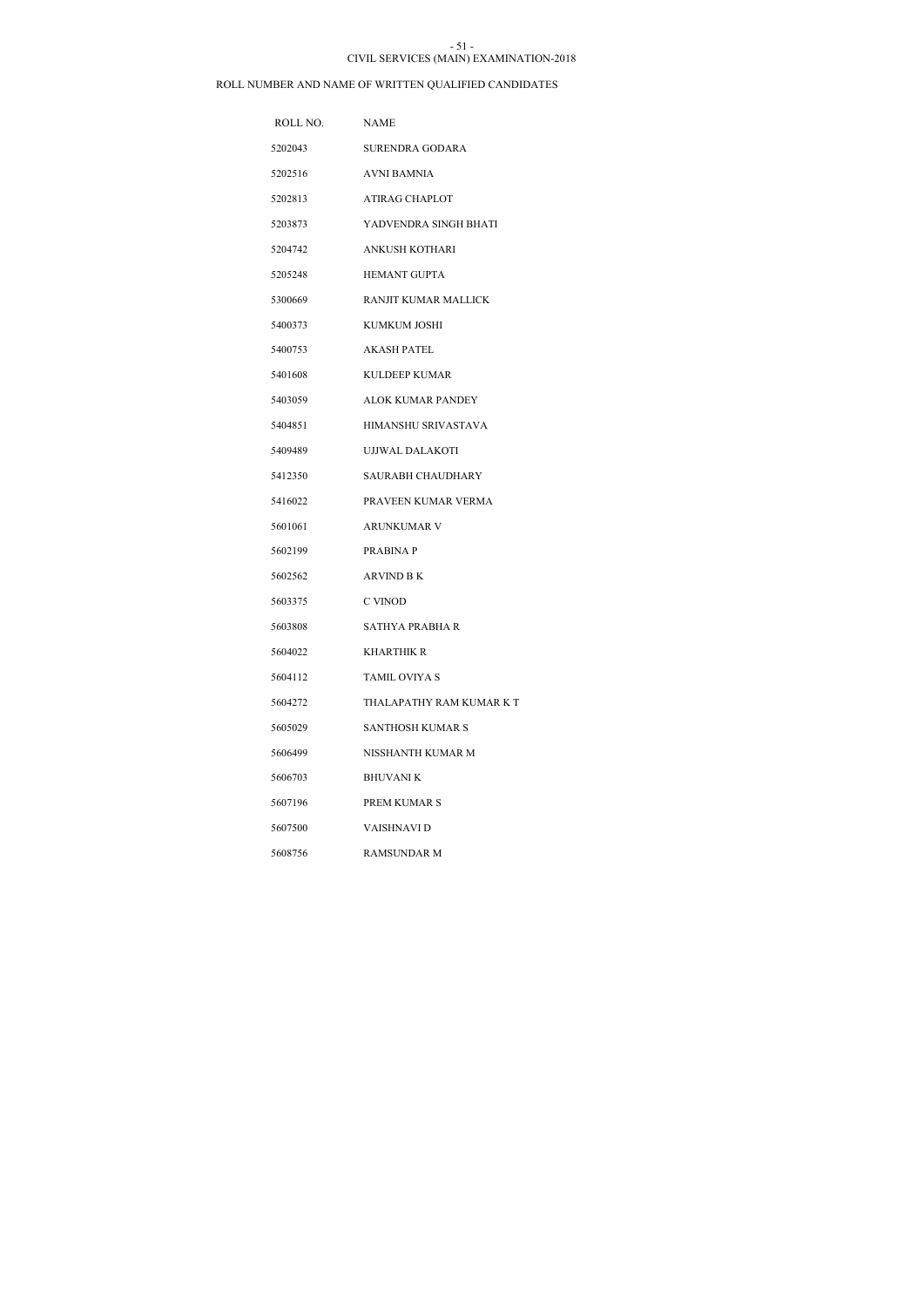CIVIL SERVICES (MAIN) EXAMINATION-2018

ROLL NUMBER AND NAME OF WRITTEN QUALIFIED CANDIDATES

| ROLL NO. | NAME |
| --- | --- |
| 5202043 | SURENDRA GODARA |
| 5202516 | AVNI BAMNIA |
| 5202813 | ATIRAG CHAPLOT |
| 5203873 | YADVENDRA SINGH BHATI |
| 5204742 | ANKUSH KOTHARI |
| 5205248 | HEMANT GUPTA |
| 5300669 | RANJIT KUMAR MALLICK |
| 5400373 | KUMKUM JOSHI |
| 5400753 | AKASH PATEL |
| 5401608 | KULDEEP KUMAR |
| 5403059 | ALOK KUMAR PANDEY |
| 5404851 | HIMANSHU SRIVASTAVA |
| 5409489 | UJJWAL DALAKOTI |
| 5412350 | SAURABH CHAUDHARY |
| 5416022 | PRAVEEN KUMAR VERMA |
| 5601061 | ARUNKUMAR V |
| 5602199 | PRABINA P |
| 5602562 | ARVIND B K |
| 5603375 | C VINOD |
| 5603808 | SATHYA PRABHA R |
| 5604022 | KHARTHIK R |
| 5604112 | TAMIL OVIYA S |
| 5604272 | THALAPATHY RAM KUMAR K T |
| 5605029 | SANTHOSH KUMAR S |
| 5606499 | NISSHANTH KUMAR M |
| 5606703 | BHUVANI K |
| 5607196 | PREM KUMAR S |
| 5607500 | VAISHNAVI D |
| 5608756 | RAMSUNDAR M |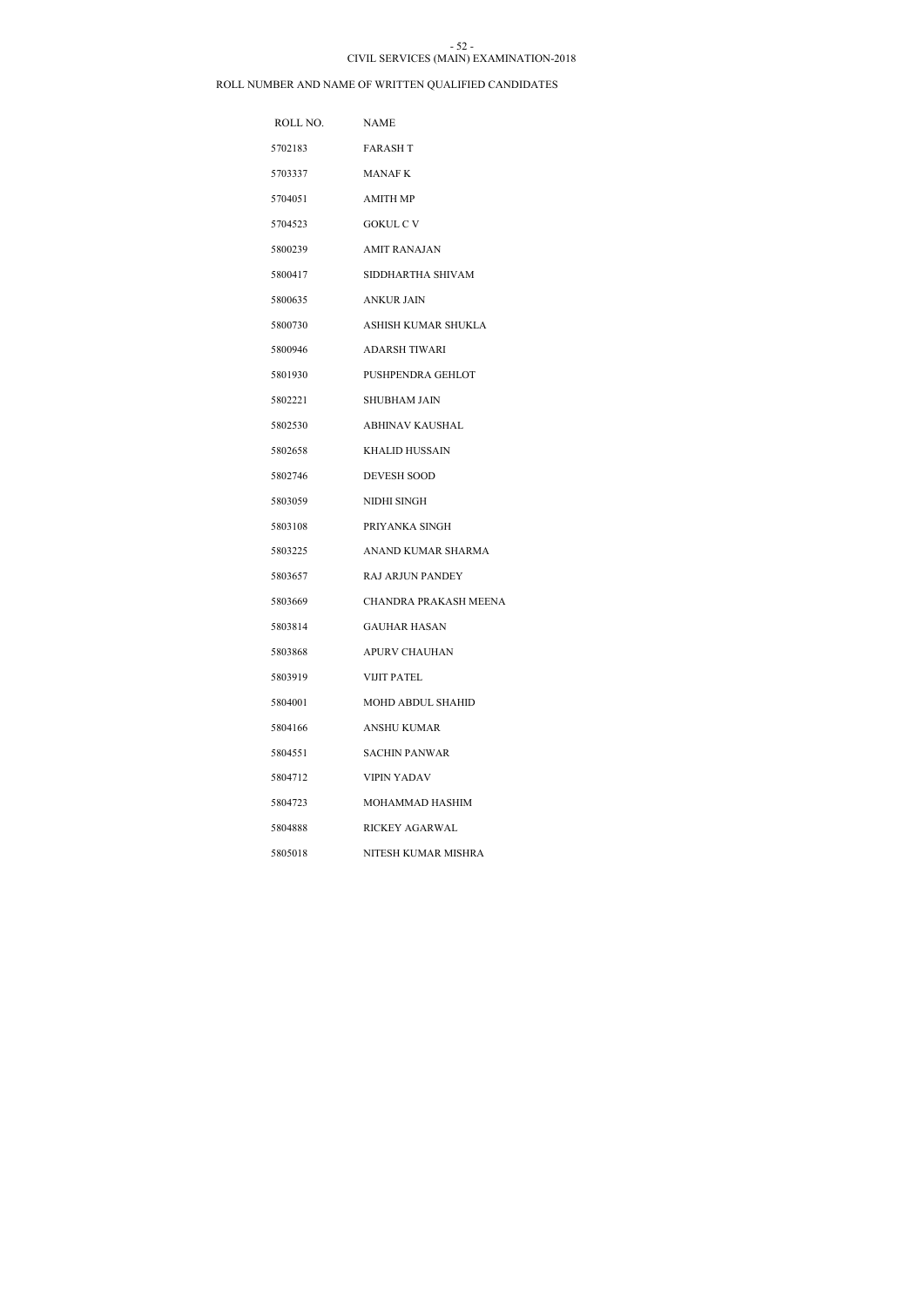CIVIL SERVICES (MAIN) EXAMINATION-2018

ROLL NUMBER AND NAME OF WRITTEN QUALIFIED CANDIDATES

| ROLL NO. | NAME |
|---|---|
| 5702183 | FARASH T |
| 5703337 | MANAF K |
| 5704051 | AMITH MP |
| 5704523 | GOKUL C V |
| 5800239 | AMIT RANAJAN |
| 5800417 | SIDDHARTHA SHIVAM |
| 5800635 | ANKUR JAIN |
| 5800730 | ASHISH KUMAR SHUKLA |
| 5800946 | ADARSH TIWARI |
| 5801930 | PUSHPENDRA GEHLOT |
| 5802221 | SHUBHAM JAIN |
| 5802530 | ABHINAV KAUSHAL |
| 5802658 | KHALID HUSSAIN |
| 5802746 | DEVESH SOOD |
| 5803059 | NIDHI SINGH |
| 5803108 | PRIYANKA SINGH |
| 5803225 | ANAND KUMAR SHARMA |
| 5803657 | RAJ ARJUN PANDEY |
| 5803669 | CHANDRA PRAKASH MEENA |
| 5803814 | GAUHAR HASAN |
| 5803868 | APURV CHAUHAN |
| 5803919 | VIJIT PATEL |
| 5804001 | MOHD ABDUL SHAHID |
| 5804166 | ANSHU KUMAR |
| 5804551 | SACHIN PANWAR |
| 5804712 | VIPIN YADAV |
| 5804723 | MOHAMMAD HASHIM |
| 5804888 | RICKEY AGARWAL |
| 5805018 | NITESH KUMAR MISHRA |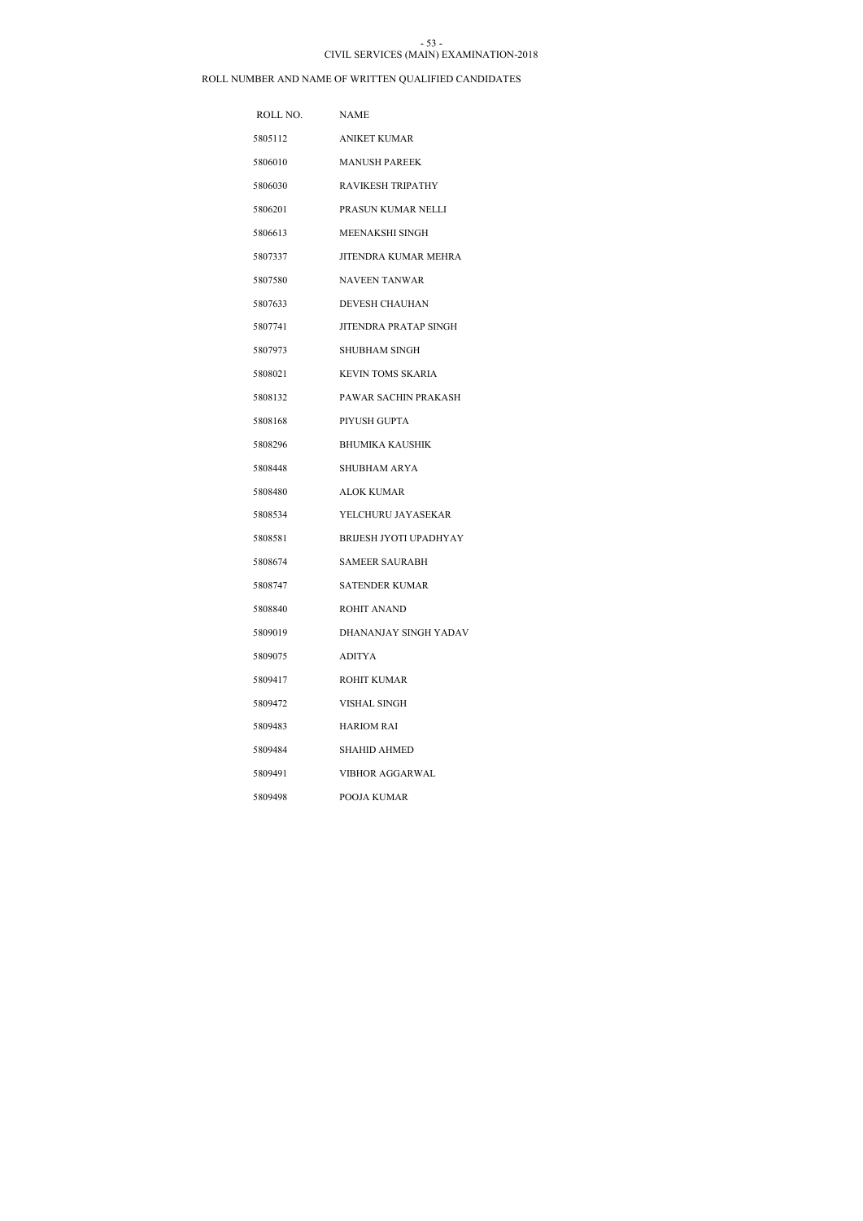CIVIL SERVICES (MAIN) EXAMINATION-2018

ROLL NUMBER AND NAME OF WRITTEN QUALIFIED CANDIDATES

| ROLL NO. | NAME |
|---|---|
| 5805112 | ANIKET KUMAR |
| 5806010 | MANUSH PAREEK |
| 5806030 | RAVIKESH TRIPATHY |
| 5806201 | PRASUN KUMAR NELLI |
| 5806613 | MEENAKSHI SINGH |
| 5807337 | JITENDRA KUMAR MEHRA |
| 5807580 | NAVEEN TANWAR |
| 5807633 | DEVESH CHAUHAN |
| 5807741 | JITENDRA PRATAP SINGH |
| 5807973 | SHUBHAM SINGH |
| 5808021 | KEVIN TOMS SKARIA |
| 5808132 | PAWAR SACHIN PRAKASH |
| 5808168 | PIYUSH GUPTA |
| 5808296 | BHUMIKA KAUSHIK |
| 5808448 | SHUBHAM ARYA |
| 5808480 | ALOK KUMAR |
| 5808534 | YELCHURU JAYASEKAR |
| 5808581 | BRIJESH JYOTI UPADHYAY |
| 5808674 | SAMEER SAURABH |
| 5808747 | SATENDER KUMAR |
| 5808840 | ROHIT ANAND |
| 5809019 | DHANANJAY SINGH YADAV |
| 5809075 | ADITYA |
| 5809417 | ROHIT KUMAR |
| 5809472 | VISHAL SINGH |
| 5809483 | HARIOM RAI |
| 5809484 | SHAHID AHMED |
| 5809491 | VIBHOR AGGARWAL |
| 5809498 | POOJA KUMAR |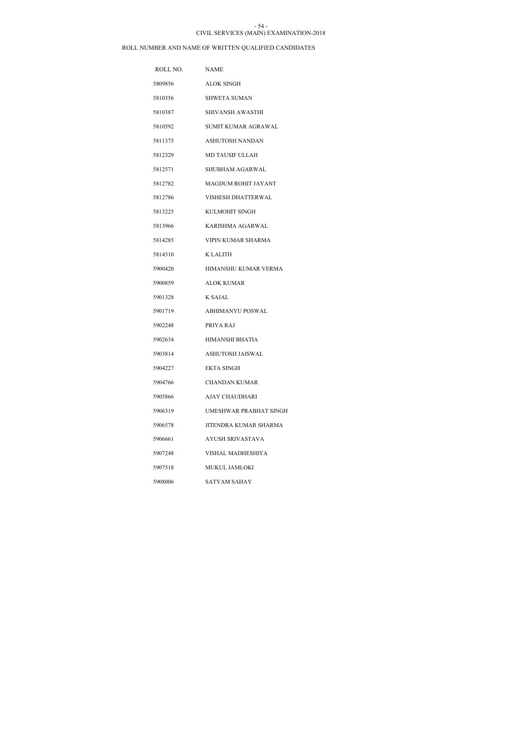CIVIL SERVICES (MAIN) EXAMINATION-2018

ROLL NUMBER AND NAME OF WRITTEN QUALIFIED CANDIDATES

| ROLL NO. | NAME |
|---|---|
| 5809856 | ALOK SINGH |
| 5810356 | SHWETA SUMAN |
| 5810387 | SHIVANSH AWASTHI |
| 5810592 | SUMIT KUMAR AGRAWAL |
| 5811375 | ASHUTOSH NANDAN |
| 5812329 | MD TAUSIF ULLAH |
| 5812571 | SHUBHAM AGARWAL |
| 5812782 | MAGDUM ROHIT JAYANT |
| 5812786 | VISHESH DHATTERWAL |
| 5813225 | KULMOHIT SINGH |
| 5813966 | KARISHMA AGARWAL |
| 5814285 | VIPIN KUMAR SHARMA |
| 5814310 | K LALITH |
| 5900420 | HIMANSHU KUMAR VERMA |
| 5900859 | ALOK KUMAR |
| 5901328 | K SAJAL |
| 5901719 | ABHIMANYU POSWAL |
| 5902248 | PRIYA RAJ |
| 5902634 | HIMANSHI BHATIA |
| 5903814 | ASHUTOSH JAISWAL |
| 5904227 | EKTA SINGH |
| 5904766 | CHANDAN KUMAR |
| 5905866 | AJAY CHAUDHARI |
| 5906319 | UMESHWAR PRABHAT SINGH |
| 5906578 | JITENDRA KUMAR SHARMA |
| 5906661 | AYUSH SRIVASTAVA |
| 5907248 | VISHAL MADHESHIYA |
| 5907518 | MUKUL JAMLOKI |
| 5908006 | SATYAM SAHAY |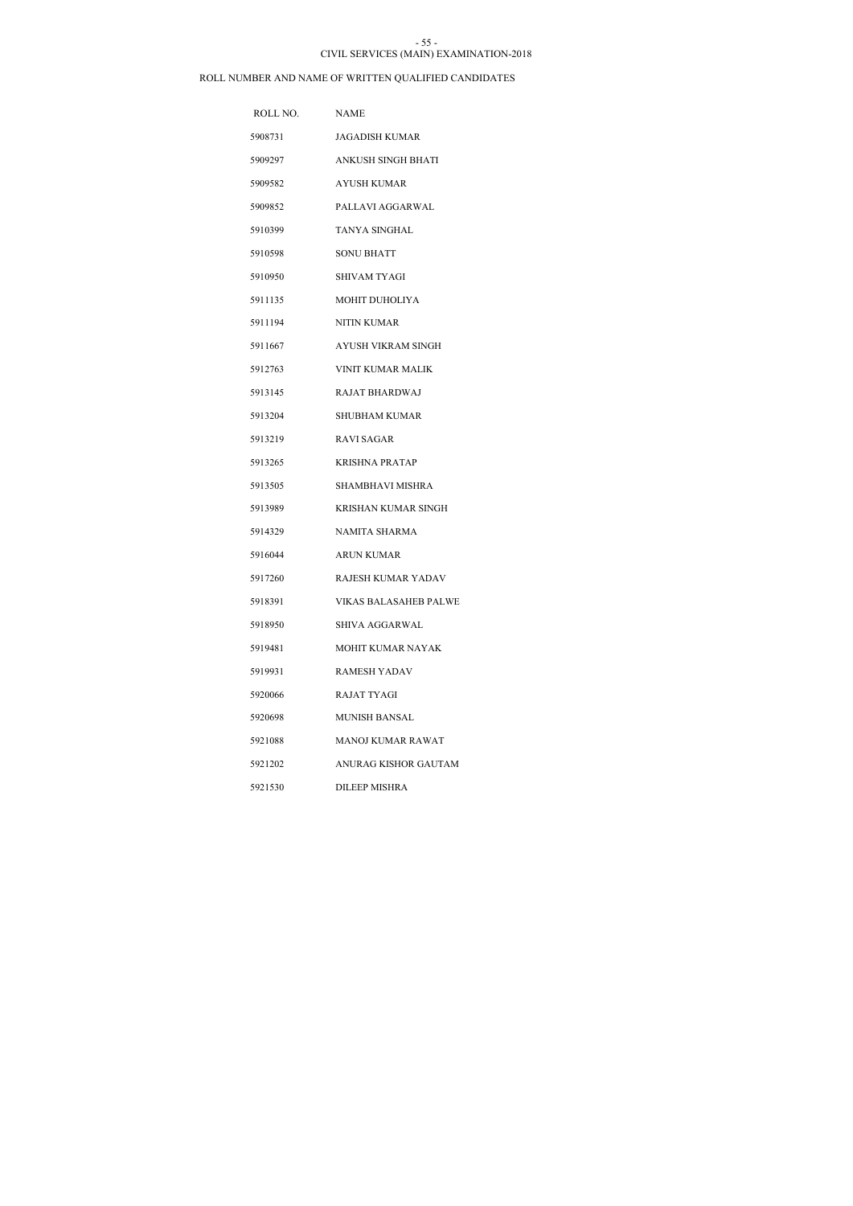CIVIL SERVICES (MAIN) EXAMINATION-2018

ROLL NUMBER AND NAME OF WRITTEN QUALIFIED CANDIDATES

| ROLL NO. | NAME |
|---|---|
| 5908731 | JAGADISH KUMAR |
| 5909297 | ANKUSH SINGH BHATI |
| 5909582 | AYUSH KUMAR |
| 5909852 | PALLAVI AGGARWAL |
| 5910399 | TANYA SINGHAL |
| 5910598 | SONU BHATT |
| 5910950 | SHIVAM TYAGI |
| 5911135 | MOHIT DUHOLIYA |
| 5911194 | NITIN KUMAR |
| 5911667 | AYUSH VIKRAM SINGH |
| 5912763 | VINIT KUMAR MALIK |
| 5913145 | RAJAT BHARDWAJ |
| 5913204 | SHUBHAM KUMAR |
| 5913219 | RAVI SAGAR |
| 5913265 | KRISHNA PRATAP |
| 5913505 | SHAMBHAVI MISHRA |
| 5913989 | KRISHAN KUMAR SINGH |
| 5914329 | NAMITA SHARMA |
| 5916044 | ARUN KUMAR |
| 5917260 | RAJESH KUMAR YADAV |
| 5918391 | VIKAS BALASAHEB PALWE |
| 5918950 | SHIVA AGGARWAL |
| 5919481 | MOHIT KUMAR NAYAK |
| 5919931 | RAMESH YADAV |
| 5920066 | RAJAT TYAGI |
| 5920698 | MUNISH BANSAL |
| 5921088 | MANOJ KUMAR RAWAT |
| 5921202 | ANURAG KISHOR GAUTAM |
| 5921530 | DILEEP MISHRA |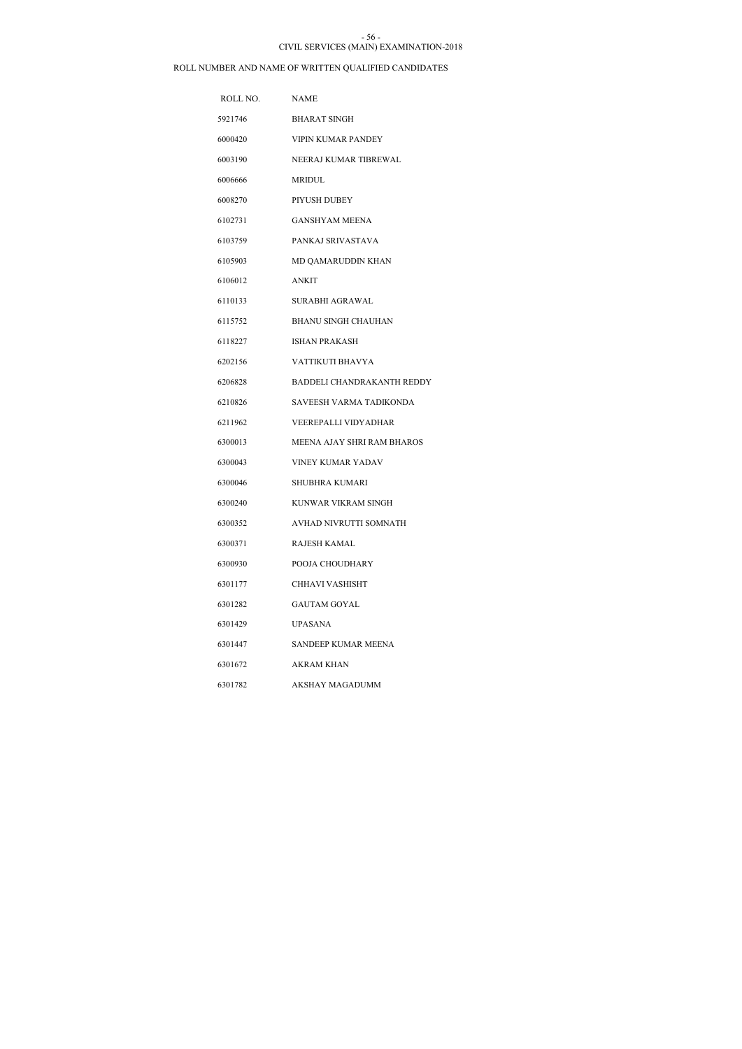CIVIL SERVICES (MAIN) EXAMINATION-2018

ROLL NUMBER AND NAME OF WRITTEN QUALIFIED CANDIDATES

| ROLL NO. | NAME |
| --- | --- |
| 5921746 | BHARAT SINGH |
| 6000420 | VIPIN KUMAR PANDEY |
| 6003190 | NEERAJ KUMAR TIBREWAL |
| 6006666 | MRIDUL |
| 6008270 | PIYUSH DUBEY |
| 6102731 | GANSHYAM MEENA |
| 6103759 | PANKAJ SRIVASTAVA |
| 6105903 | MD QAMARUDDIN KHAN |
| 6106012 | ANKIT |
| 6110133 | SURABHI AGRAWAL |
| 6115752 | BHANU SINGH CHAUHAN |
| 6118227 | ISHAN PRAKASH |
| 6202156 | VATTIKUTI BHAVYA |
| 6206828 | BADDELI CHANDRAKANTH REDDY |
| 6210826 | SAVEESH VARMA TADIKONDA |
| 6211962 | VEEREPALLI VIDYADHAR |
| 6300013 | MEENA AJAY SHRI RAM BHAROS |
| 6300043 | VINEY KUMAR YADAV |
| 6300046 | SHUBHRA KUMARI |
| 6300240 | KUNWAR VIKRAM SINGH |
| 6300352 | AVHAD NIVRUTTI SOMNATH |
| 6300371 | RAJESH KAMAL |
| 6300930 | POOJA CHOUDHARY |
| 6301177 | CHHAVI VASHISHT |
| 6301282 | GAUTAM GOYAL |
| 6301429 | UPASANA |
| 6301447 | SANDEEP KUMAR MEENA |
| 6301672 | AKRAM KHAN |
| 6301782 | AKSHAY MAGADUMM |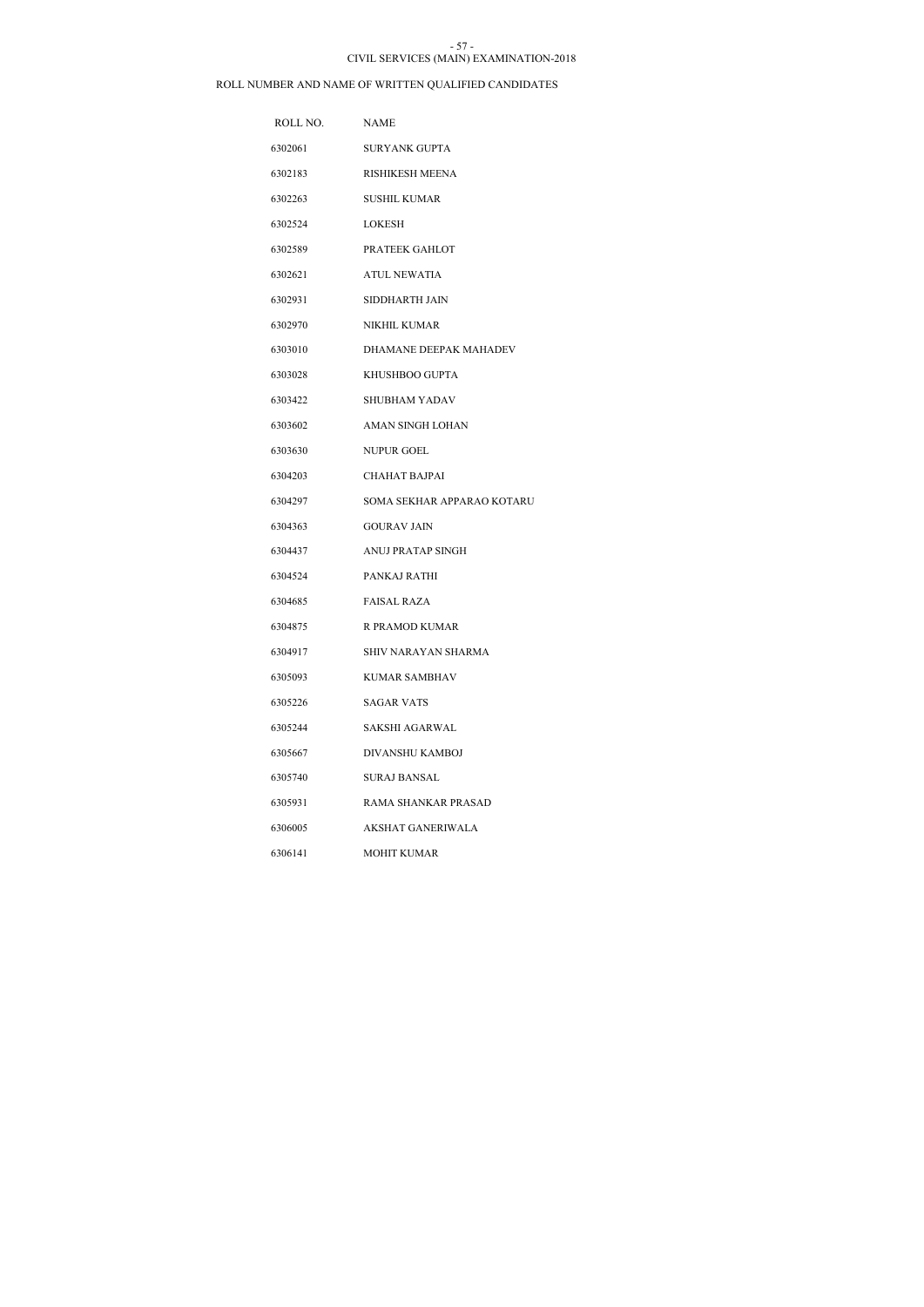CIVIL SERVICES (MAIN) EXAMINATION-2018

ROLL NUMBER AND NAME OF WRITTEN QUALIFIED CANDIDATES

| ROLL NO. | NAME |
|---|---|
| 6302061 | SURYANK GUPTA |
| 6302183 | RISHIKESH MEENA |
| 6302263 | SUSHIL KUMAR |
| 6302524 | LOKESH |
| 6302589 | PRATEEK GAHLOT |
| 6302621 | ATUL NEWATIA |
| 6302931 | SIDDHARTH JAIN |
| 6302970 | NIKHIL KUMAR |
| 6303010 | DHAMANE DEEPAK MAHADEV |
| 6303028 | KHUSHBOO GUPTA |
| 6303422 | SHUBHAM YADAV |
| 6303602 | AMAN SINGH LOHAN |
| 6303630 | NUPUR GOEL |
| 6304203 | CHAHAT BAJPAI |
| 6304297 | SOMA SEKHAR APPARAO KOTARU |
| 6304363 | GOURAV JAIN |
| 6304437 | ANUJ PRATAP SINGH |
| 6304524 | PANKAJ RATHI |
| 6304685 | FAISAL RAZA |
| 6304875 | R PRAMOD KUMAR |
| 6304917 | SHIV NARAYAN SHARMA |
| 6305093 | KUMAR SAMBHAV |
| 6305226 | SAGAR VATS |
| 6305244 | SAKSHI AGARWAL |
| 6305667 | DIVANSHU KAMBOJ |
| 6305740 | SURAJ BANSAL |
| 6305931 | RAMA SHANKAR PRASAD |
| 6306005 | AKSHAT GANERIWALA |
| 6306141 | MOHIT KUMAR |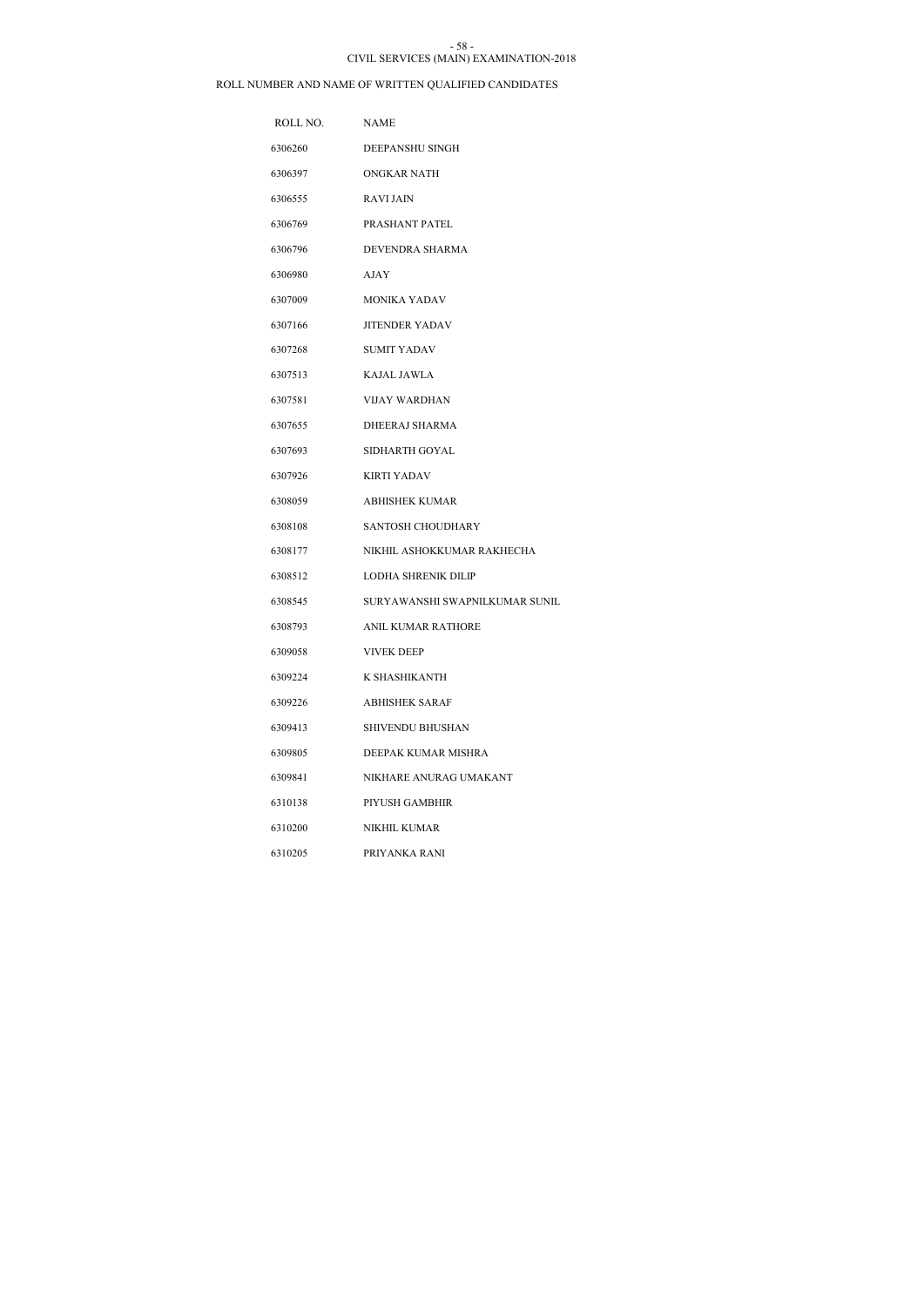CIVIL SERVICES (MAIN) EXAMINATION-2018

ROLL NUMBER AND NAME OF WRITTEN QUALIFIED CANDIDATES

| ROLL NO. | NAME |
| --- | --- |
| 6306260 | DEEPANSHU SINGH |
| 6306397 | ONGKAR NATH |
| 6306555 | RAVI JAIN |
| 6306769 | PRASHANT PATEL |
| 6306796 | DEVENDRA SHARMA |
| 6306980 | AJAY |
| 6307009 | MONIKA YADAV |
| 6307166 | JITENDER YADAV |
| 6307268 | SUMIT YADAV |
| 6307513 | KAJAL JAWLA |
| 6307581 | VIJAY WARDHAN |
| 6307655 | DHEERAJ SHARMA |
| 6307693 | SIDHARTH GOYAL |
| 6307926 | KIRTI YADAV |
| 6308059 | ABHISHEK KUMAR |
| 6308108 | SANTOSH CHOUDHARY |
| 6308177 | NIKHIL ASHOKKUMAR RAKHECHA |
| 6308512 | LODHA SHRENIK DILIP |
| 6308545 | SURYAWANSHI SWAPNILKUMAR SUNIL |
| 6308793 | ANIL KUMAR RATHORE |
| 6309058 | VIVEK DEEP |
| 6309224 | K SHASHIKANTH |
| 6309226 | ABHISHEK SARAF |
| 6309413 | SHIVENDU BHUSHAN |
| 6309805 | DEEPAK KUMAR MISHRA |
| 6309841 | NIKHARE ANURAG UMAKANT |
| 6310138 | PIYUSH GAMBHIR |
| 6310200 | NIKHIL KUMAR |
| 6310205 | PRIYANKA RANI |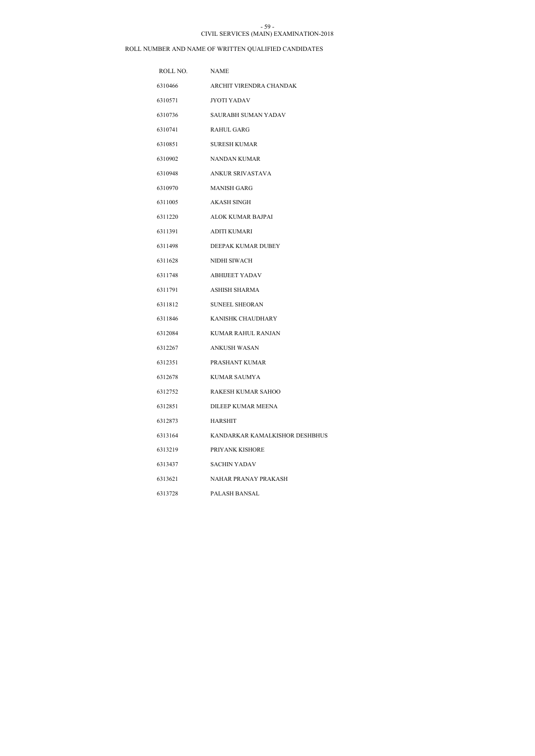CIVIL SERVICES (MAIN) EXAMINATION-2018

ROLL NUMBER AND NAME OF WRITTEN QUALIFIED CANDIDATES

| ROLL NO. | NAME |
|---|---|
| 6310466 | ARCHIT VIRENDRA CHANDAK |
| 6310571 | JYOTI YADAV |
| 6310736 | SAURABH SUMAN YADAV |
| 6310741 | RAHUL GARG |
| 6310851 | SURESH KUMAR |
| 6310902 | NANDAN KUMAR |
| 6310948 | ANKUR SRIVASTAVA |
| 6310970 | MANISH GARG |
| 6311005 | AKASH SINGH |
| 6311220 | ALOK KUMAR BAJPAI |
| 6311391 | ADITI KUMARI |
| 6311498 | DEEPAK KUMAR DUBEY |
| 6311628 | NIDHI SIWACH |
| 6311748 | ABHIJEET YADAV |
| 6311791 | ASHISH SHARMA |
| 6311812 | SUNEEL SHEORAN |
| 6311846 | KANISHK CHAUDHARY |
| 6312084 | KUMAR RAHUL RANJAN |
| 6312267 | ANKUSH WASAN |
| 6312351 | PRASHANT KUMAR |
| 6312678 | KUMAR SAUMYA |
| 6312752 | RAKESH KUMAR SAHOO |
| 6312851 | DILEEP KUMAR MEENA |
| 6312873 | HARSHIT |
| 6313164 | KANDARKAR KAMALKISHOR DESHBHUS |
| 6313219 | PRIYANK KISHORE |
| 6313437 | SACHIN YADAV |
| 6313621 | NAHAR PRANAY PRAKASH |
| 6313728 | PALASH BANSAL |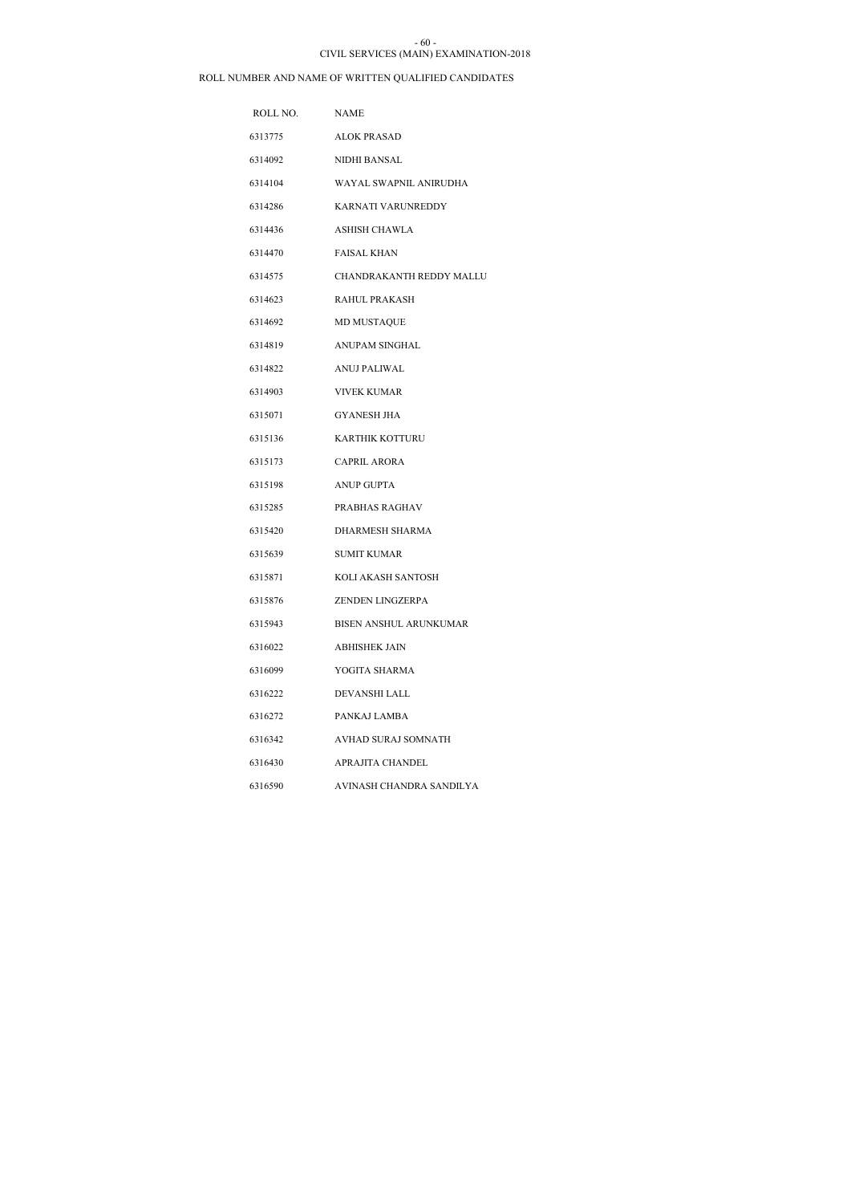CIVIL SERVICES (MAIN) EXAMINATION-2018

ROLL NUMBER AND NAME OF WRITTEN QUALIFIED CANDIDATES

| ROLL NO. | NAME |
|---|---|
| 6313775 | ALOK PRASAD |
| 6314092 | NIDHI BANSAL |
| 6314104 | WAYAL SWAPNIL ANIRUDHA |
| 6314286 | KARNATI VARUNREDDY |
| 6314436 | ASHISH CHAWLA |
| 6314470 | FAISAL KHAN |
| 6314575 | CHANDRAKANTH REDDY MALLU |
| 6314623 | RAHUL PRAKASH |
| 6314692 | MD MUSTAQUE |
| 6314819 | ANUPAM SINGHAL |
| 6314822 | ANUJ PALIWAL |
| 6314903 | VIVEK KUMAR |
| 6315071 | GYANESH JHA |
| 6315136 | KARTHIK KOTTURU |
| 6315173 | CAPRIL ARORA |
| 6315198 | ANUP GUPTA |
| 6315285 | PRABHAS RAGHAV |
| 6315420 | DHARMESH SHARMA |
| 6315639 | SUMIT KUMAR |
| 6315871 | KOLI AKASH SANTOSH |
| 6315876 | ZENDEN LINGZERPA |
| 6315943 | BISEN ANSHUL ARUNKUMAR |
| 6316022 | ABHISHEK JAIN |
| 6316099 | YOGITA SHARMA |
| 6316222 | DEVANSHI LALL |
| 6316272 | PANKAJ LAMBA |
| 6316342 | AVHAD SURAJ SOMNATH |
| 6316430 | APRAJITA CHANDEL |
| 6316590 | AVINASH CHANDRA SANDILYA |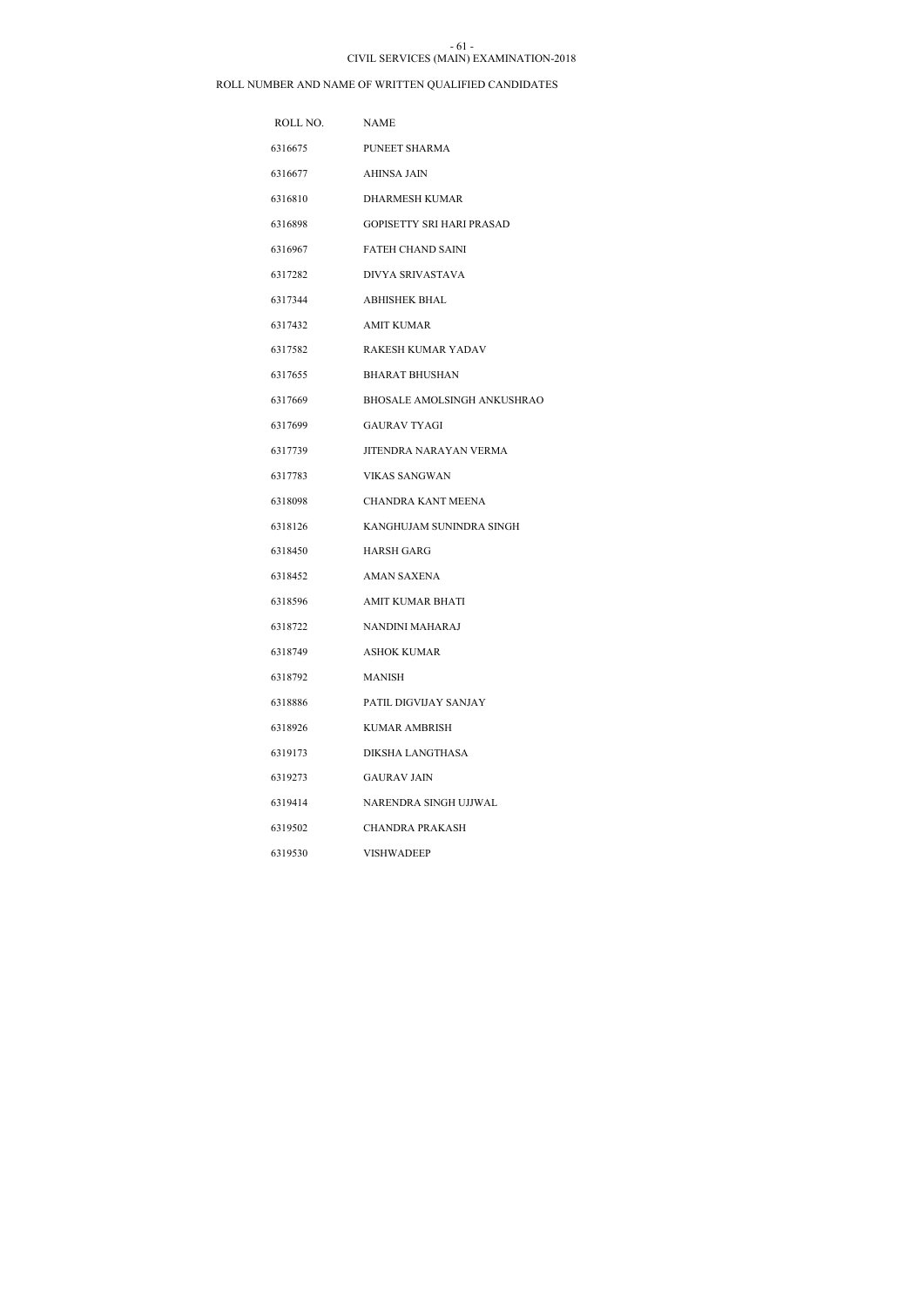CIVIL SERVICES (MAIN) EXAMINATION-2018

ROLL NUMBER AND NAME OF WRITTEN QUALIFIED CANDIDATES

| ROLL NO. | NAME |
| --- | --- |
| 6316675 | PUNEET SHARMA |
| 6316677 | AHINSA JAIN |
| 6316810 | DHARMESH KUMAR |
| 6316898 | GOPISETTY SRI HARI PRASAD |
| 6316967 | FATEH CHAND SAINI |
| 6317282 | DIVYA SRIVASTAVA |
| 6317344 | ABHISHEK BHAL |
| 6317432 | AMIT KUMAR |
| 6317582 | RAKESH KUMAR YADAV |
| 6317655 | BHARAT BHUSHAN |
| 6317669 | BHOSALE AMOLSINGH ANKUSHRAO |
| 6317699 | GAURAV TYAGI |
| 6317739 | JITENDRA NARAYAN VERMA |
| 6317783 | VIKAS SANGWAN |
| 6318098 | CHANDRA KANT MEENA |
| 6318126 | KANGHUJAM SUNINDRA SINGH |
| 6318450 | HARSH GARG |
| 6318452 | AMAN SAXENA |
| 6318596 | AMIT KUMAR BHATI |
| 6318722 | NANDINI MAHARAJ |
| 6318749 | ASHOK KUMAR |
| 6318792 | MANISH |
| 6318886 | PATIL DIGVIJAY SANJAY |
| 6318926 | KUMAR AMBRISH |
| 6319173 | DIKSHA LANGTHASA |
| 6319273 | GAURAV JAIN |
| 6319414 | NARENDRA SINGH UJJWAL |
| 6319502 | CHANDRA PRAKASH |
| 6319530 | VISHWADEEP |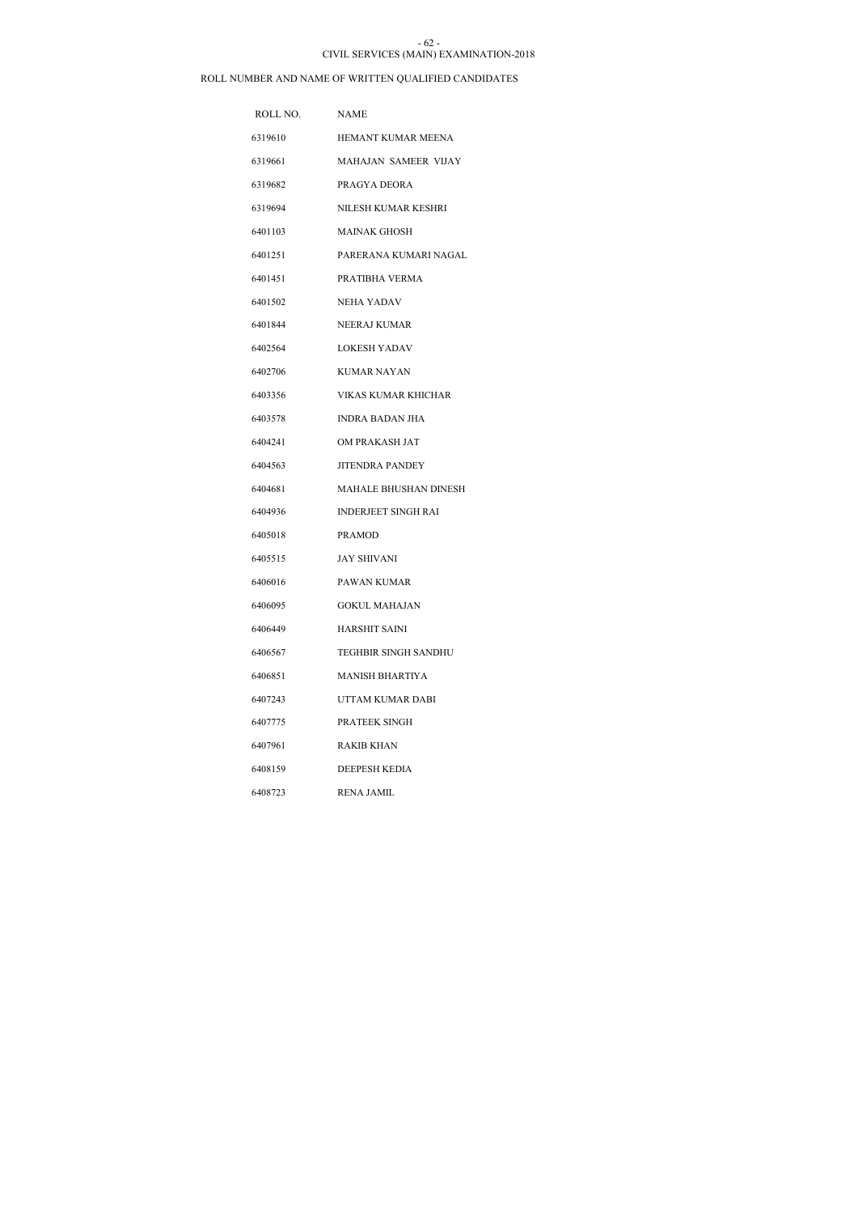CIVIL SERVICES (MAIN) EXAMINATION-2018

ROLL NUMBER AND NAME OF WRITTEN QUALIFIED CANDIDATES

| ROLL NO. | NAME |
|---|---|
| 6319610 | HEMANT KUMAR MEENA |
| 6319661 | MAHAJAN SAMEER VIJAY |
| 6319682 | PRAGYA DEORA |
| 6319694 | NILESH KUMAR KESHRI |
| 6401103 | MAINAK GHOSH |
| 6401251 | PARERANA KUMARI NAGAL |
| 6401451 | PRATIBHA VERMA |
| 6401502 | NEHA YADAV |
| 6401844 | NEERAJ KUMAR |
| 6402564 | LOKESH YADAV |
| 6402706 | KUMAR NAYAN |
| 6403356 | VIKAS KUMAR KHICHAR |
| 6403578 | INDRA BADAN JHA |
| 6404241 | OM PRAKASH JAT |
| 6404563 | JITENDRA PANDEY |
| 6404681 | MAHALE BHUSHAN DINESH |
| 6404936 | INDERJEET SINGH RAI |
| 6405018 | PRAMOD |
| 6405515 | JAY SHIVANI |
| 6406016 | PAWAN KUMAR |
| 6406095 | GOKUL MAHAJAN |
| 6406449 | HARSHIT SAINI |
| 6406567 | TEGHBIR SINGH SANDHU |
| 6406851 | MANISH BHARTIYA |
| 6407243 | UTTAM KUMAR DABI |
| 6407775 | PRATEEK SINGH |
| 6407961 | RAKIB KHAN |
| 6408159 | DEEPESH KEDIA |
| 6408723 | RENA JAMIL |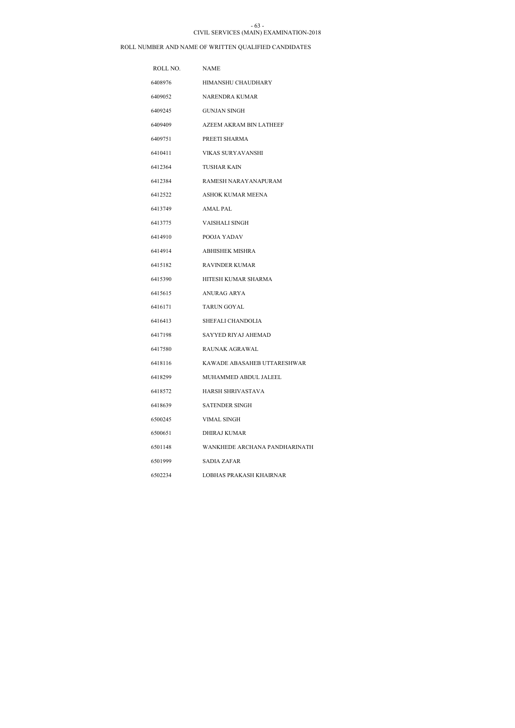CIVIL SERVICES (MAIN) EXAMINATION-2018

ROLL NUMBER AND NAME OF WRITTEN QUALIFIED CANDIDATES

| ROLL NO. | NAME |
|---|---|
| 6408976 | HIMANSHU CHAUDHARY |
| 6409052 | NARENDRA KUMAR |
| 6409245 | GUNJAN SINGH |
| 6409409 | AZEEM AKRAM BIN LATHEEF |
| 6409751 | PREETI SHARMA |
| 6410411 | VIKAS SURYAVANSHI |
| 6412364 | TUSHAR KAIN |
| 6412384 | RAMESH NARAYANAPURAM |
| 6412522 | ASHOK KUMAR MEENA |
| 6413749 | AMAL PAL |
| 6413775 | VAISHALI SINGH |
| 6414910 | POOJA YADAV |
| 6414914 | ABHISHEK MISHRA |
| 6415182 | RAVINDER KUMAR |
| 6415390 | HITESH KUMAR SHARMA |
| 6415615 | ANURAG ARYA |
| 6416171 | TARUN GOYAL |
| 6416413 | SHEFALI CHANDOLIA |
| 6417198 | SAYYED RIYAJ AHEMAD |
| 6417580 | RAUNAK AGRAWAL |
| 6418116 | KAWADE ABASAHEB UTTARESHWAR |
| 6418299 | MUHAMMED ABDUL JALEEL |
| 6418572 | HARSH SHRIVASTAVA |
| 6418639 | SATENDER SINGH |
| 6500245 | VIMAL SINGH |
| 6500651 | DHIRAJ KUMAR |
| 6501148 | WANKHEDE ARCHANA PANDHARINATH |
| 6501999 | SADIA ZAFAR |
| 6502234 | LOBHAS PRAKASH KHAIRNAR |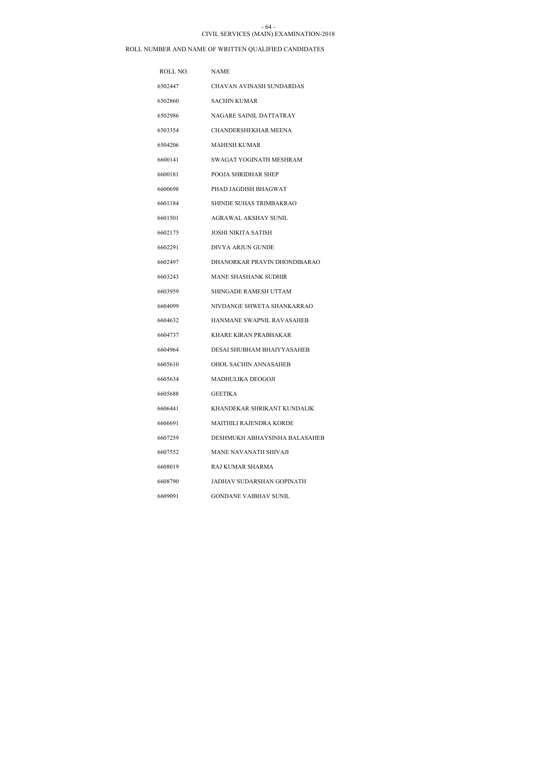CIVIL SERVICES (MAIN) EXAMINATION-2018

ROLL NUMBER AND NAME OF WRITTEN QUALIFIED CANDIDATES

| ROLL NO. | NAME |
|---|---|
| 6502447 | CHAVAN AVINASH SUNDARDAS |
| 6502860 | SACHIN KUMAR |
| 6502986 | NAGARE SAINIL DATTATRAY |
| 6503354 | CHANDERSHEKHAR MEENA |
| 6504206 | MAHESH KUMAR |
| 6600141 | SWAGAT YOGINATH MESHRAM |
| 6600181 | POOJA SHRIDHAR SHEP |
| 6600698 | PHAD JAGDISH BHAGWAT |
| 6601184 | SHINDE SUHAS TRIMBAKRAO |
| 6601501 | AGRAWAL AKSHAY SUNIL |
| 6602175 | JOSHI NIKITA SATISH |
| 6602291 | DIVYA ARJUN GUNDE |
| 6602497 | DHANORKAR PRAVIN DHONDIBARAO |
| 6603243 | MANE SHASHANK SUDHIR |
| 6603959 | SHINGADE RAMESH UTTAM |
| 6604099 | NIVDANGE SHWETA SHANKARRAO |
| 6604632 | HANMANE SWAPNIL RAVASAHEB |
| 6604737 | KHARE KIRAN PRABHAKAR |
| 6604964 | DESAI SHUBHAM BHAIYYASAHEB |
| 6605610 | OHOL SACHIN ANNASAHEB |
| 6605634 | MADHULIKA DEOGOJI |
| 6605688 | GEETIKA |
| 6606441 | KHANDEKAR SHRIKANT KUNDALIK |
| 6606691 | MAITHILI RAJENDRA KORDE |
| 6607259 | DESHMUKH ABHAYSINHA BALASAHEB |
| 6607552 | MANE NAVANATH SHIVAJI |
| 6608019 | RAJ KUMAR SHARMA |
| 6608790 | JADHAV SUDARSHAN GOPINATH |
| 6609091 | GONDANE VAIBHAV SUNIL |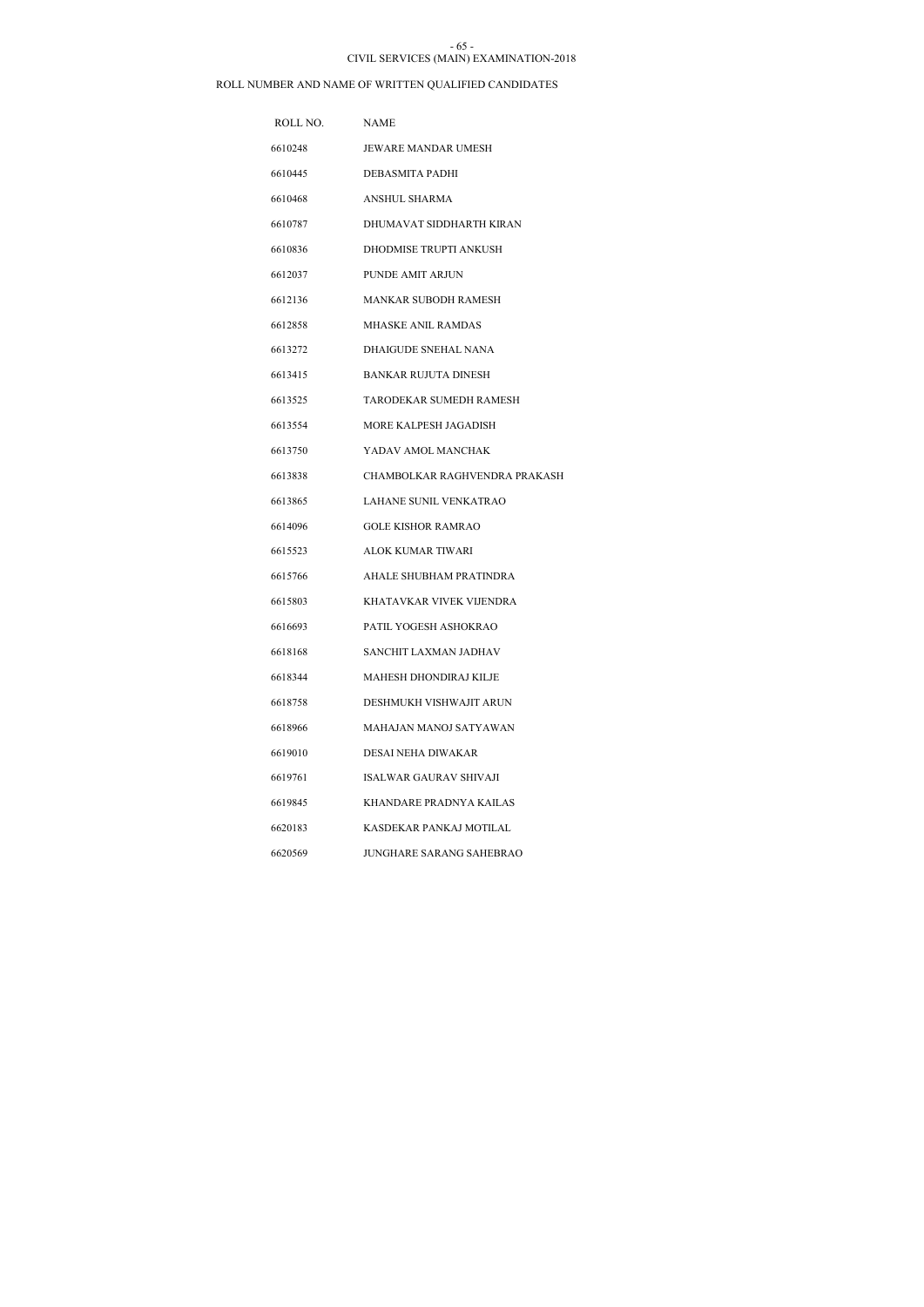CIVIL SERVICES (MAIN) EXAMINATION-2018

ROLL NUMBER AND NAME OF WRITTEN QUALIFIED CANDIDATES

| ROLL NO. | NAME |
|---|---|
| 6610248 | JEWARE MANDAR UMESH |
| 6610445 | DEBASMITA PADHI |
| 6610468 | ANSHUL SHARMA |
| 6610787 | DHUMAVAT SIDDHARTH KIRAN |
| 6610836 | DHODMISE TRUPTI ANKUSH |
| 6612037 | PUNDE AMIT ARJUN |
| 6612136 | MANKAR SUBODH RAMESH |
| 6612858 | MHASKE ANIL RAMDAS |
| 6613272 | DHAIGUDE SNEHAL NANA |
| 6613415 | BANKAR RUJUTA DINESH |
| 6613525 | TARODEKAR SUMEDH RAMESH |
| 6613554 | MORE KALPESH JAGADISH |
| 6613750 | YADAV AMOL MANCHAK |
| 6613838 | CHAMBOLKAR RAGHVENDRA PRAKASH |
| 6613865 | LAHANE SUNIL VENKATRAO |
| 6614096 | GOLE KISHOR RAMRAO |
| 6615523 | ALOK KUMAR TIWARI |
| 6615766 | AHALE SHUBHAM PRATINDRA |
| 6615803 | KHATAVKAR VIVEK VIJENDRA |
| 6616693 | PATIL YOGESH ASHOKRAO |
| 6618168 | SANCHIT LAXMAN JADHAV |
| 6618344 | MAHESH DHONDIRAJ KILJE |
| 6618758 | DESHMUKH VISHWAJIT ARUN |
| 6618966 | MAHAJAN MANOJ SATYAWAN |
| 6619010 | DESAI NEHA DIWAKAR |
| 6619761 | ISALWAR GAURAV SHIVAJI |
| 6619845 | KHANDARE PRADNYA KAILAS |
| 6620183 | KASDEKAR PANKAJ MOTILAL |
| 6620569 | JUNGHARE SARANG SAHEBRAO |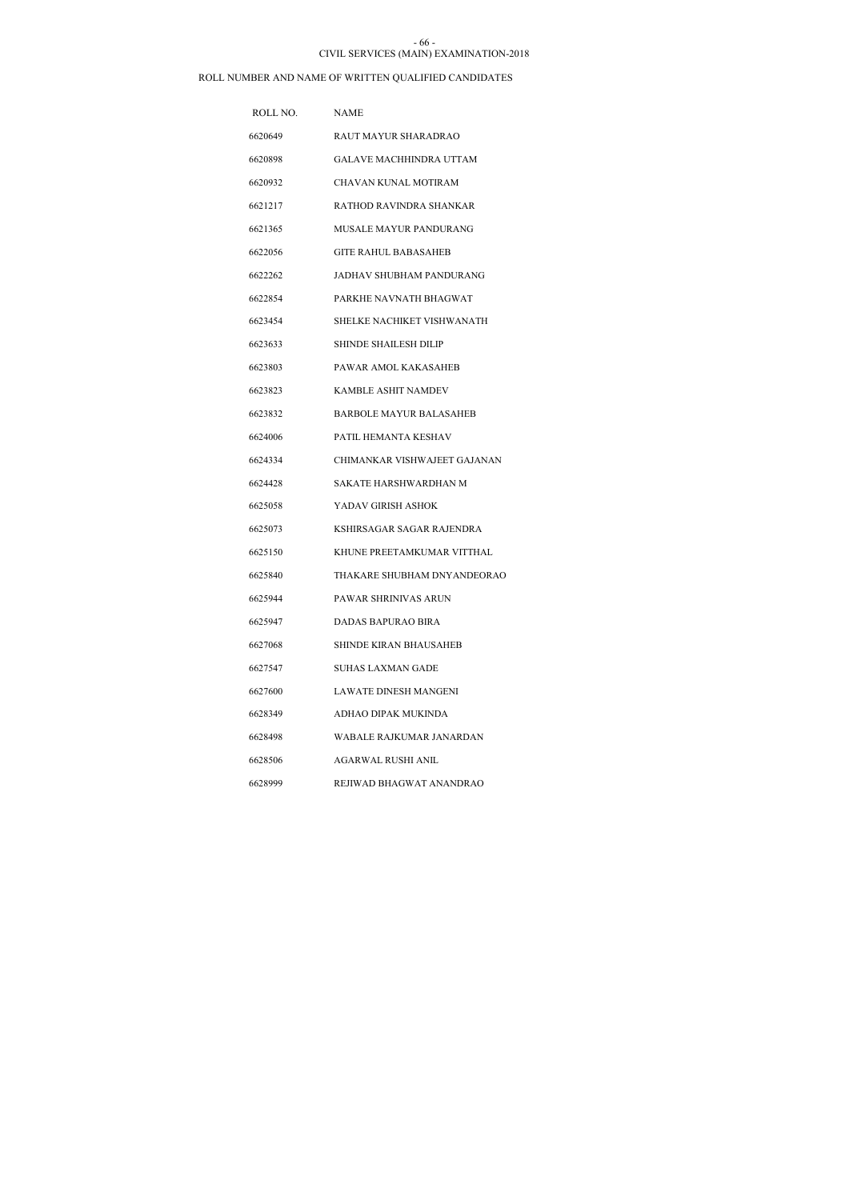CIVIL SERVICES (MAIN) EXAMINATION-2018

ROLL NUMBER AND NAME OF WRITTEN QUALIFIED CANDIDATES

| ROLL NO. | NAME |
| --- | --- |
| 6620649 | RAUT MAYUR SHARADRAO |
| 6620898 | GALAVE MACHHINDRA UTTAM |
| 6620932 | CHAVAN KUNAL MOTIRAM |
| 6621217 | RATHOD RAVINDRA SHANKAR |
| 6621365 | MUSALE MAYUR PANDURANG |
| 6622056 | GITE RAHUL BABASAHEB |
| 6622262 | JADHAV SHUBHAM PANDURANG |
| 6622854 | PARKHE NAVNATH BHAGWAT |
| 6623454 | SHELKE NACHIKET VISHWANATH |
| 6623633 | SHINDE SHAILESH DILIP |
| 6623803 | PAWAR AMOL KAKASAHEB |
| 6623823 | KAMBLE ASHIT NAMDEV |
| 6623832 | BARBOLE MAYUR BALASAHEB |
| 6624006 | PATIL HEMANTA KESHAV |
| 6624334 | CHIMANKAR VISHWAJEET GAJANAN |
| 6624428 | SAKATE HARSHWARDHAN M |
| 6625058 | YADAV GIRISH ASHOK |
| 6625073 | KSHIRSAGAR SAGAR RAJENDRA |
| 6625150 | KHUNE PREETAMKUMAR VITTHAL |
| 6625840 | THAKARE SHUBHAM DNYANDEORAO |
| 6625944 | PAWAR SHRINIVAS ARUN |
| 6625947 | DADAS BAPURAO BIRA |
| 6627068 | SHINDE KIRAN BHAUSAHEB |
| 6627547 | SUHAS LAXMAN GADE |
| 6627600 | LAWATE DINESH MANGENI |
| 6628349 | ADHAO DIPAK MUKINDA |
| 6628498 | WABALE RAJKUMAR JANARDAN |
| 6628506 | AGARWAL RUSHI ANIL |
| 6628999 | REJIWAD BHAGWAT ANANDRAO |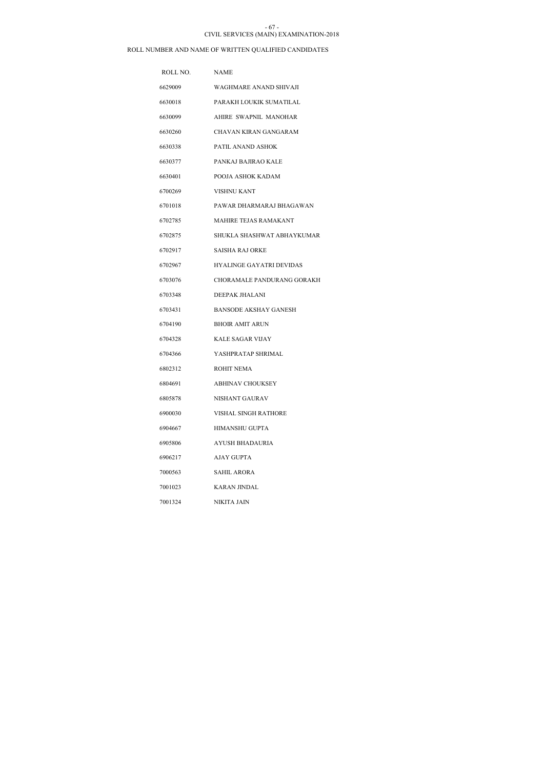CIVIL SERVICES (MAIN) EXAMINATION-2018

ROLL NUMBER AND NAME OF WRITTEN QUALIFIED CANDIDATES

| ROLL NO. | NAME |
|---|---|
| 6629009 | WAGHMARE ANAND SHIVAJI |
| 6630018 | PARAKH LOUKIK SUMATILAL |
| 6630099 | AHIRE SWAPNIL MANOHAR |
| 6630260 | CHAVAN KIRAN GANGARAM |
| 6630338 | PATIL ANAND ASHOK |
| 6630377 | PANKAJ BAJIRAO KALE |
| 6630401 | POOJA ASHOK KADAM |
| 6700269 | VISHNU KANT |
| 6701018 | PAWAR DHARMARAJ BHAGAWAN |
| 6702785 | MAHIRE TEJAS RAMAKANT |
| 6702875 | SHUKLA SHASHWAT ABHAYKUMAR |
| 6702917 | SAISHA RAJ ORKE |
| 6702967 | HYALINGE GAYATRI DEVIDAS |
| 6703076 | CHORAMALE PANDURANG GORAKH |
| 6703348 | DEEPAK JHALANI |
| 6703431 | BANSODE AKSHAY GANESH |
| 6704190 | BHOIR AMIT ARUN |
| 6704328 | KALE SAGAR VIJAY |
| 6704366 | YASHPRATAP SHRIMAL |
| 6802312 | ROHIT NEMA |
| 6804691 | ABHINAV CHOUKSEY |
| 6805878 | NISHANT GAURAV |
| 6900030 | VISHAL SINGH RATHORE |
| 6904667 | HIMANSHU GUPTA |
| 6905806 | AYUSH BHADAURIA |
| 6906217 | AJAY GUPTA |
| 7000563 | SAHIL ARORA |
| 7001023 | KARAN JINDAL |
| 7001324 | NIKITA JAIN |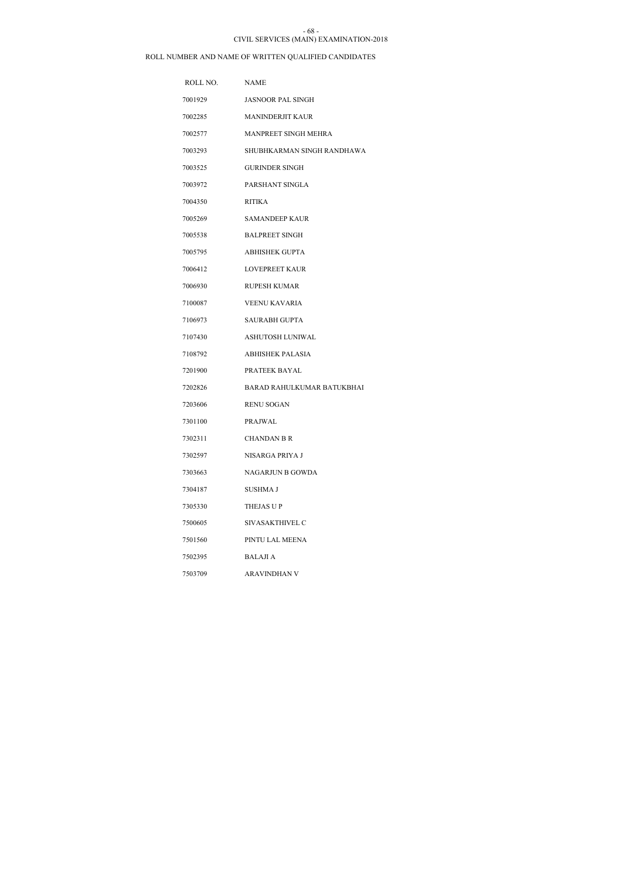CIVIL SERVICES (MAIN) EXAMINATION-2018

ROLL NUMBER AND NAME OF WRITTEN QUALIFIED CANDIDATES

| ROLL NO. | NAME |
|---|---|
| 7001929 | JASNOOR PAL SINGH |
| 7002285 | MANINDERJIT KAUR |
| 7002577 | MANPREET SINGH MEHRA |
| 7003293 | SHUBHKARMAN SINGH RANDHAWA |
| 7003525 | GURINDER SINGH |
| 7003972 | PARSHANT SINGLA |
| 7004350 | RITIKA |
| 7005269 | SAMANDEEP KAUR |
| 7005538 | BALPREET SINGH |
| 7005795 | ABHISHEK GUPTA |
| 7006412 | LOVEPREET KAUR |
| 7006930 | RUPESH KUMAR |
| 7100087 | VEENU KAVARIA |
| 7106973 | SAURABH GUPTA |
| 7107430 | ASHUTOSH LUNIWAL |
| 7108792 | ABHISHEK PALASIA |
| 7201900 | PRATEEK BAYAL |
| 7202826 | BARAD RAHULKUMAR BATUKBHAI |
| 7203606 | RENU SOGAN |
| 7301100 | PRAJWAL |
| 7302311 | CHANDAN B R |
| 7302597 | NISARGA PRIYA J |
| 7303663 | NAGARJUN B GOWDA |
| 7304187 | SUSHMA J |
| 7305330 | THEJAS U P |
| 7500605 | SIVASAKTHIVEL C |
| 7501560 | PINTU LAL MEENA |
| 7502395 | BALAJI A |
| 7503709 | ARAVINDHAN V |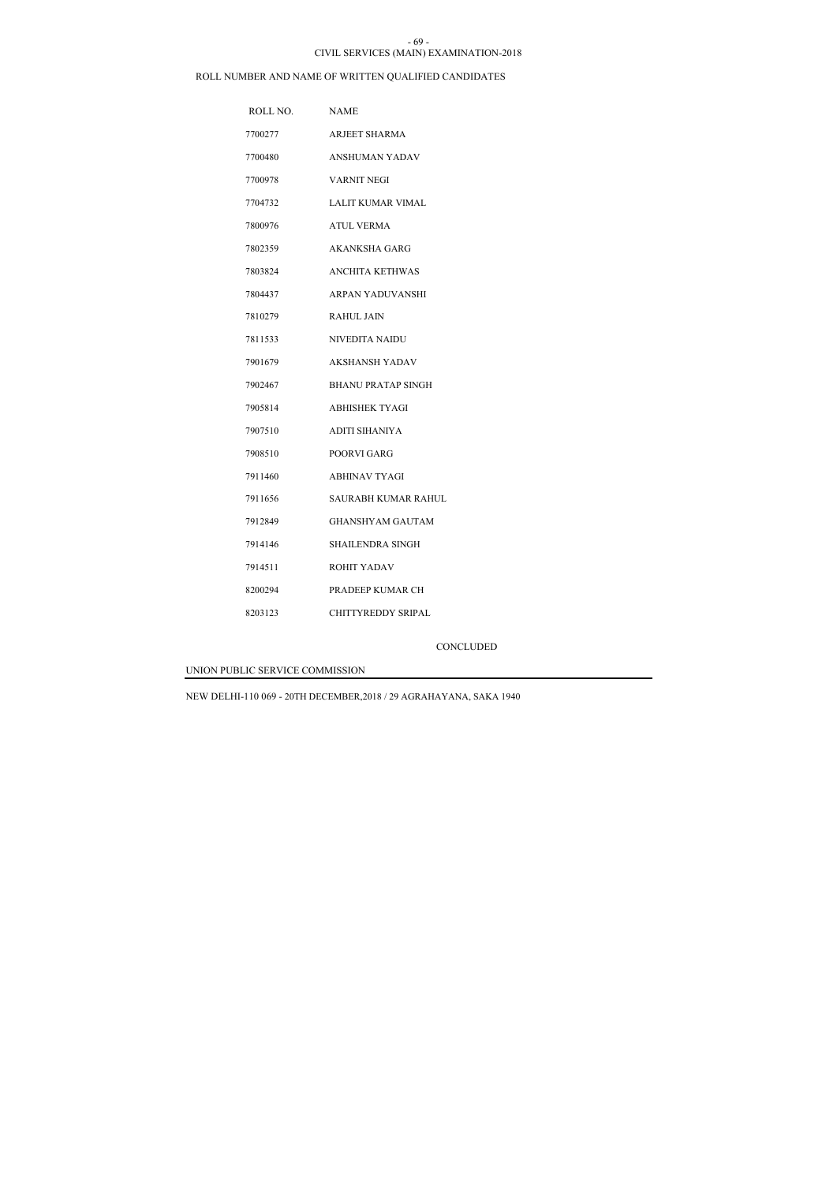CIVIL SERVICES (MAIN) EXAMINATION-2018

ROLL NUMBER AND NAME OF WRITTEN QUALIFIED CANDIDATES

| ROLL NO. | NAME |
|---|---|
| 7700277 | ARJEET SHARMA |
| 7700480 | ANSHUMAN YADAV |
| 7700978 | VARNIT NEGI |
| 7704732 | LALIT KUMAR VIMAL |
| 7800976 | ATUL VERMA |
| 7802359 | AKANKSHA GARG |
| 7803824 | ANCHITA KETHWAS |
| 7804437 | ARPAN YADUVANSHI |
| 7810279 | RAHUL JAIN |
| 7811533 | NIVEDITA NAIDU |
| 7901679 | AKSHANSH YADAV |
| 7902467 | BHANU PRATAP SINGH |
| 7905814 | ABHISHEK TYAGI |
| 7907510 | ADITI SIHANIYA |
| 7908510 | POORVI GARG |
| 7911460 | ABHINAV TYAGI |
| 7911656 | SAURABH KUMAR RAHUL |
| 7912849 | GHANSHYAM GAUTAM |
| 7914146 | SHAILENDRA SINGH |
| 7914511 | ROHIT YADAV |
| 8200294 | PRADEEP KUMAR CH |
| 8203123 | CHITTYREDDY SRIPAL |

CONCLUDED

UNION PUBLIC SERVICE COMMISSION

NEW DELHI-110 069 - 20TH DECEMBER,2018 / 29 AGRAHAYANA, SAKA 1940